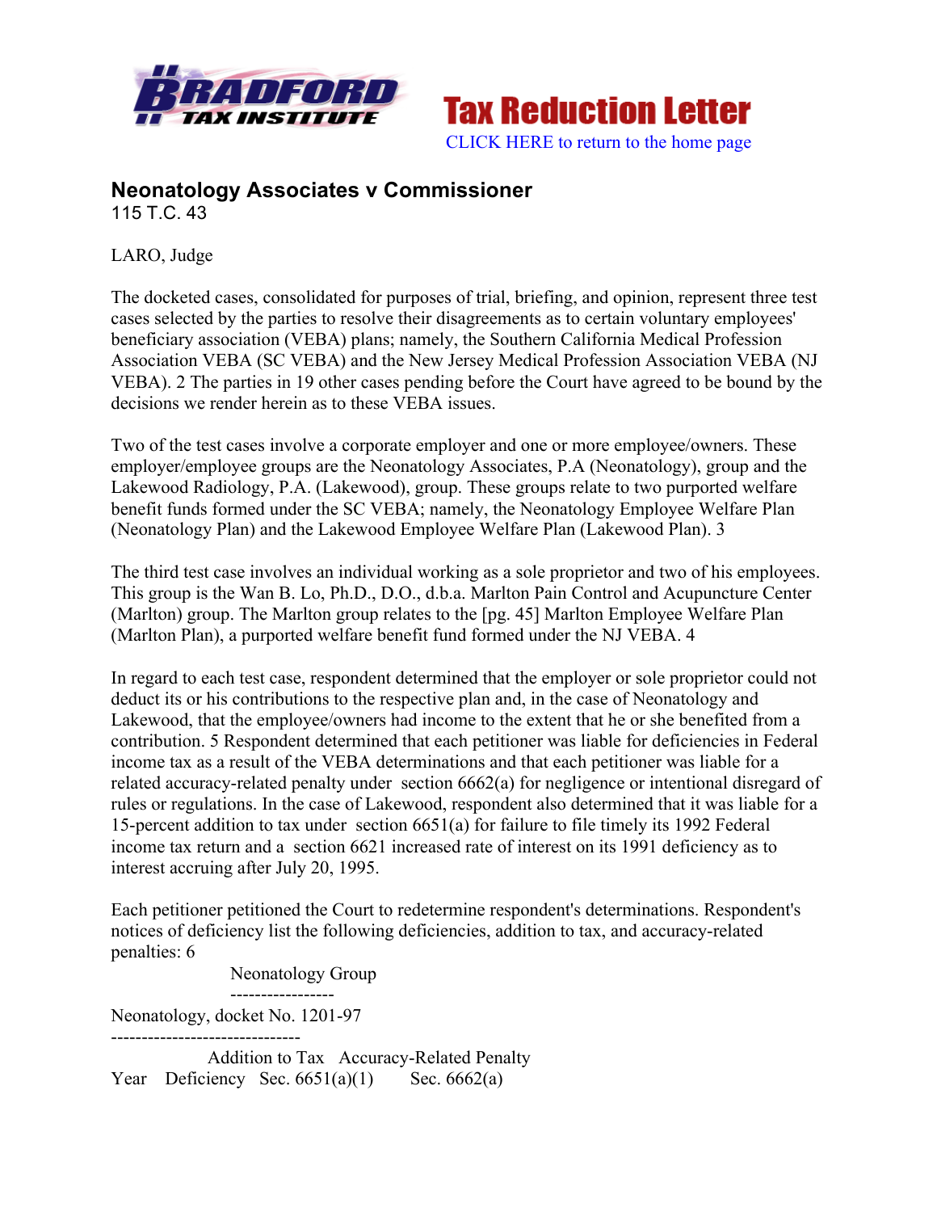Tax Reduction Letter

CLICK HERE to return to the home page

## Neonatology Associates v Commissioner

115 T.C. 43

LARO, Judge

The docketed cases, consolidated for purposes of trial, briefing, and opinion, represent three test cases selected by the parties to resolve their disagreements as to certain voluntary employees' beneficiary association (VEBA) plans; namely, the Southern California Medical Profession Association VEBA (SC VEBA) and the New Jersey Medical Profession Association VEBA (NJ VEBA). 2 The parties in 19 other cases pending before the Court have agreed to be bound by the decisions we render herein as to these VEBA issues.

Two of the test cases involve a corporate employer and one or more employee/owners. These employer/employee groups are the Neonatology Associates, P.A (Neonatology), group and the Lakewood Radiology, P.A. (Lakewood), group. These groups relate to two purported welfare benefit funds formed under the SC VEBA; namely, the Neonatology Employee Welfare Plan (Neonatology Plan) and the Lakewood Employee Welfare Plan (Lakewood Plan). 3

The third test case involves an individual working as a sole proprietor and two of his employees. This group is the Wan B. Lo, Ph.D., D.O., d.b.a. Marlton Pain Control and Acupuncture Center (Marlton) group. The Marlton group relates to the [pg. 45] Marlton Employee Welfare Plan (Marlton Plan), a purported welfare benefit fund formed under the NJ VEBA. 4

In regard to each test case, respondent determined that the employer or sole proprietor could not deduct its or his contributions to the respective plan and, in the case of Neonatology and Lakewood, that the employee/owners had income to the extent that he or she benefited from a contribution. 5 Respondent determined that each petitioner was liable for deficiencies in Federal income tax as a result of the VEBA determinations and that each petitioner was liable for a related accuracy-related penalty under section 6662(a) for negligence or intentional disregard of rules or regulations. In the case of Lakewood, respondent also determined that it was liable for a 15-percent addition to tax under section 6651(a) for failure to file timely its 1992 Federal income tax return and a section 6621 increased rate of interest on its 1991 deficiency as to interest accruing after July 20, 1995.

Each petitioner petitioned the Court to redetermine respondent's determinations. Respondent's notices of deficiency list the following deficiencies, addition to tax, and accuracy-related penalties: 6

Neonatology Group

Neonatology, docket No. 1201-97

| Year | Deficiency | Addition to Tax Sec. 6651(a)(1) | Accuracy-Related Penalty Sec. 6662(a) |
|---|---|---|---|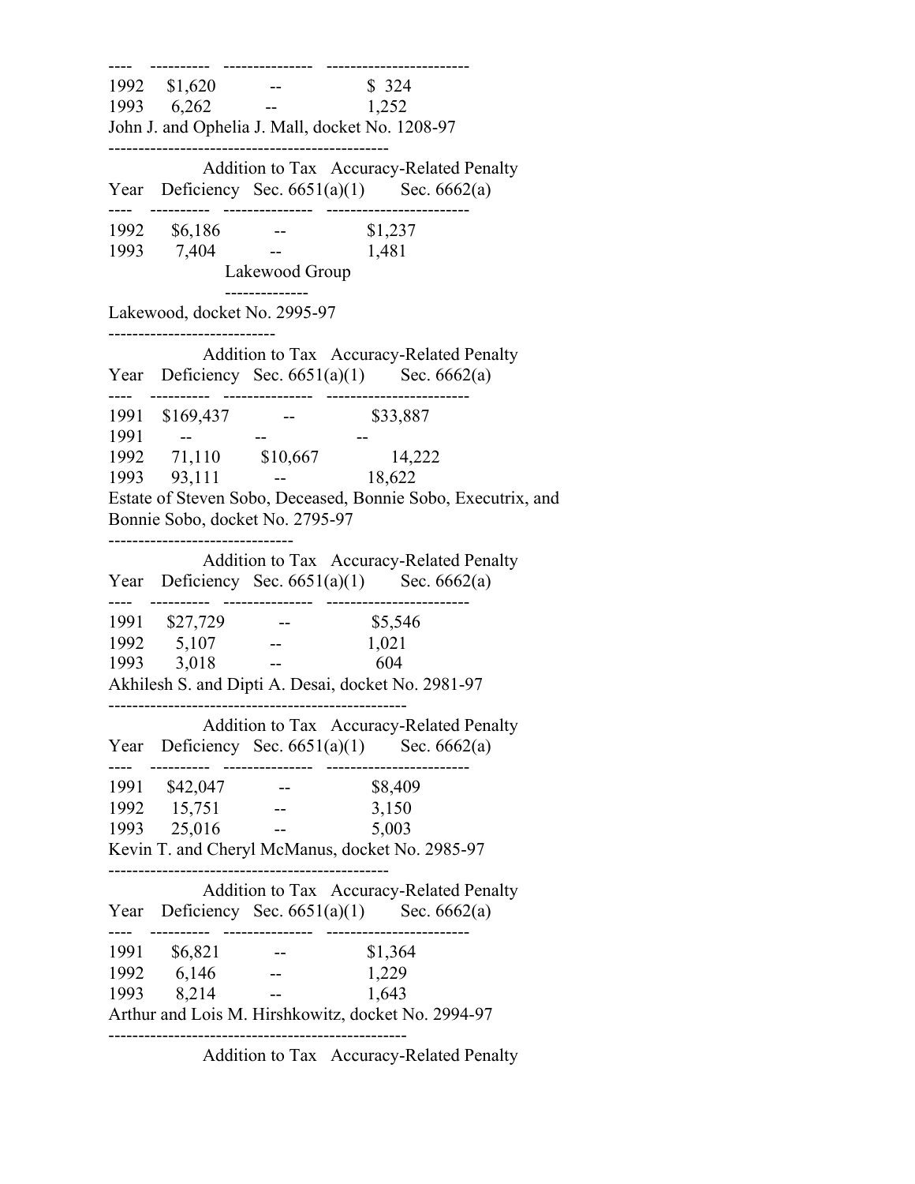| Year | Deficiency | Addition to Tax Sec. 6651(a)(1) | Accuracy-Related Penalty Sec. 6662(a) |
|---|---|---|---|
| 1992 | $1,620 | -- | $ 324 |
| 1993 | 6,262 | -- | 1,252 |

John J. and Ophelia J. Mall, docket No. 1208-97

| Year | Deficiency | Addition to Tax Sec. 6651(a)(1) | Accuracy-Related Penalty Sec. 6662(a) |
|---|---|---|---|
| 1992 | $6,186 | -- | $1,237 |
| 1993 | 7,404 | -- | 1,481 |

Lakewood Group

Lakewood, docket No. 2995-97

| Year | Deficiency | Addition to Tax Sec. 6651(a)(1) | Accuracy-Related Penalty Sec. 6662(a) |
|---|---|---|---|
| 1991 | $169,437 | -- | $33,887 |
| 1991 | -- | -- | -- |
| 1992 | 71,110 | $10,667 | 14,222 |
| 1993 | 93,111 | -- | 18,622 |

Estate of Steven Sobo, Deceased, Bonnie Sobo, Executrix, and Bonnie Sobo, docket No. 2795-97

| Year | Deficiency | Addition to Tax Sec. 6651(a)(1) | Accuracy-Related Penalty Sec. 6662(a) |
|---|---|---|---|
| 1991 | $27,729 | -- | $5,546 |
| 1992 | 5,107 | -- | 1,021 |
| 1993 | 3,018 | -- | 604 |

Akhilesh S. and Dipti A. Desai, docket No. 2981-97

| Year | Deficiency | Addition to Tax Sec. 6651(a)(1) | Accuracy-Related Penalty Sec. 6662(a) |
|---|---|---|---|
| 1991 | $42,047 | -- | $8,409 |
| 1992 | 15,751 | -- | 3,150 |
| 1993 | 25,016 | -- | 5,003 |

Kevin T. and Cheryl McManus, docket No. 2985-97

| Year | Deficiency | Addition to Tax Sec. 6651(a)(1) | Accuracy-Related Penalty Sec. 6662(a) |
|---|---|---|---|
| 1991 | $6,821 | -- | $1,364 |
| 1992 | 6,146 | -- | 1,229 |
| 1993 | 8,214 | -- | 1,643 |

Arthur and Lois M. Hirshkowitz, docket No. 2994-97

Addition to Tax Accuracy-Related Penalty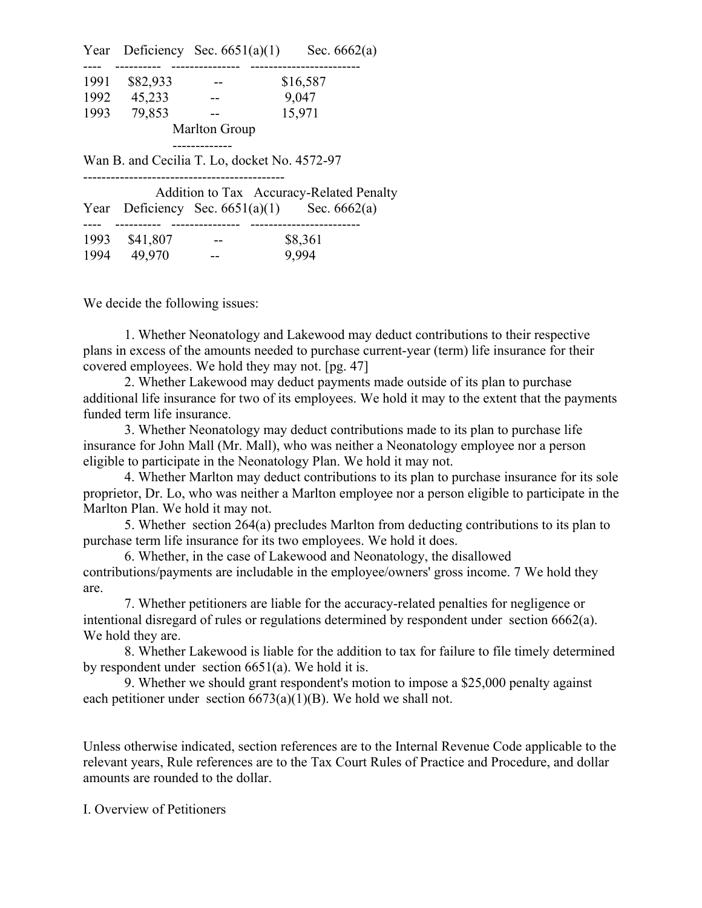| Year | Deficiency | Sec. 6651(a)(1) | Sec. 6662(a) |
|---|---|---|---|
| 1991 | $82,933 | -- | $16,587 |
| 1992 | 45,233 | -- | 9,047 |
| 1993 | 79,853 | -- | 15,971 |

Marlton Group

Wan B. and Cecilia T. Lo, docket No. 4572-97

| Year | Deficiency | Addition to Tax Sec. 6651(a)(1) | Accuracy-Related Penalty Sec. 6662(a) |
|---|---|---|---|
| 1993 | $41,807 | -- | $8,361 |
| 1994 | 49,970 | -- | 9,994 |

We decide the following issues:

1. Whether Neonatology and Lakewood may deduct contributions to their respective plans in excess of the amounts needed to purchase current-year (term) life insurance for their covered employees. We hold they may not. [pg. 47]

2. Whether Lakewood may deduct payments made outside of its plan to purchase additional life insurance for two of its employees. We hold it may to the extent that the payments funded term life insurance.

3. Whether Neonatology may deduct contributions made to its plan to purchase life insurance for John Mall (Mr. Mall), who was neither a Neonatology employee nor a person eligible to participate in the Neonatology Plan. We hold it may not.

4. Whether Marlton may deduct contributions to its plan to purchase insurance for its sole proprietor, Dr. Lo, who was neither a Marlton employee nor a person eligible to participate in the Marlton Plan. We hold it may not.

5. Whether section 264(a) precludes Marlton from deducting contributions to its plan to purchase term life insurance for its two employees. We hold it does.

6. Whether, in the case of Lakewood and Neonatology, the disallowed contributions/payments are includable in the employee/owners' gross income. 7 We hold they are.

7. Whether petitioners are liable for the accuracy-related penalties for negligence or intentional disregard of rules or regulations determined by respondent under section 6662(a). We hold they are.

8. Whether Lakewood is liable for the addition to tax for failure to file timely determined by respondent under section 6651(a). We hold it is.

9. Whether we should grant respondent's motion to impose a $25,000 penalty against each petitioner under section 6673(a)(1)(B). We hold we shall not.

Unless otherwise indicated, section references are to the Internal Revenue Code applicable to the relevant years, Rule references are to the Tax Court Rules of Practice and Procedure, and dollar amounts are rounded to the dollar.

I. Overview of Petitioners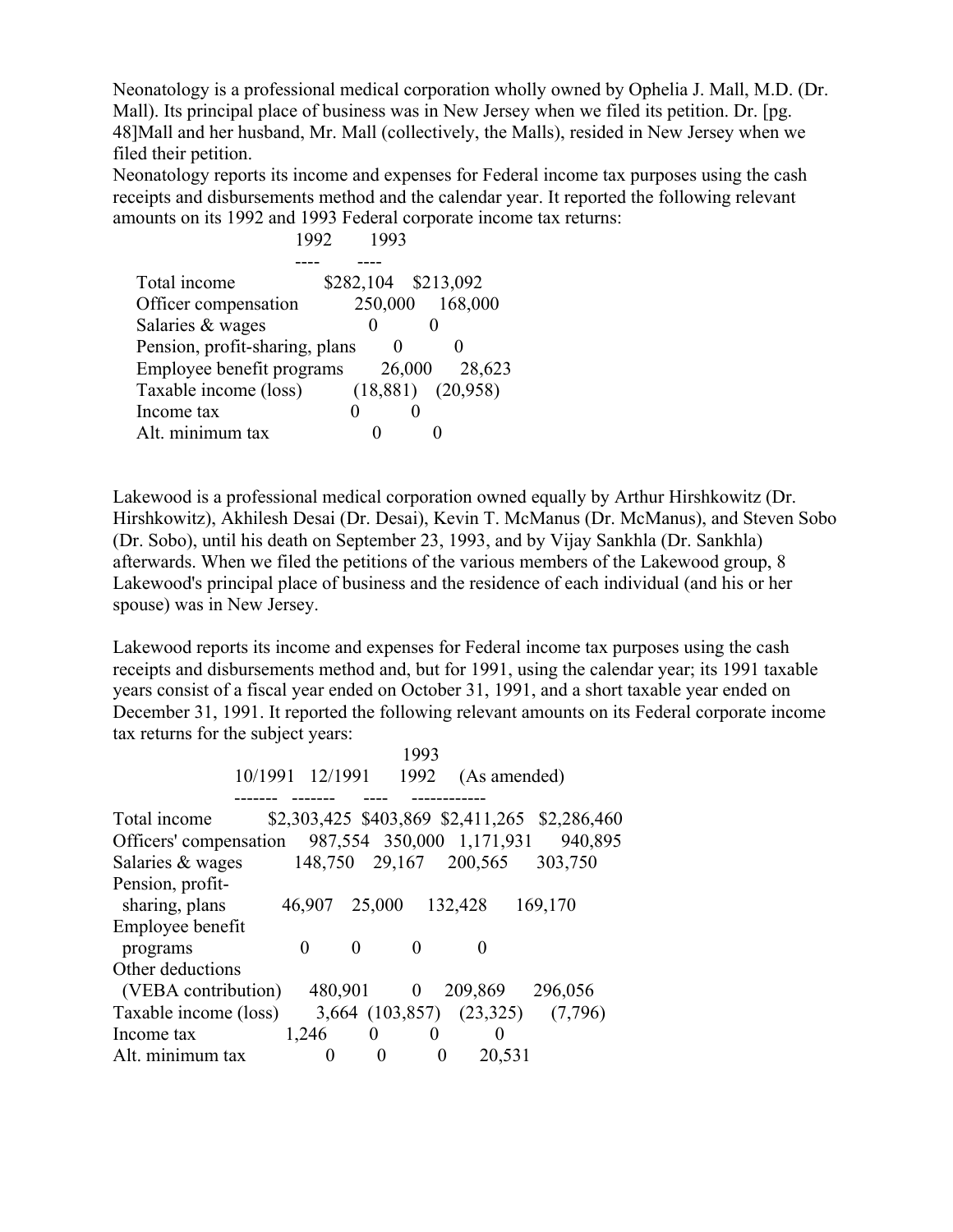Neonatology is a professional medical corporation wholly owned by Ophelia J. Mall, M.D. (Dr. Mall). Its principal place of business was in New Jersey when we filed its petition. Dr. [pg. 48]Mall and her husband, Mr. Mall (collectively, the Malls), resided in New Jersey when we filed their petition.

Neonatology reports its income and expenses for Federal income tax purposes using the cash receipts and disbursements method and the calendar year. It reported the following relevant amounts on its 1992 and 1993 Federal corporate income tax returns:

| | 1992 | 1993 |
|---|---|---|
| Total income | $282,104 | $213,092 |
| Officer compensation | 250,000 | 168,000 |
| Salaries & wages | 0 | 0 |
| Pension, profit-sharing, plans | 0 | 0 |
| Employee benefit programs | 26,000 | 28,623 |
| Taxable income (loss) | (18,881) | (20,958) |
| Income tax | 0 | 0 |
| Alt. minimum tax | 0 | 0 |

Lakewood is a professional medical corporation owned equally by Arthur Hirshkowitz (Dr. Hirshkowitz), Akhilesh Desai (Dr. Desai), Kevin T. McManus (Dr. McManus), and Steven Sobo (Dr. Sobo), until his death on September 23, 1993, and by Vijay Sankhla (Dr. Sankhla) afterwards. When we filed the petitions of the various members of the Lakewood group, 8 Lakewood's principal place of business and the residence of each individual (and his or her spouse) was in New Jersey.

Lakewood reports its income and expenses for Federal income tax purposes using the cash receipts and disbursements method and, but for 1991, using the calendar year; its 1991 taxable years consist of a fiscal year ended on October 31, 1991, and a short taxable year ended on December 31, 1991. It reported the following relevant amounts on its Federal corporate income tax returns for the subject years:

| | 10/1991 | 12/1991 | 1992 | 1993 (As amended) |
|---|---|---|---|---|
| Total income | $2,303,425 | $403,869 | $2,411,265 | $2,286,460 |
| Officers' compensation | 987,554 | 350,000 | 1,171,931 | 940,895 |
| Salaries & wages | 148,750 | 29,167 | 200,565 | 303,750 |
| Pension, profit-sharing, plans | 46,907 | 25,000 | 132,428 | 169,170 |
| Employee benefit programs | 0 | 0 | 0 | 0 |
| Other deductions (VEBA contribution) | 480,901 | 0 | 209,869 | 296,056 |
| Taxable income (loss) | 3,664 | (103,857) | (23,325) | (7,796) |
| Income tax | 1,246 | 0 | 0 | 0 |
| Alt. minimum tax | 0 | 0 | 0 | 20,531 |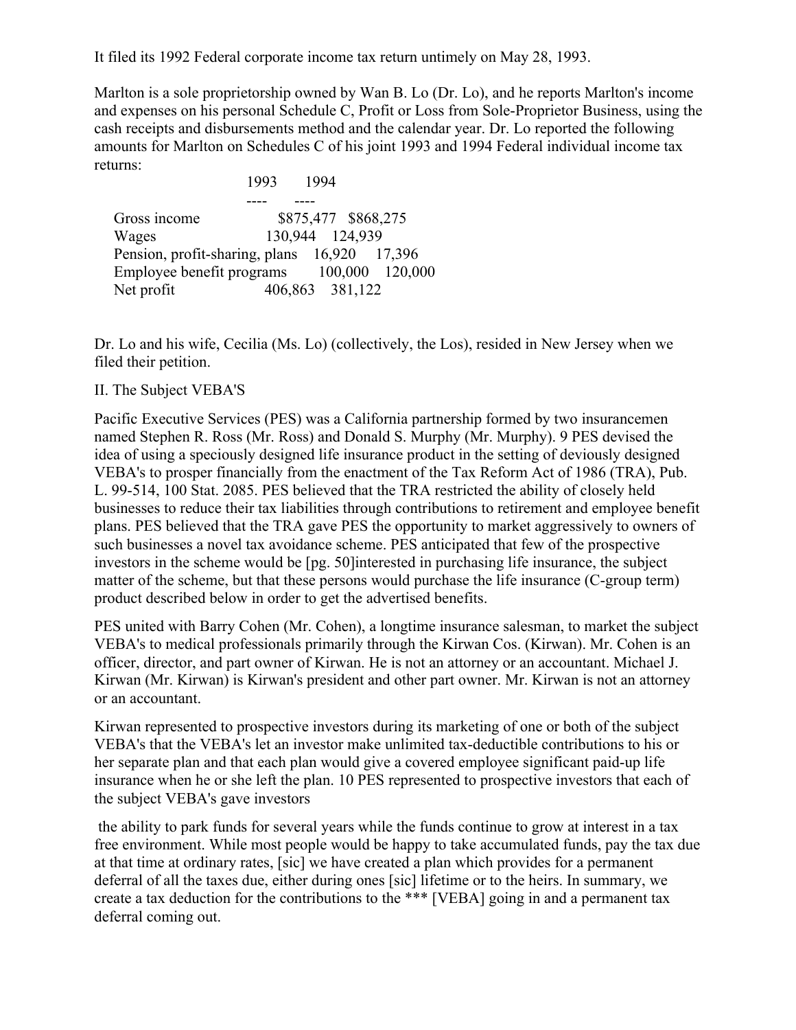It filed its 1992 Federal corporate income tax return untimely on May 28, 1993.

Marlton is a sole proprietorship owned by Wan B. Lo (Dr. Lo), and he reports Marlton's income and expenses on his personal Schedule C, Profit or Loss from Sole-Proprietor Business, using the cash receipts and disbursements method and the calendar year. Dr. Lo reported the following amounts for Marlton on Schedules C of his joint 1993 and 1994 Federal individual income tax returns:

| | 1993 | 1994 |
|---|---|---|
| Gross income | $875,477 | $868,275 |
| Wages | 130,944 | 124,939 |
| Pension, profit-sharing, plans | 16,920 | 17,396 |
| Employee benefit programs | 100,000 | 120,000 |
| Net profit | 406,863 | 381,122 |

Dr. Lo and his wife, Cecilia (Ms. Lo) (collectively, the Los), resided in New Jersey when we filed their petition.

II. The Subject VEBA'S

Pacific Executive Services (PES) was a California partnership formed by two insurancemen named Stephen R. Ross (Mr. Ross) and Donald S. Murphy (Mr. Murphy). 9 PES devised the idea of using a speciously designed life insurance product in the setting of deviously designed VEBA's to prosper financially from the enactment of the Tax Reform Act of 1986 (TRA), Pub. L. 99-514, 100 Stat. 2085. PES believed that the TRA restricted the ability of closely held businesses to reduce their tax liabilities through contributions to retirement and employee benefit plans. PES believed that the TRA gave PES the opportunity to market aggressively to owners of such businesses a novel tax avoidance scheme. PES anticipated that few of the prospective investors in the scheme would be [pg. 50]interested in purchasing life insurance, the subject matter of the scheme, but that these persons would purchase the life insurance (C-group term) product described below in order to get the advertised benefits.

PES united with Barry Cohen (Mr. Cohen), a longtime insurance salesman, to market the subject VEBA's to medical professionals primarily through the Kirwan Cos. (Kirwan). Mr. Cohen is an officer, director, and part owner of Kirwan. He is not an attorney or an accountant. Michael J. Kirwan (Mr. Kirwan) is Kirwan's president and other part owner. Mr. Kirwan is not an attorney or an accountant.

Kirwan represented to prospective investors during its marketing of one or both of the subject VEBA's that the VEBA's let an investor make unlimited tax-deductible contributions to his or her separate plan and that each plan would give a covered employee significant paid-up life insurance when he or she left the plan. 10 PES represented to prospective investors that each of the subject VEBA's gave investors

> the ability to park funds for several years while the funds continue to grow at interest in a tax free environment. While most people would be happy to take accumulated funds, pay the tax due at that time at ordinary rates, [sic] we have created a plan which provides for a permanent deferral of all the taxes due, either during ones [sic] lifetime or to the heirs. In summary, we create a tax deduction for the contributions to the *** [VEBA] going in and a permanent tax deferral coming out.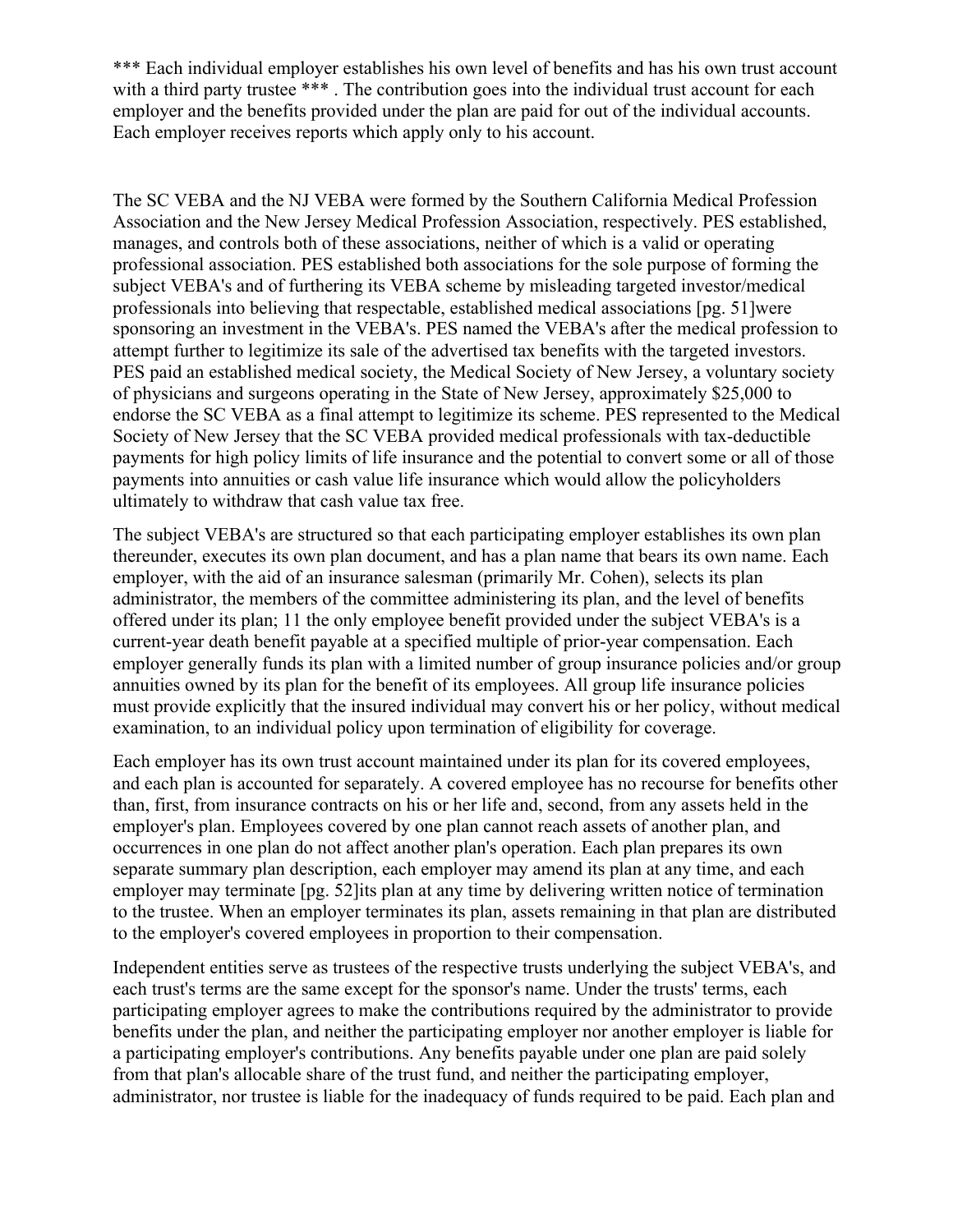*** Each individual employer establishes his own level of benefits and has his own trust account with a third party trustee *** . The contribution goes into the individual trust account for each employer and the benefits provided under the plan are paid for out of the individual accounts. Each employer receives reports which apply only to his account.

The SC VEBA and the NJ VEBA were formed by the Southern California Medical Profession Association and the New Jersey Medical Profession Association, respectively. PES established, manages, and controls both of these associations, neither of which is a valid or operating professional association. PES established both associations for the sole purpose of forming the subject VEBA's and of furthering its VEBA scheme by misleading targeted investor/medical professionals into believing that respectable, established medical associations [pg. 51]were sponsoring an investment in the VEBA's. PES named the VEBA's after the medical profession to attempt further to legitimize its sale of the advertised tax benefits with the targeted investors. PES paid an established medical society, the Medical Society of New Jersey, a voluntary society of physicians and surgeons operating in the State of New Jersey, approximately $25,000 to endorse the SC VEBA as a final attempt to legitimize its scheme. PES represented to the Medical Society of New Jersey that the SC VEBA provided medical professionals with tax-deductible payments for high policy limits of life insurance and the potential to convert some or all of those payments into annuities or cash value life insurance which would allow the policyholders ultimately to withdraw that cash value tax free.

The subject VEBA's are structured so that each participating employer establishes its own plan thereunder, executes its own plan document, and has a plan name that bears its own name. Each employer, with the aid of an insurance salesman (primarily Mr. Cohen), selects its plan administrator, the members of the committee administering its plan, and the level of benefits offered under its plan; 11 the only employee benefit provided under the subject VEBA's is a current-year death benefit payable at a specified multiple of prior-year compensation. Each employer generally funds its plan with a limited number of group insurance policies and/or group annuities owned by its plan for the benefit of its employees. All group life insurance policies must provide explicitly that the insured individual may convert his or her policy, without medical examination, to an individual policy upon termination of eligibility for coverage.

Each employer has its own trust account maintained under its plan for its covered employees, and each plan is accounted for separately. A covered employee has no recourse for benefits other than, first, from insurance contracts on his or her life and, second, from any assets held in the employer's plan. Employees covered by one plan cannot reach assets of another plan, and occurrences in one plan do not affect another plan's operation. Each plan prepares its own separate summary plan description, each employer may amend its plan at any time, and each employer may terminate [pg. 52]its plan at any time by delivering written notice of termination to the trustee. When an employer terminates its plan, assets remaining in that plan are distributed to the employer's covered employees in proportion to their compensation.

Independent entities serve as trustees of the respective trusts underlying the subject VEBA's, and each trust's terms are the same except for the sponsor's name. Under the trusts' terms, each participating employer agrees to make the contributions required by the administrator to provide benefits under the plan, and neither the participating employer nor another employer is liable for a participating employer's contributions. Any benefits payable under one plan are paid solely from that plan's allocable share of the trust fund, and neither the participating employer, administrator, nor trustee is liable for the inadequacy of funds required to be paid. Each plan and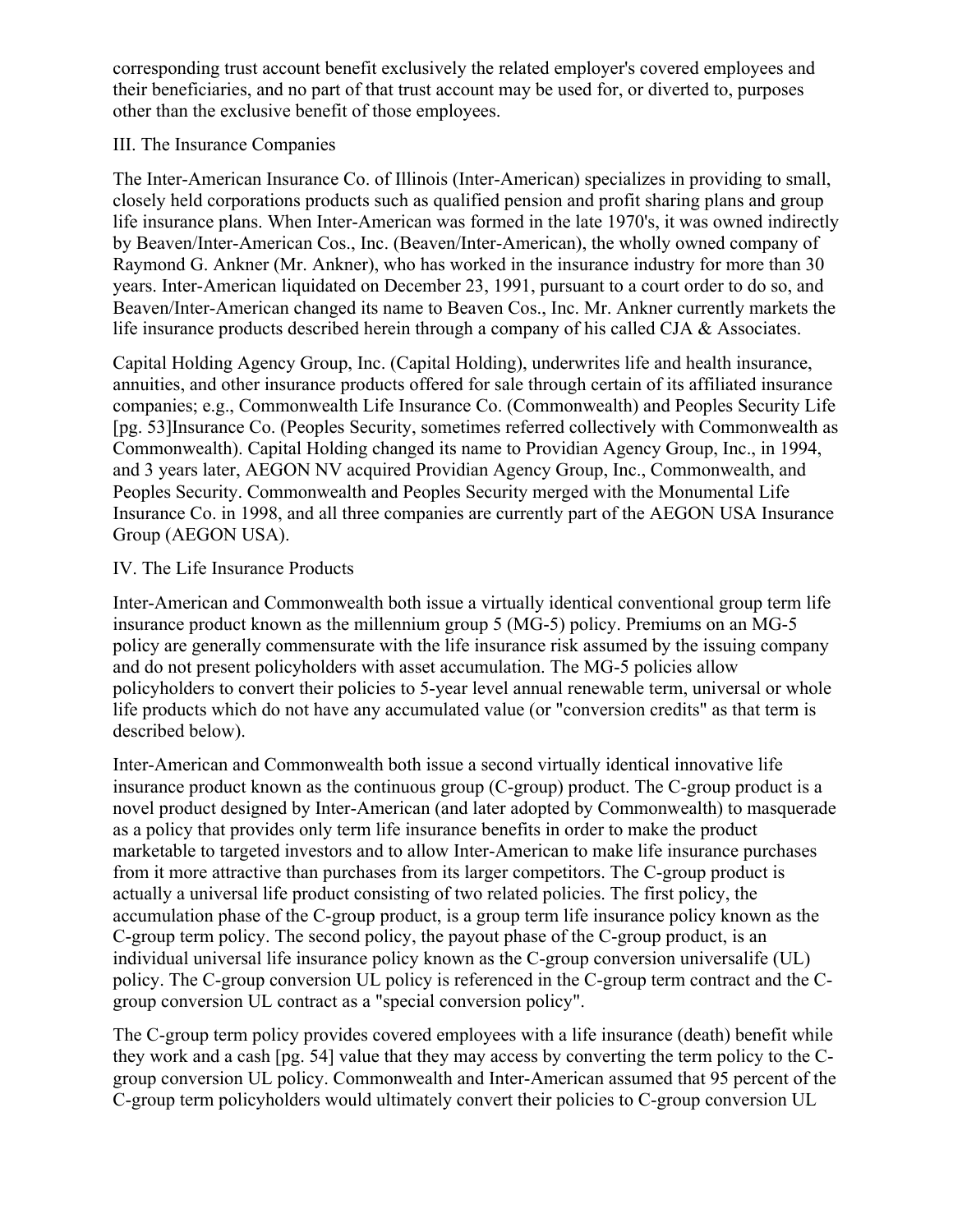corresponding trust account benefit exclusively the related employer's covered employees and their beneficiaries, and no part of that trust account may be used for, or diverted to, purposes other than the exclusive benefit of those employees.

III. The Insurance Companies

The Inter-American Insurance Co. of Illinois (Inter-American) specializes in providing to small, closely held corporations products such as qualified pension and profit sharing plans and group life insurance plans. When Inter-American was formed in the late 1970's, it was owned indirectly by Beaven/Inter-American Cos., Inc. (Beaven/Inter-American), the wholly owned company of Raymond G. Ankner (Mr. Ankner), who has worked in the insurance industry for more than 30 years. Inter-American liquidated on December 23, 1991, pursuant to a court order to do so, and Beaven/Inter-American changed its name to Beaven Cos., Inc. Mr. Ankner currently markets the life insurance products described herein through a company of his called CJA & Associates.

Capital Holding Agency Group, Inc. (Capital Holding), underwrites life and health insurance, annuities, and other insurance products offered for sale through certain of its affiliated insurance companies; e.g., Commonwealth Life Insurance Co. (Commonwealth) and Peoples Security Life [pg. 53]Insurance Co. (Peoples Security, sometimes referred collectively with Commonwealth as Commonwealth). Capital Holding changed its name to Providian Agency Group, Inc., in 1994, and 3 years later, AEGON NV acquired Providian Agency Group, Inc., Commonwealth, and Peoples Security. Commonwealth and Peoples Security merged with the Monumental Life Insurance Co. in 1998, and all three companies are currently part of the AEGON USA Insurance Group (AEGON USA).

IV. The Life Insurance Products

Inter-American and Commonwealth both issue a virtually identical conventional group term life insurance product known as the millennium group 5 (MG-5) policy. Premiums on an MG-5 policy are generally commensurate with the life insurance risk assumed by the issuing company and do not present policyholders with asset accumulation. The MG-5 policies allow policyholders to convert their policies to 5-year level annual renewable term, universal or whole life products which do not have any accumulated value (or "conversion credits" as that term is described below).

Inter-American and Commonwealth both issue a second virtually identical innovative life insurance product known as the continuous group (C-group) product. The C-group product is a novel product designed by Inter-American (and later adopted by Commonwealth) to masquerade as a policy that provides only term life insurance benefits in order to make the product marketable to targeted investors and to allow Inter-American to make life insurance purchases from it more attractive than purchases from its larger competitors. The C-group product is actually a universal life product consisting of two related policies. The first policy, the accumulation phase of the C-group product, is a group term life insurance policy known as the C-group term policy. The second policy, the payout phase of the C-group product, is an individual universal life insurance policy known as the C-group conversion universalife (UL) policy. The C-group conversion UL policy is referenced in the C-group term contract and the C-group conversion UL contract as a "special conversion policy".

The C-group term policy provides covered employees with a life insurance (death) benefit while they work and a cash [pg. 54] value that they may access by converting the term policy to the C-group conversion UL policy. Commonwealth and Inter-American assumed that 95 percent of the C-group term policyholders would ultimately convert their policies to C-group conversion UL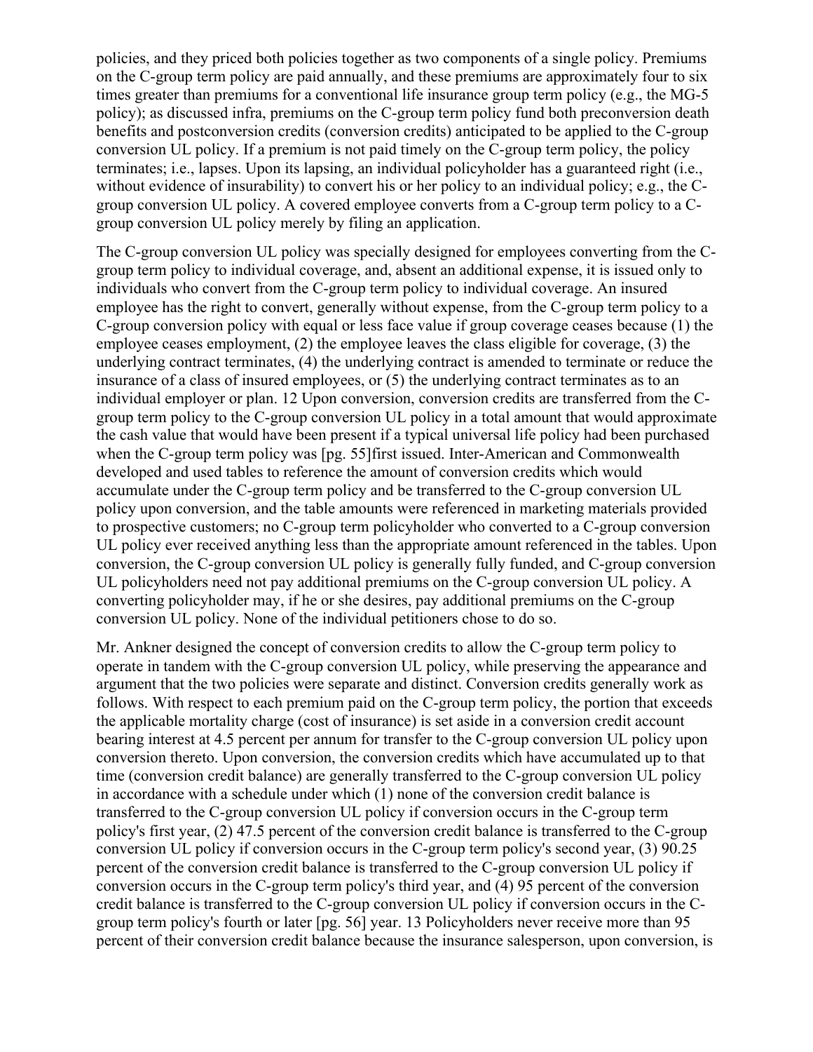policies, and they priced both policies together as two components of a single policy. Premiums on the C-group term policy are paid annually, and these premiums are approximately four to six times greater than premiums for a conventional life insurance group term policy (e.g., the MG-5 policy); as discussed infra, premiums on the C-group term policy fund both preconversion death benefits and postconversion credits (conversion credits) anticipated to be applied to the C-group conversion UL policy. If a premium is not paid timely on the C-group term policy, the policy terminates; i.e., lapses. Upon its lapsing, an individual policyholder has a guaranteed right (i.e., without evidence of insurability) to convert his or her policy to an individual policy; e.g., the C-group conversion UL policy. A covered employee converts from a C-group term policy to a C-group conversion UL policy merely by filing an application.

The C-group conversion UL policy was specially designed for employees converting from the C-group term policy to individual coverage, and, absent an additional expense, it is issued only to individuals who convert from the C-group term policy to individual coverage. An insured employee has the right to convert, generally without expense, from the C-group term policy to a C-group conversion policy with equal or less face value if group coverage ceases because (1) the employee ceases employment, (2) the employee leaves the class eligible for coverage, (3) the underlying contract terminates, (4) the underlying contract is amended to terminate or reduce the insurance of a class of insured employees, or (5) the underlying contract terminates as to an individual employer or plan. 12 Upon conversion, conversion credits are transferred from the C-group term policy to the C-group conversion UL policy in a total amount that would approximate the cash value that would have been present if a typical universal life policy had been purchased when the C-group term policy was [pg. 55]first issued. Inter-American and Commonwealth developed and used tables to reference the amount of conversion credits which would accumulate under the C-group term policy and be transferred to the C-group conversion UL policy upon conversion, and the table amounts were referenced in marketing materials provided to prospective customers; no C-group term policyholder who converted to a C-group conversion UL policy ever received anything less than the appropriate amount referenced in the tables. Upon conversion, the C-group conversion UL policy is generally fully funded, and C-group conversion UL policyholders need not pay additional premiums on the C-group conversion UL policy. A converting policyholder may, if he or she desires, pay additional premiums on the C-group conversion UL policy. None of the individual petitioners chose to do so.

Mr. Ankner designed the concept of conversion credits to allow the C-group term policy to operate in tandem with the C-group conversion UL policy, while preserving the appearance and argument that the two policies were separate and distinct. Conversion credits generally work as follows. With respect to each premium paid on the C-group term policy, the portion that exceeds the applicable mortality charge (cost of insurance) is set aside in a conversion credit account bearing interest at 4.5 percent per annum for transfer to the C-group conversion UL policy upon conversion thereto. Upon conversion, the conversion credits which have accumulated up to that time (conversion credit balance) are generally transferred to the C-group conversion UL policy in accordance with a schedule under which (1) none of the conversion credit balance is transferred to the C-group conversion UL policy if conversion occurs in the C-group term policy's first year, (2) 47.5 percent of the conversion credit balance is transferred to the C-group conversion UL policy if conversion occurs in the C-group term policy's second year, (3) 90.25 percent of the conversion credit balance is transferred to the C-group conversion UL policy if conversion occurs in the C-group term policy's third year, and (4) 95 percent of the conversion credit balance is transferred to the C-group conversion UL policy if conversion occurs in the C-group term policy's fourth or later [pg. 56] year. 13 Policyholders never receive more than 95 percent of their conversion credit balance because the insurance salesperson, upon conversion, is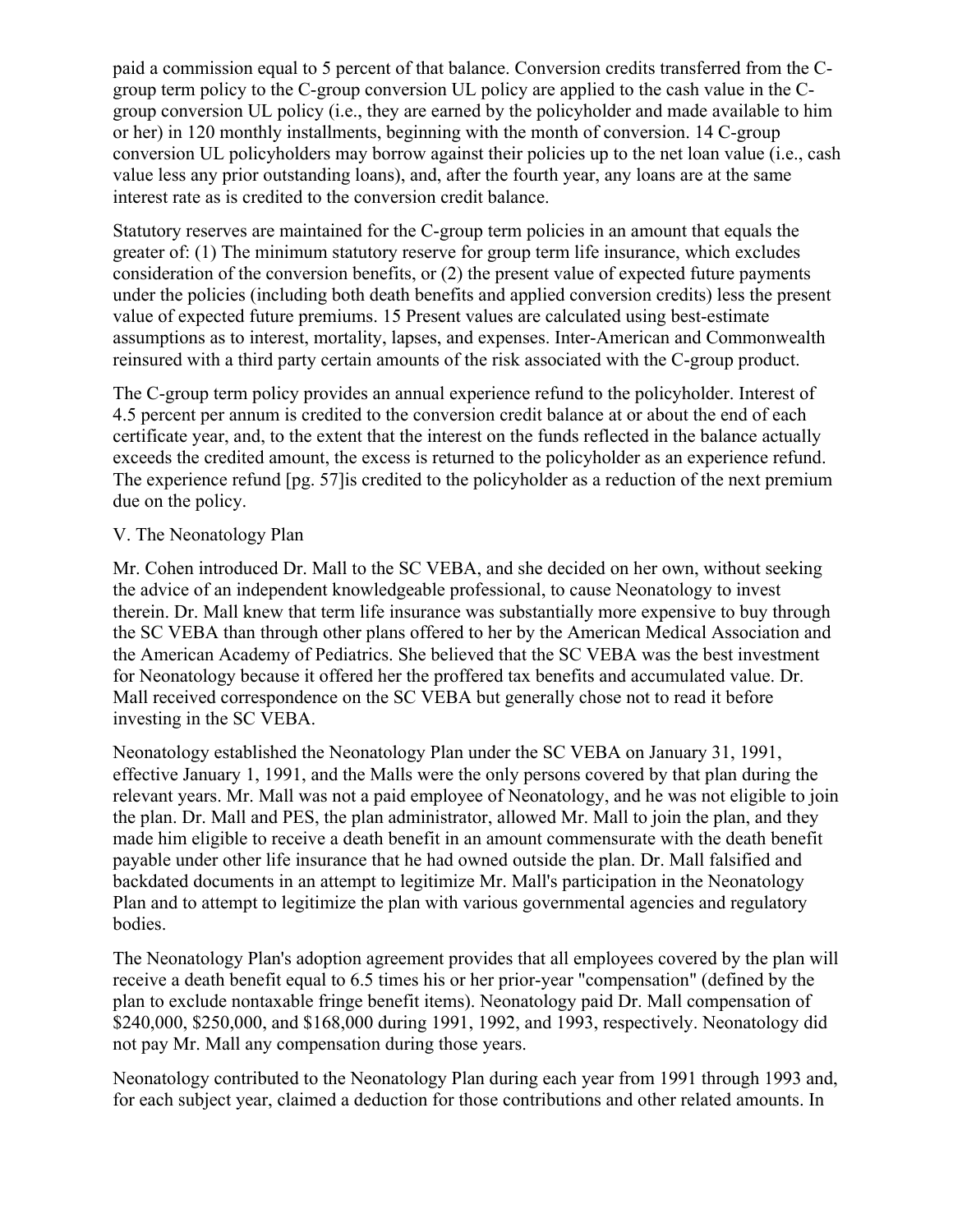paid a commission equal to 5 percent of that balance. Conversion credits transferred from the C-group term policy to the C-group conversion UL policy are applied to the cash value in the C-group conversion UL policy (i.e., they are earned by the policyholder and made available to him or her) in 120 monthly installments, beginning with the month of conversion. 14 C-group conversion UL policyholders may borrow against their policies up to the net loan value (i.e., cash value less any prior outstanding loans), and, after the fourth year, any loans are at the same interest rate as is credited to the conversion credit balance.

Statutory reserves are maintained for the C-group term policies in an amount that equals the greater of: (1) The minimum statutory reserve for group term life insurance, which excludes consideration of the conversion benefits, or (2) the present value of expected future payments under the policies (including both death benefits and applied conversion credits) less the present value of expected future premiums. 15 Present values are calculated using best-estimate assumptions as to interest, mortality, lapses, and expenses. Inter-American and Commonwealth reinsured with a third party certain amounts of the risk associated with the C-group product.

The C-group term policy provides an annual experience refund to the policyholder. Interest of 4.5 percent per annum is credited to the conversion credit balance at or about the end of each certificate year, and, to the extent that the interest on the funds reflected in the balance actually exceeds the credited amount, the excess is returned to the policyholder as an experience refund. The experience refund [pg. 57]is credited to the policyholder as a reduction of the next premium due on the policy.

V. The Neonatology Plan

Mr. Cohen introduced Dr. Mall to the SC VEBA, and she decided on her own, without seeking the advice of an independent knowledgeable professional, to cause Neonatology to invest therein. Dr. Mall knew that term life insurance was substantially more expensive to buy through the SC VEBA than through other plans offered to her by the American Medical Association and the American Academy of Pediatrics. She believed that the SC VEBA was the best investment for Neonatology because it offered her the proffered tax benefits and accumulated value. Dr. Mall received correspondence on the SC VEBA but generally chose not to read it before investing in the SC VEBA.

Neonatology established the Neonatology Plan under the SC VEBA on January 31, 1991, effective January 1, 1991, and the Malls were the only persons covered by that plan during the relevant years. Mr. Mall was not a paid employee of Neonatology, and he was not eligible to join the plan. Dr. Mall and PES, the plan administrator, allowed Mr. Mall to join the plan, and they made him eligible to receive a death benefit in an amount commensurate with the death benefit payable under other life insurance that he had owned outside the plan. Dr. Mall falsified and backdated documents in an attempt to legitimize Mr. Mall's participation in the Neonatology Plan and to attempt to legitimize the plan with various governmental agencies and regulatory bodies.

The Neonatology Plan's adoption agreement provides that all employees covered by the plan will receive a death benefit equal to 6.5 times his or her prior-year "compensation" (defined by the plan to exclude nontaxable fringe benefit items). Neonatology paid Dr. Mall compensation of $240,000, $250,000, and $168,000 during 1991, 1992, and 1993, respectively. Neonatology did not pay Mr. Mall any compensation during those years.

Neonatology contributed to the Neonatology Plan during each year from 1991 through 1993 and, for each subject year, claimed a deduction for those contributions and other related amounts. In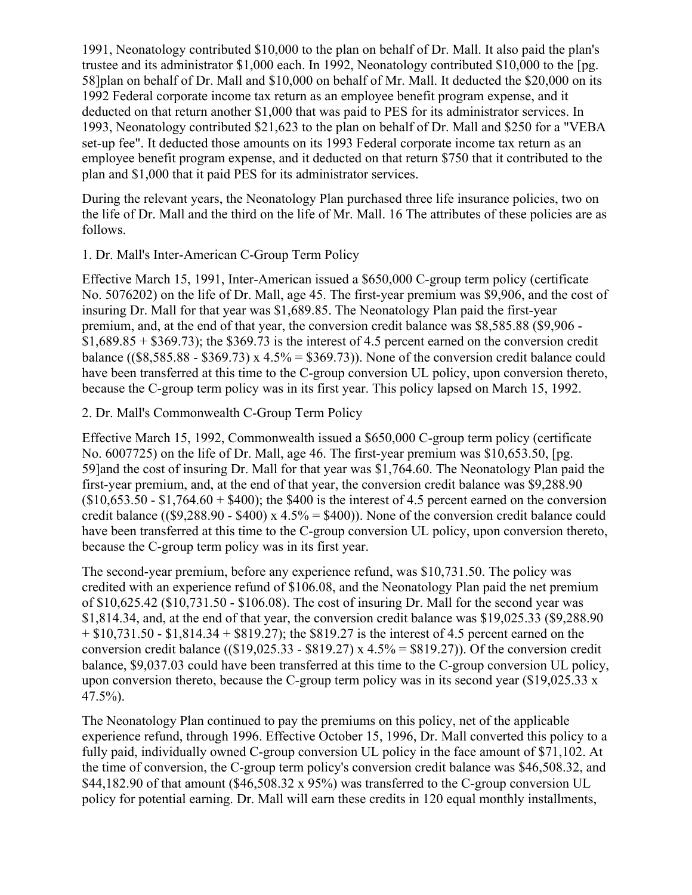1991, Neonatology contributed $10,000 to the plan on behalf of Dr. Mall. It also paid the plan's trustee and its administrator $1,000 each. In 1992, Neonatology contributed $10,000 to the [pg. 58]plan on behalf of Dr. Mall and $10,000 on behalf of Mr. Mall. It deducted the $20,000 on its 1992 Federal corporate income tax return as an employee benefit program expense, and it deducted on that return another $1,000 that was paid to PES for its administrator services. In 1993, Neonatology contributed $21,623 to the plan on behalf of Dr. Mall and $250 for a "VEBA set-up fee". It deducted those amounts on its 1993 Federal corporate income tax return as an employee benefit program expense, and it deducted on that return $750 that it contributed to the plan and $1,000 that it paid PES for its administrator services.

During the relevant years, the Neonatology Plan purchased three life insurance policies, two on the life of Dr. Mall and the third on the life of Mr. Mall. 16 The attributes of these policies are as follows.

1. Dr. Mall's Inter-American C-Group Term Policy

Effective March 15, 1991, Inter-American issued a $650,000 C-group term policy (certificate No. 5076202) on the life of Dr. Mall, age 45. The first-year premium was $9,906, and the cost of insuring Dr. Mall for that year was $1,689.85. The Neonatology Plan paid the first-year premium, and, at the end of that year, the conversion credit balance was $8,585.88 ($9,906 - $1,689.85 + $369.73); the $369.73 is the interest of 4.5 percent earned on the conversion credit balance (($8,585.88 - $369.73) x 4.5% = $369.73)). None of the conversion credit balance could have been transferred at this time to the C-group conversion UL policy, upon conversion thereto, because the C-group term policy was in its first year. This policy lapsed on March 15, 1992.

2. Dr. Mall's Commonwealth C-Group Term Policy

Effective March 15, 1992, Commonwealth issued a $650,000 C-group term policy (certificate No. 6007725) on the life of Dr. Mall, age 46. The first-year premium was $10,653.50, [pg. 59]and the cost of insuring Dr. Mall for that year was $1,764.60. The Neonatology Plan paid the first-year premium, and, at the end of that year, the conversion credit balance was $9,288.90 ($10,653.50 - $1,764.60 + $400); the $400 is the interest of 4.5 percent earned on the conversion credit balance (($9,288.90 - $400) x 4.5% = $400)). None of the conversion credit balance could have been transferred at this time to the C-group conversion UL policy, upon conversion thereto, because the C-group term policy was in its first year.

The second-year premium, before any experience refund, was $10,731.50. The policy was credited with an experience refund of $106.08, and the Neonatology Plan paid the net premium of $10,625.42 ($10,731.50 - $106.08). The cost of insuring Dr. Mall for the second year was $1,814.34, and, at the end of that year, the conversion credit balance was $19,025.33 ($9,288.90 + $10,731.50 - $1,814.34 + $819.27); the $819.27 is the interest of 4.5 percent earned on the conversion credit balance (($19,025.33 - $819.27) x 4.5% = $819.27)). Of the conversion credit balance, $9,037.03 could have been transferred at this time to the C-group conversion UL policy, upon conversion thereto, because the C-group term policy was in its second year ($19,025.33 x 47.5%).

The Neonatology Plan continued to pay the premiums on this policy, net of the applicable experience refund, through 1996. Effective October 15, 1996, Dr. Mall converted this policy to a fully paid, individually owned C-group conversion UL policy in the face amount of $71,102. At the time of conversion, the C-group term policy's conversion credit balance was $46,508.32, and $44,182.90 of that amount ($46,508.32 x 95%) was transferred to the C-group conversion UL policy for potential earning. Dr. Mall will earn these credits in 120 equal monthly installments,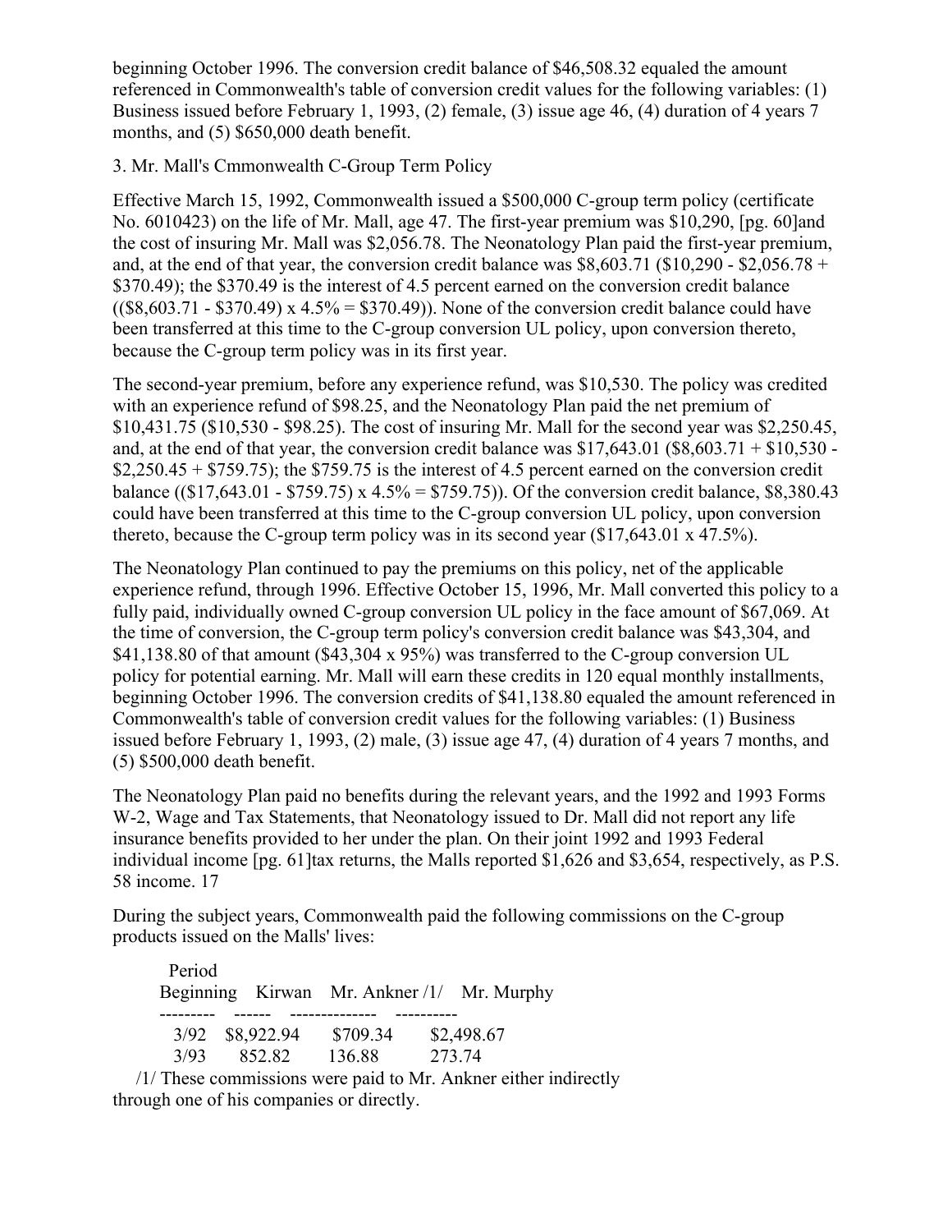beginning October 1996. The conversion credit balance of $46,508.32 equaled the amount referenced in Commonwealth's table of conversion credit values for the following variables: (1) Business issued before February 1, 1993, (2) female, (3) issue age 46, (4) duration of 4 years 7 months, and (5) $650,000 death benefit.

3. Mr. Mall's Cmmonwealth C-Group Term Policy

Effective March 15, 1992, Commonwealth issued a $500,000 C-group term policy (certificate No. 6010423) on the life of Mr. Mall, age 47. The first-year premium was $10,290, [pg. 60]and the cost of insuring Mr. Mall was $2,056.78. The Neonatology Plan paid the first-year premium, and, at the end of that year, the conversion credit balance was $8,603.71 ($10,290 - $2,056.78 + $370.49); the $370.49 is the interest of 4.5 percent earned on the conversion credit balance (($8,603.71 - $370.49) x 4.5% = $370.49)). None of the conversion credit balance could have been transferred at this time to the C-group conversion UL policy, upon conversion thereto, because the C-group term policy was in its first year.

The second-year premium, before any experience refund, was $10,530. The policy was credited with an experience refund of $98.25, and the Neonatology Plan paid the net premium of $10,431.75 ($10,530 - $98.25). The cost of insuring Mr. Mall for the second year was $2,250.45, and, at the end of that year, the conversion credit balance was $17,643.01 ($8,603.71 + $10,530 - $2,250.45 + $759.75); the $759.75 is the interest of 4.5 percent earned on the conversion credit balance (($17,643.01 - $759.75) x 4.5% = $759.75)). Of the conversion credit balance, $8,380.43 could have been transferred at this time to the C-group conversion UL policy, upon conversion thereto, because the C-group term policy was in its second year ($17,643.01 x 47.5%).

The Neonatology Plan continued to pay the premiums on this policy, net of the applicable experience refund, through 1996. Effective October 15, 1996, Mr. Mall converted this policy to a fully paid, individually owned C-group conversion UL policy in the face amount of $67,069. At the time of conversion, the C-group term policy's conversion credit balance was $43,304, and $41,138.80 of that amount ($43,304 x 95%) was transferred to the C-group conversion UL policy for potential earning. Mr. Mall will earn these credits in 120 equal monthly installments, beginning October 1996. The conversion credits of $41,138.80 equaled the amount referenced in Commonwealth's table of conversion credit values for the following variables: (1) Business issued before February 1, 1993, (2) male, (3) issue age 47, (4) duration of 4 years 7 months, and (5) $500,000 death benefit.

The Neonatology Plan paid no benefits during the relevant years, and the 1992 and 1993 Forms W-2, Wage and Tax Statements, that Neonatology issued to Dr. Mall did not report any life insurance benefits provided to her under the plan. On their joint 1992 and 1993 Federal individual income [pg. 61]tax returns, the Malls reported $1,626 and $3,654, respectively, as P.S. 58 income. 17

During the subject years, Commonwealth paid the following commissions on the C-group products issued on the Malls' lives:

| Period Beginning | Kirwan | Mr. Ankner /1/ | Mr. Murphy |
|---|---|---|---|
| 3/92 | $8,922.94 | $709.34 | $2,498.67 |
| 3/93 | 852.82 | 136.88 | 273.74 |

/1/ These commissions were paid to Mr. Ankner either indirectly through one of his companies or directly.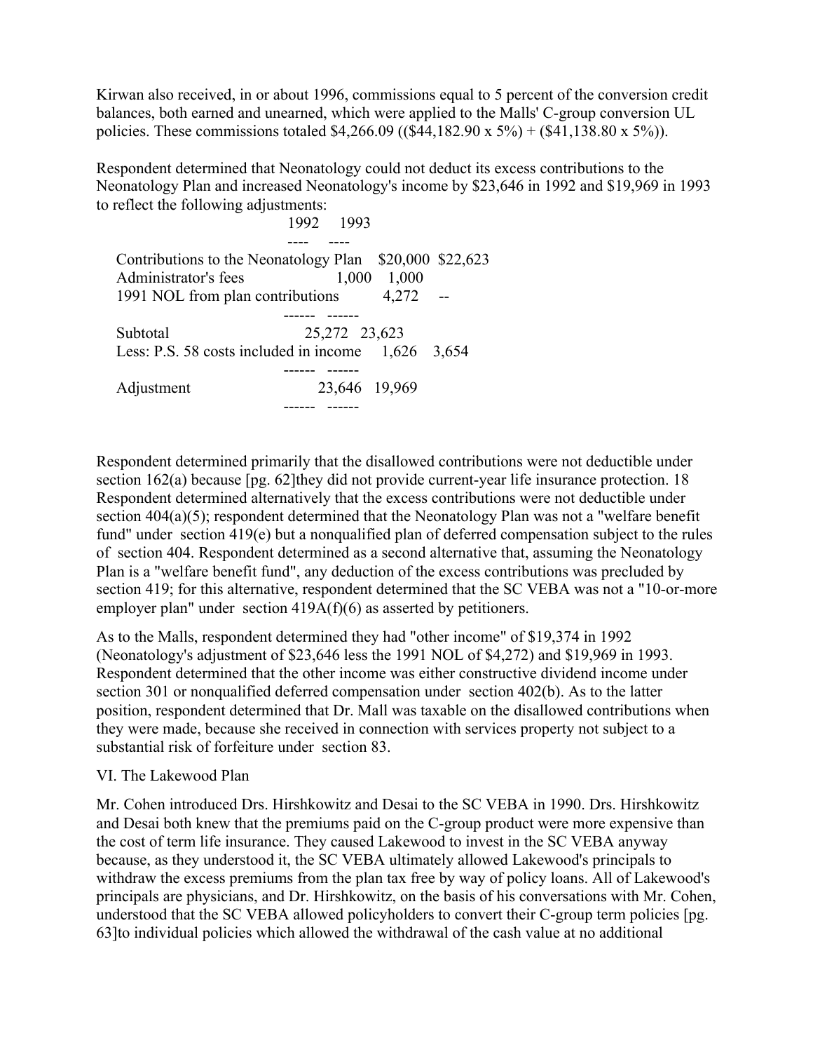Kirwan also received, in or about 1996, commissions equal to 5 percent of the conversion credit balances, both earned and unearned, which were applied to the Malls' C-group conversion UL policies. These commissions totaled $4,266.09 (($44,182.90 x 5%) + ($41,138.80 x 5%)).

Respondent determined that Neonatology could not deduct its excess contributions to the Neonatology Plan and increased Neonatology's income by $23,646 in 1992 and $19,969 in 1993 to reflect the following adjustments:

| | 1992 | 1993 |
|---|---|---|
| Contributions to the Neonatology Plan | $20,000 | $22,623 |
| Administrator's fees | 1,000 | 1,000 |
| 1991 NOL from plan contributions | 4,272 | -- |
| Subtotal | 25,272 | 23,623 |
| Less: P.S. 58 costs included in income | 1,626 | 3,654 |
| Adjustment | 23,646 | 19,969 |

Respondent determined primarily that the disallowed contributions were not deductible under section 162(a) because [pg. 62]they did not provide current-year life insurance protection. 18 Respondent determined alternatively that the excess contributions were not deductible under section 404(a)(5); respondent determined that the Neonatology Plan was not a "welfare benefit fund" under section 419(e) but a nonqualified plan of deferred compensation subject to the rules of section 404. Respondent determined as a second alternative that, assuming the Neonatology Plan is a "welfare benefit fund", any deduction of the excess contributions was precluded by section 419; for this alternative, respondent determined that the SC VEBA was not a "10-or-more employer plan" under section 419A(f)(6) as asserted by petitioners.

As to the Malls, respondent determined they had "other income" of $19,374 in 1992 (Neonatology's adjustment of $23,646 less the 1991 NOL of $4,272) and $19,969 in 1993. Respondent determined that the other income was either constructive dividend income under section 301 or nonqualified deferred compensation under section 402(b). As to the latter position, respondent determined that Dr. Mall was taxable on the disallowed contributions when they were made, because she received in connection with services property not subject to a substantial risk of forfeiture under section 83.

VI. The Lakewood Plan

Mr. Cohen introduced Drs. Hirshkowitz and Desai to the SC VEBA in 1990. Drs. Hirshkowitz and Desai both knew that the premiums paid on the C-group product were more expensive than the cost of term life insurance. They caused Lakewood to invest in the SC VEBA anyway because, as they understood it, the SC VEBA ultimately allowed Lakewood's principals to withdraw the excess premiums from the plan tax free by way of policy loans. All of Lakewood's principals are physicians, and Dr. Hirshkowitz, on the basis of his conversations with Mr. Cohen, understood that the SC VEBA allowed policyholders to convert their C-group term policies [pg. 63]to individual policies which allowed the withdrawal of the cash value at no additional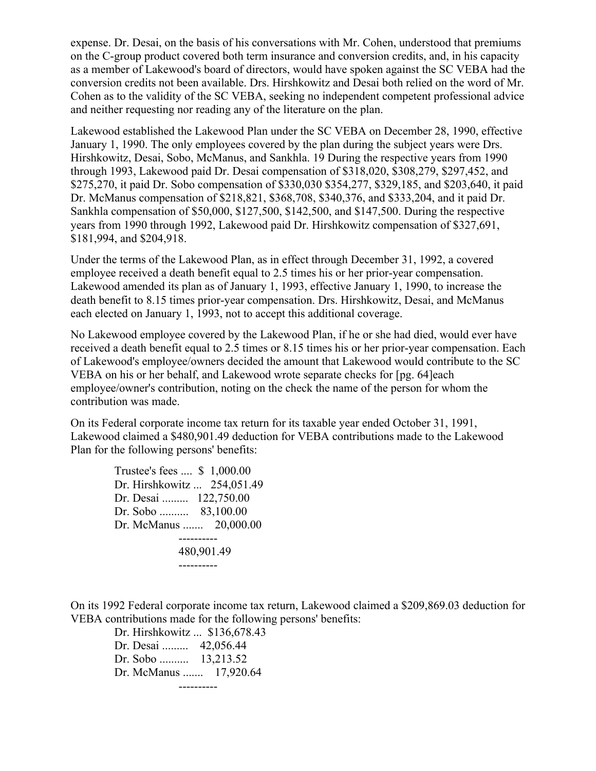expense. Dr. Desai, on the basis of his conversations with Mr. Cohen, understood that premiums on the C-group product covered both term insurance and conversion credits, and, in his capacity as a member of Lakewood's board of directors, would have spoken against the SC VEBA had the conversion credits not been available. Drs. Hirshkowitz and Desai both relied on the word of Mr. Cohen as to the validity of the SC VEBA, seeking no independent competent professional advice and neither requesting nor reading any of the literature on the plan.

Lakewood established the Lakewood Plan under the SC VEBA on December 28, 1990, effective January 1, 1990. The only employees covered by the plan during the subject years were Drs. Hirshkowitz, Desai, Sobo, McManus, and Sankhla. 19 During the respective years from 1990 through 1993, Lakewood paid Dr. Desai compensation of $318,020, $308,279, $297,452, and $275,270, it paid Dr. Sobo compensation of $330,030 $354,277, $329,185, and $203,640, it paid Dr. McManus compensation of $218,821, $368,708, $340,376, and $333,204, and it paid Dr. Sankhla compensation of $50,000, $127,500, $142,500, and $147,500. During the respective years from 1990 through 1992, Lakewood paid Dr. Hirshkowitz compensation of $327,691, $181,994, and $204,918.

Under the terms of the Lakewood Plan, as in effect through December 31, 1992, a covered employee received a death benefit equal to 2.5 times his or her prior-year compensation. Lakewood amended its plan as of January 1, 1993, effective January 1, 1990, to increase the death benefit to 8.15 times prior-year compensation. Drs. Hirshkowitz, Desai, and McManus each elected on January 1, 1993, not to accept this additional coverage.

No Lakewood employee covered by the Lakewood Plan, if he or she had died, would ever have received a death benefit equal to 2.5 times or 8.15 times his or her prior-year compensation. Each of Lakewood's employee/owners decided the amount that Lakewood would contribute to the SC VEBA on his or her behalf, and Lakewood wrote separate checks for [pg. 64]each employee/owner's contribution, noting on the check the name of the person for whom the contribution was made.

On its Federal corporate income tax return for its taxable year ended October 31, 1991, Lakewood claimed a $480,901.49 deduction for VEBA contributions made to the Lakewood Plan for the following persons' benefits:

```
Trustee's fees ....  $  1,000.00
Dr. Hirshkowitz ...   254,051.49
Dr. Desai .........   122,750.00
Dr. Sobo ..........    83,100.00
Dr. McManus .......    20,000.00
                      ----------
                      480,901.49
                      ----------
```

On its 1992 Federal corporate income tax return, Lakewood claimed a $209,869.03 deduction for VEBA contributions made for the following persons' benefits:

```
Dr. Hirshkowitz ...  $136,678.43
Dr. Desai .........    42,056.44
Dr. Sobo ..........    13,213.52
Dr. McManus .......    17,920.64
                      ----------
```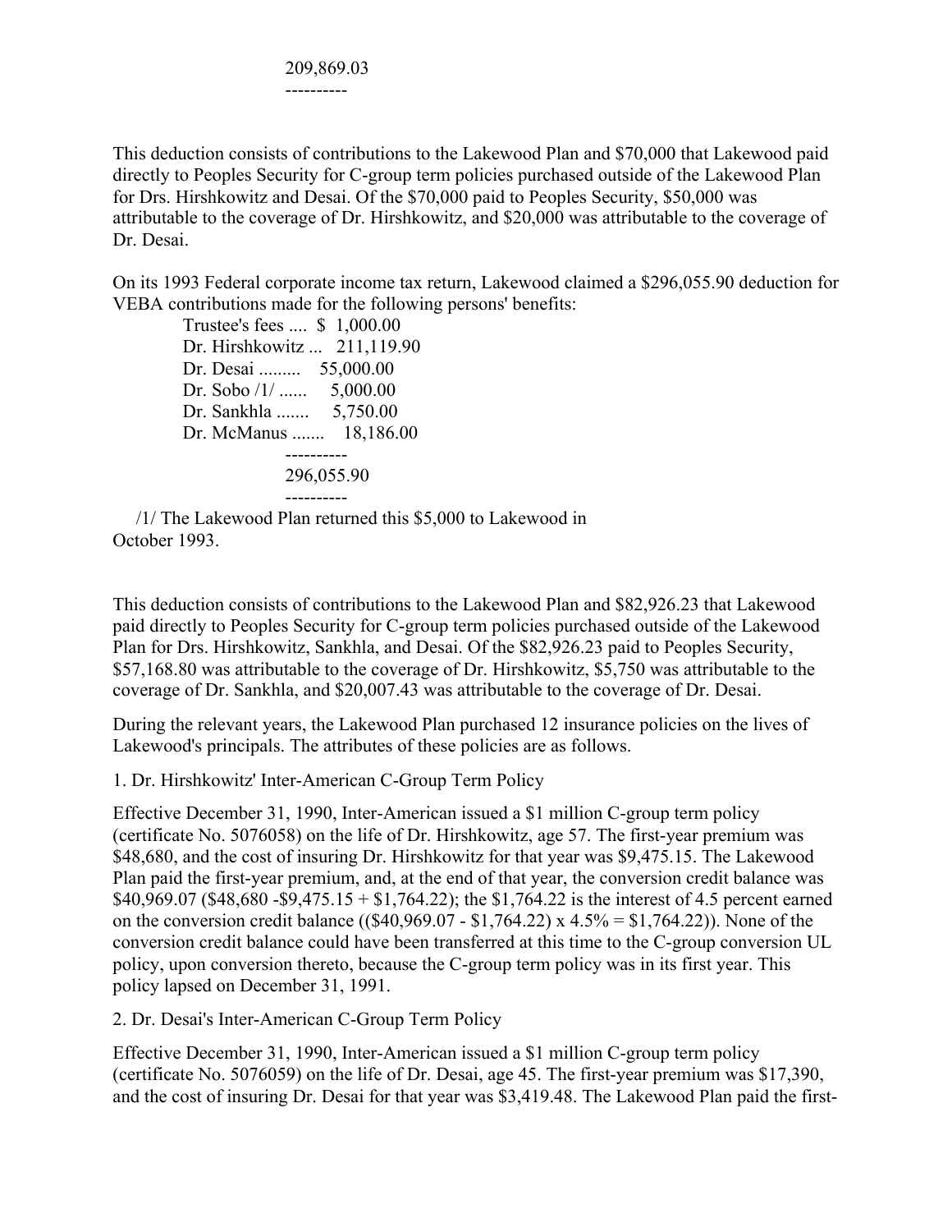209,869.03
----------

This deduction consists of contributions to the Lakewood Plan and $70,000 that Lakewood paid directly to Peoples Security for C-group term policies purchased outside of the Lakewood Plan for Drs. Hirshkowitz and Desai. Of the $70,000 paid to Peoples Security, $50,000 was attributable to the coverage of Dr. Hirshkowitz, and $20,000 was attributable to the coverage of Dr. Desai.

On its 1993 Federal corporate income tax return, Lakewood claimed a $296,055.90 deduction for VEBA contributions made for the following persons' benefits:

```
Trustee's fees ....  $  1,000.00
Dr. Hirshkowitz ...   211,119.90
Dr. Desai .........    55,000.00
Dr. Sobo /1/ ......     5,000.00
Dr. Sankhla .......     5,750.00
Dr. McManus .......    18,186.00
                      ----------
                      296,055.90
                      ----------
```

/1/ The Lakewood Plan returned this $5,000 to Lakewood in October 1993.

This deduction consists of contributions to the Lakewood Plan and $82,926.23 that Lakewood paid directly to Peoples Security for C-group term policies purchased outside of the Lakewood Plan for Drs. Hirshkowitz, Sankhla, and Desai. Of the $82,926.23 paid to Peoples Security, $57,168.80 was attributable to the coverage of Dr. Hirshkowitz, $5,750 was attributable to the coverage of Dr. Sankhla, and $20,007.43 was attributable to the coverage of Dr. Desai.

During the relevant years, the Lakewood Plan purchased 12 insurance policies on the lives of Lakewood's principals. The attributes of these policies are as follows.

1. Dr. Hirshkowitz' Inter-American C-Group Term Policy

Effective December 31, 1990, Inter-American issued a $1 million C-group term policy (certificate No. 5076058) on the life of Dr. Hirshkowitz, age 57. The first-year premium was $48,680, and the cost of insuring Dr. Hirshkowitz for that year was $9,475.15. The Lakewood Plan paid the first-year premium, and, at the end of that year, the conversion credit balance was $40,969.07 ($48,680 -$9,475.15 + $1,764.22); the $1,764.22 is the interest of 4.5 percent earned on the conversion credit balance (($40,969.07 - $1,764.22) x 4.5% = $1,764.22)). None of the conversion credit balance could have been transferred at this time to the C-group conversion UL policy, upon conversion thereto, because the C-group term policy was in its first year. This policy lapsed on December 31, 1991.

2. Dr. Desai's Inter-American C-Group Term Policy

Effective December 31, 1990, Inter-American issued a $1 million C-group term policy (certificate No. 5076059) on the life of Dr. Desai, age 45. The first-year premium was $17,390, and the cost of insuring Dr. Desai for that year was $3,419.48. The Lakewood Plan paid the first-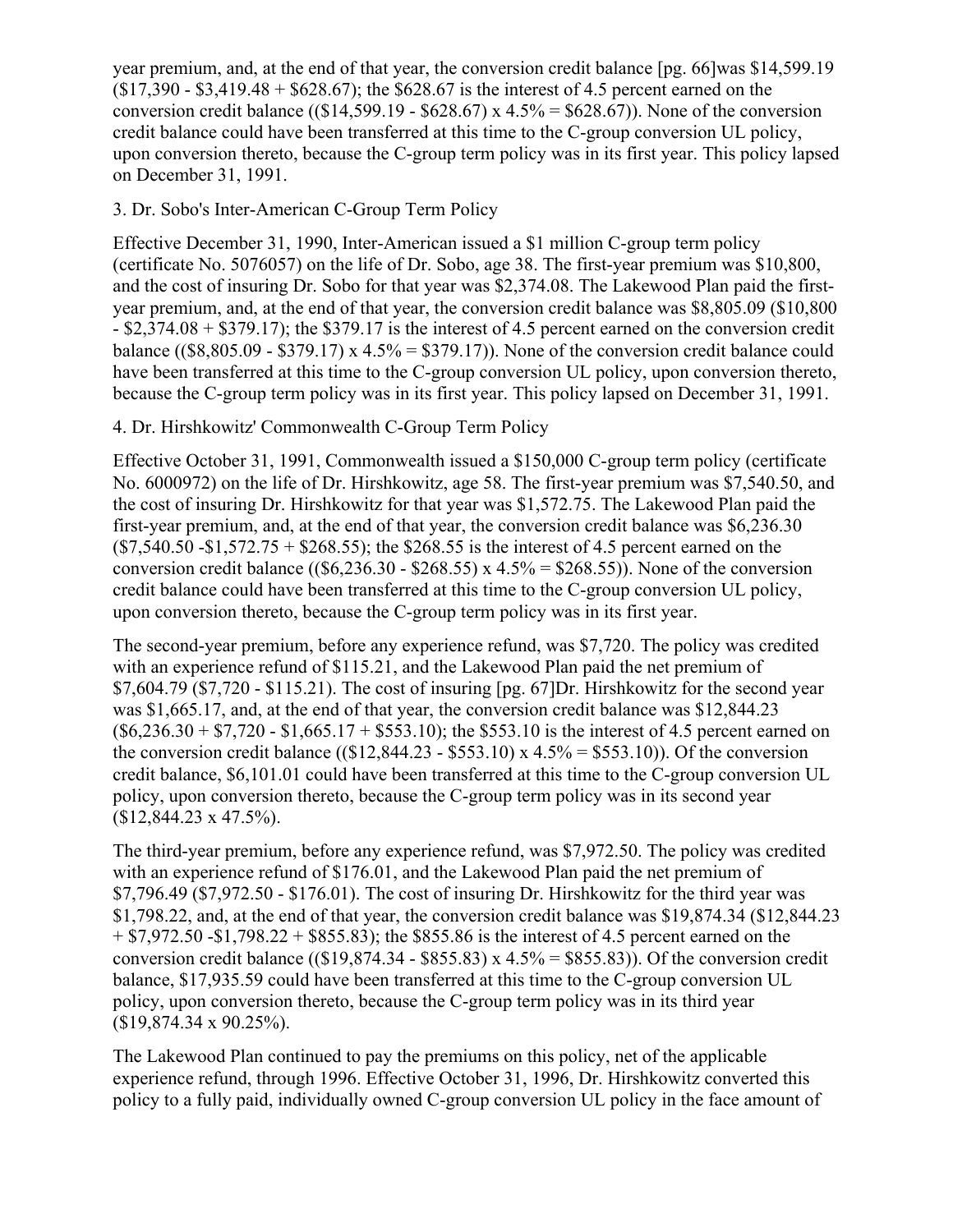year premium, and, at the end of that year, the conversion credit balance [pg. 66]was $14,599.19 ($17,390 - $3,419.48 + $628.67); the $628.67 is the interest of 4.5 percent earned on the conversion credit balance (($14,599.19 - $628.67) x 4.5% = $628.67)). None of the conversion credit balance could have been transferred at this time to the C-group conversion UL policy, upon conversion thereto, because the C-group term policy was in its first year. This policy lapsed on December 31, 1991.

3. Dr. Sobo's Inter-American C-Group Term Policy

Effective December 31, 1990, Inter-American issued a $1 million C-group term policy (certificate No. 5076057) on the life of Dr. Sobo, age 38. The first-year premium was $10,800, and the cost of insuring Dr. Sobo for that year was $2,374.08. The Lakewood Plan paid the first-year premium, and, at the end of that year, the conversion credit balance was $8,805.09 ($10,800 - $2,374.08 + $379.17); the $379.17 is the interest of 4.5 percent earned on the conversion credit balance (($8,805.09 - $379.17) x 4.5% = $379.17)). None of the conversion credit balance could have been transferred at this time to the C-group conversion UL policy, upon conversion thereto, because the C-group term policy was in its first year. This policy lapsed on December 31, 1991.

4. Dr. Hirshkowitz' Commonwealth C-Group Term Policy

Effective October 31, 1991, Commonwealth issued a $150,000 C-group term policy (certificate No. 6000972) on the life of Dr. Hirshkowitz, age 58. The first-year premium was $7,540.50, and the cost of insuring Dr. Hirshkowitz for that year was $1,572.75. The Lakewood Plan paid the first-year premium, and, at the end of that year, the conversion credit balance was $6,236.30 ($7,540.50 -$1,572.75 + $268.55); the $268.55 is the interest of 4.5 percent earned on the conversion credit balance (($6,236.30 - $268.55) x 4.5% = $268.55)). None of the conversion credit balance could have been transferred at this time to the C-group conversion UL policy, upon conversion thereto, because the C-group term policy was in its first year.

The second-year premium, before any experience refund, was $7,720. The policy was credited with an experience refund of $115.21, and the Lakewood Plan paid the net premium of $7,604.79 ($7,720 - $115.21). The cost of insuring [pg. 67]Dr. Hirshkowitz for the second year was $1,665.17, and, at the end of that year, the conversion credit balance was $12,844.23 ($6,236.30 + $7,720 - $1,665.17 + $553.10); the $553.10 is the interest of 4.5 percent earned on the conversion credit balance (($12,844.23 - $553.10) x 4.5% = $553.10)). Of the conversion credit balance, $6,101.01 could have been transferred at this time to the C-group conversion UL policy, upon conversion thereto, because the C-group term policy was in its second year ($12,844.23 x 47.5%).

The third-year premium, before any experience refund, was $7,972.50. The policy was credited with an experience refund of $176.01, and the Lakewood Plan paid the net premium of $7,796.49 ($7,972.50 - $176.01). The cost of insuring Dr. Hirshkowitz for the third year was $1,798.22, and, at the end of that year, the conversion credit balance was $19,874.34 ($12,844.23 + $7,972.50 -$1,798.22 + $855.83); the $855.86 is the interest of 4.5 percent earned on the conversion credit balance (($19,874.34 - $855.83) x 4.5% = $855.83)). Of the conversion credit balance, $17,935.59 could have been transferred at this time to the C-group conversion UL policy, upon conversion thereto, because the C-group term policy was in its third year ($19,874.34 x 90.25%).

The Lakewood Plan continued to pay the premiums on this policy, net of the applicable experience refund, through 1996. Effective October 31, 1996, Dr. Hirshkowitz converted this policy to a fully paid, individually owned C-group conversion UL policy in the face amount of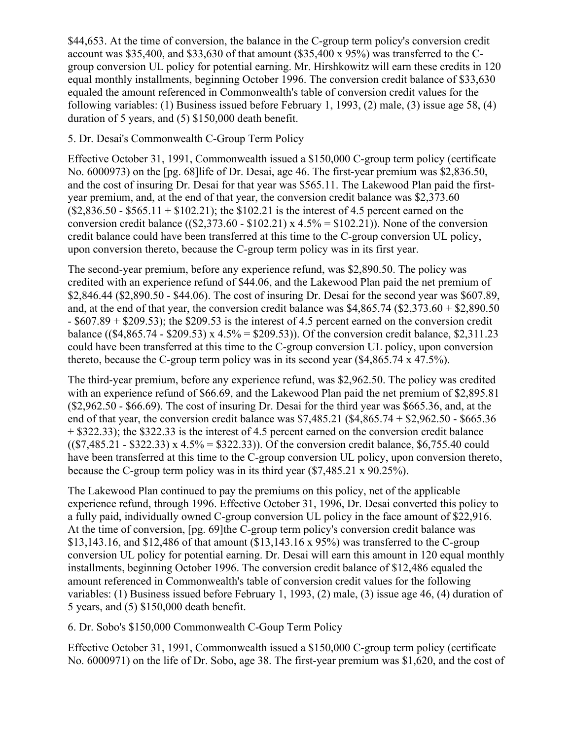$44,653. At the time of conversion, the balance in the C-group term policy's conversion credit account was $35,400, and $33,630 of that amount ($35,400 x 95%) was transferred to the C-group conversion UL policy for potential earning. Mr. Hirshkowitz will earn these credits in 120 equal monthly installments, beginning October 1996. The conversion credit balance of $33,630 equaled the amount referenced in Commonwealth's table of conversion credit values for the following variables: (1) Business issued before February 1, 1993, (2) male, (3) issue age 58, (4) duration of 5 years, and (5) $150,000 death benefit.

5. Dr. Desai's Commonwealth C-Group Term Policy

Effective October 31, 1991, Commonwealth issued a $150,000 C-group term policy (certificate No. 6000973) on the [pg. 68]life of Dr. Desai, age 46. The first-year premium was $2,836.50, and the cost of insuring Dr. Desai for that year was $565.11. The Lakewood Plan paid the first-year premium, and, at the end of that year, the conversion credit balance was $2,373.60 ($2,836.50 - $565.11 + $102.21); the $102.21 is the interest of 4.5 percent earned on the conversion credit balance (($2,373.60 - $102.21) x 4.5% = $102.21)). None of the conversion credit balance could have been transferred at this time to the C-group conversion UL policy, upon conversion thereto, because the C-group term policy was in its first year.

The second-year premium, before any experience refund, was $2,890.50. The policy was credited with an experience refund of $44.06, and the Lakewood Plan paid the net premium of $2,846.44 ($2,890.50 - $44.06). The cost of insuring Dr. Desai for the second year was $607.89, and, at the end of that year, the conversion credit balance was $4,865.74 ($2,373.60 + $2,890.50 - $607.89 + $209.53); the $209.53 is the interest of 4.5 percent earned on the conversion credit balance (($4,865.74 - $209.53) x 4.5% = $209.53)). Of the conversion credit balance, $2,311.23 could have been transferred at this time to the C-group conversion UL policy, upon conversion thereto, because the C-group term policy was in its second year ($4,865.74 x 47.5%).

The third-year premium, before any experience refund, was $2,962.50. The policy was credited with an experience refund of $66.69, and the Lakewood Plan paid the net premium of $2,895.81 ($2,962.50 - $66.69). The cost of insuring Dr. Desai for the third year was $665.36, and, at the end of that year, the conversion credit balance was $7,485.21 ($4,865.74 + $2,962.50 - $665.36 + $322.33); the $322.33 is the interest of 4.5 percent earned on the conversion credit balance (($7,485.21 - $322.33) x 4.5% = $322.33)). Of the conversion credit balance, $6,755.40 could have been transferred at this time to the C-group conversion UL policy, upon conversion thereto, because the C-group term policy was in its third year ($7,485.21 x 90.25%).

The Lakewood Plan continued to pay the premiums on this policy, net of the applicable experience refund, through 1996. Effective October 31, 1996, Dr. Desai converted this policy to a fully paid, individually owned C-group conversion UL policy in the face amount of $22,916. At the time of conversion, [pg. 69]the C-group term policy's conversion credit balance was $13,143.16, and $12,486 of that amount ($13,143.16 x 95%) was transferred to the C-group conversion UL policy for potential earning. Dr. Desai will earn this amount in 120 equal monthly installments, beginning October 1996. The conversion credit balance of $12,486 equaled the amount referenced in Commonwealth's table of conversion credit values for the following variables: (1) Business issued before February 1, 1993, (2) male, (3) issue age 46, (4) duration of 5 years, and (5) $150,000 death benefit.

6. Dr. Sobo's $150,000 Commonwealth C-Goup Term Policy

Effective October 31, 1991, Commonwealth issued a $150,000 C-group term policy (certificate No. 6000971) on the life of Dr. Sobo, age 38. The first-year premium was $1,620, and the cost of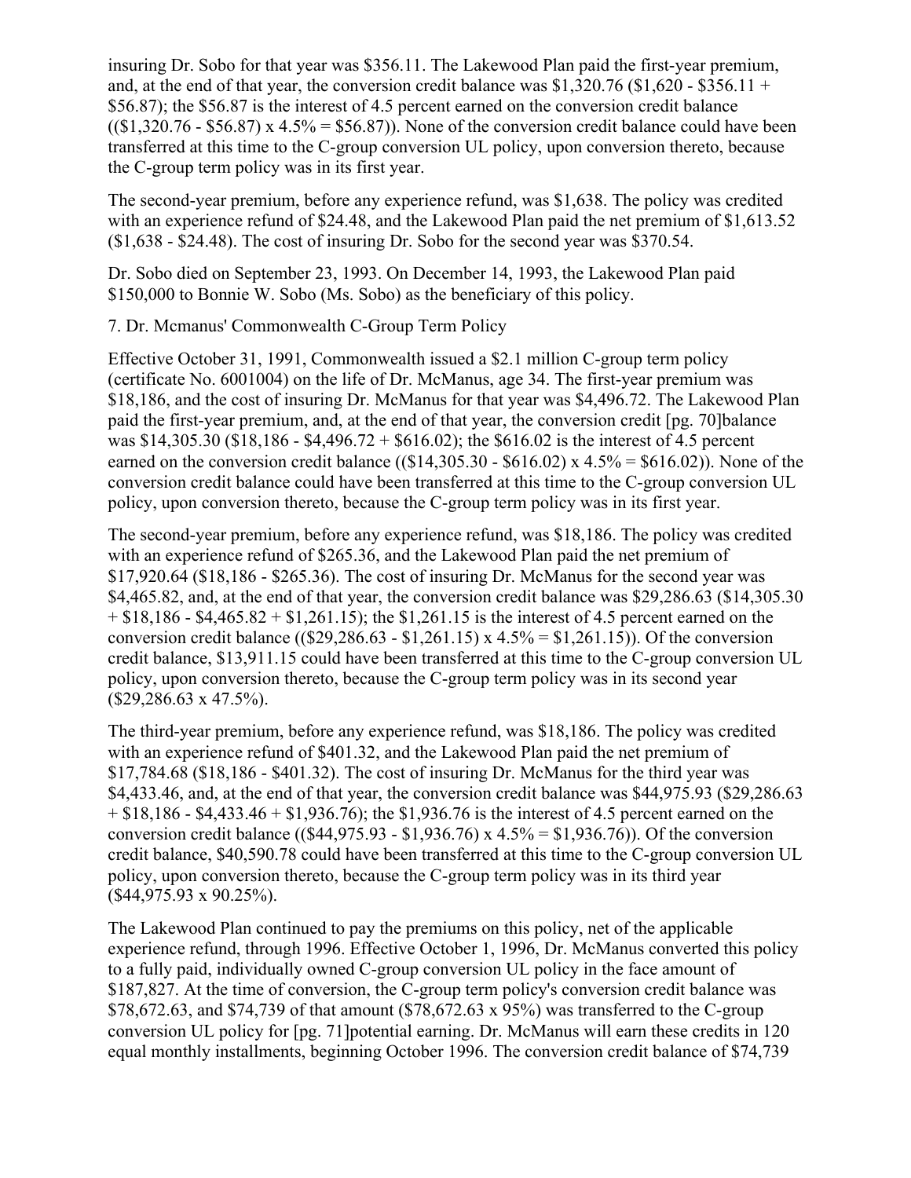insuring Dr. Sobo for that year was $356.11. The Lakewood Plan paid the first-year premium, and, at the end of that year, the conversion credit balance was $1,320.76 ($1,620 - $356.11 + $56.87); the $56.87 is the interest of 4.5 percent earned on the conversion credit balance (($1,320.76 - $56.87) x 4.5% = $56.87)). None of the conversion credit balance could have been transferred at this time to the C-group conversion UL policy, upon conversion thereto, because the C-group term policy was in its first year.

The second-year premium, before any experience refund, was $1,638. The policy was credited with an experience refund of $24.48, and the Lakewood Plan paid the net premium of $1,613.52 ($1,638 - $24.48). The cost of insuring Dr. Sobo for the second year was $370.54.

Dr. Sobo died on September 23, 1993. On December 14, 1993, the Lakewood Plan paid $150,000 to Bonnie W. Sobo (Ms. Sobo) as the beneficiary of this policy.

7. Dr. Mcmanus' Commonwealth C-Group Term Policy

Effective October 31, 1991, Commonwealth issued a $2.1 million C-group term policy (certificate No. 6001004) on the life of Dr. McManus, age 34. The first-year premium was $18,186, and the cost of insuring Dr. McManus for that year was $4,496.72. The Lakewood Plan paid the first-year premium, and, at the end of that year, the conversion credit [pg. 70]balance was $14,305.30 ($18,186 - $4,496.72 + $616.02); the $616.02 is the interest of 4.5 percent earned on the conversion credit balance (($14,305.30 - $616.02) x 4.5% = $616.02)). None of the conversion credit balance could have been transferred at this time to the C-group conversion UL policy, upon conversion thereto, because the C-group term policy was in its first year.

The second-year premium, before any experience refund, was $18,186. The policy was credited with an experience refund of $265.36, and the Lakewood Plan paid the net premium of $17,920.64 ($18,186 - $265.36). The cost of insuring Dr. McManus for the second year was $4,465.82, and, at the end of that year, the conversion credit balance was $29,286.63 ($14,305.30 + $18,186 - $4,465.82 + $1,261.15); the $1,261.15 is the interest of 4.5 percent earned on the conversion credit balance (($29,286.63 - $1,261.15) x 4.5% = $1,261.15)). Of the conversion credit balance, $13,911.15 could have been transferred at this time to the C-group conversion UL policy, upon conversion thereto, because the C-group term policy was in its second year ($29,286.63 x 47.5%).

The third-year premium, before any experience refund, was $18,186. The policy was credited with an experience refund of $401.32, and the Lakewood Plan paid the net premium of $17,784.68 ($18,186 - $401.32). The cost of insuring Dr. McManus for the third year was $4,433.46, and, at the end of that year, the conversion credit balance was $44,975.93 ($29,286.63 + $18,186 - $4,433.46 + $1,936.76); the $1,936.76 is the interest of 4.5 percent earned on the conversion credit balance (($44,975.93 - $1,936.76) x 4.5% = $1,936.76)). Of the conversion credit balance, $40,590.78 could have been transferred at this time to the C-group conversion UL policy, upon conversion thereto, because the C-group term policy was in its third year ($44,975.93 x 90.25%).

The Lakewood Plan continued to pay the premiums on this policy, net of the applicable experience refund, through 1996. Effective October 1, 1996, Dr. McManus converted this policy to a fully paid, individually owned C-group conversion UL policy in the face amount of $187,827. At the time of conversion, the C-group term policy's conversion credit balance was $78,672.63, and $74,739 of that amount ($78,672.63 x 95%) was transferred to the C-group conversion UL policy for [pg. 71]potential earning. Dr. McManus will earn these credits in 120 equal monthly installments, beginning October 1996. The conversion credit balance of $74,739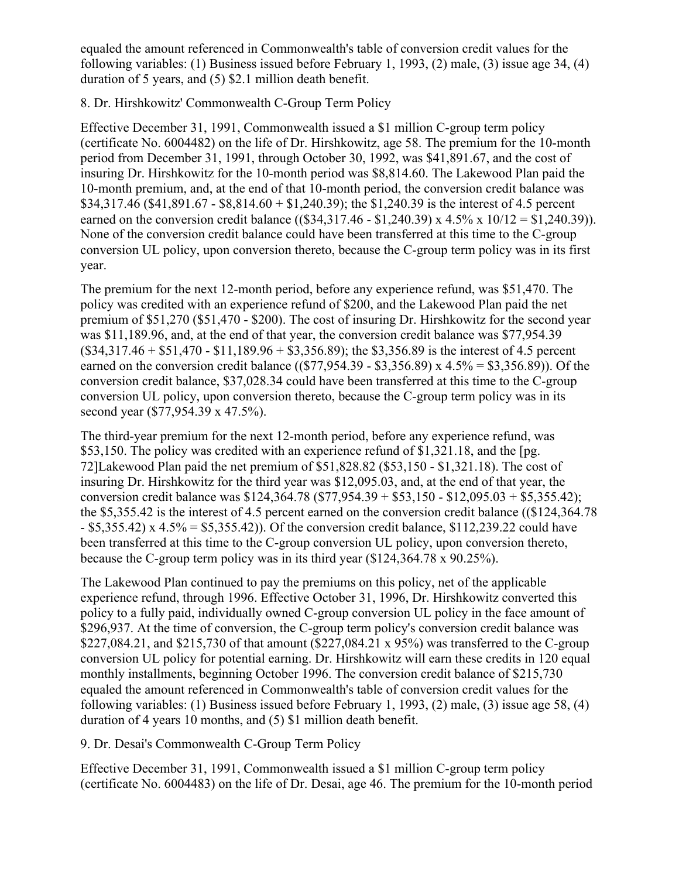equaled the amount referenced in Commonwealth's table of conversion credit values for the following variables: (1) Business issued before February 1, 1993, (2) male, (3) issue age 34, (4) duration of 5 years, and (5) $2.1 million death benefit.

8. Dr. Hirshkowitz' Commonwealth C-Group Term Policy

Effective December 31, 1991, Commonwealth issued a $1 million C-group term policy (certificate No. 6004482) on the life of Dr. Hirshkowitz, age 58. The premium for the 10-month period from December 31, 1991, through October 30, 1992, was $41,891.67, and the cost of insuring Dr. Hirshkowitz for the 10-month period was $8,814.60. The Lakewood Plan paid the 10-month premium, and, at the end of that 10-month period, the conversion credit balance was $34,317.46 ($41,891.67 - $8,814.60 + $1,240.39); the $1,240.39 is the interest of 4.5 percent earned on the conversion credit balance (($34,317.46 - $1,240.39) x 4.5% x 10/12 = $1,240.39)). None of the conversion credit balance could have been transferred at this time to the C-group conversion UL policy, upon conversion thereto, because the C-group term policy was in its first year.

The premium for the next 12-month period, before any experience refund, was $51,470. The policy was credited with an experience refund of $200, and the Lakewood Plan paid the net premium of $51,270 ($51,470 - $200). The cost of insuring Dr. Hirshkowitz for the second year was $11,189.96, and, at the end of that year, the conversion credit balance was $77,954.39 ($34,317.46 + $51,470 - $11,189.96 + $3,356.89); the $3,356.89 is the interest of 4.5 percent earned on the conversion credit balance (($77,954.39 - $3,356.89) x 4.5% = $3,356.89)). Of the conversion credit balance, $37,028.34 could have been transferred at this time to the C-group conversion UL policy, upon conversion thereto, because the C-group term policy was in its second year ($77,954.39 x 47.5%).

The third-year premium for the next 12-month period, before any experience refund, was $53,150. The policy was credited with an experience refund of $1,321.18, and the [pg. 72]Lakewood Plan paid the net premium of $51,828.82 ($53,150 - $1,321.18). The cost of insuring Dr. Hirshkowitz for the third year was $12,095.03, and, at the end of that year, the conversion credit balance was $124,364.78 ($77,954.39 + $53,150 - $12,095.03 + $5,355.42); the $5,355.42 is the interest of 4.5 percent earned on the conversion credit balance (($124,364.78 - $5,355.42) x 4.5% = $5,355.42)). Of the conversion credit balance, $112,239.22 could have been transferred at this time to the C-group conversion UL policy, upon conversion thereto, because the C-group term policy was in its third year ($124,364.78 x 90.25%).

The Lakewood Plan continued to pay the premiums on this policy, net of the applicable experience refund, through 1996. Effective October 31, 1996, Dr. Hirshkowitz converted this policy to a fully paid, individually owned C-group conversion UL policy in the face amount of $296,937. At the time of conversion, the C-group term policy's conversion credit balance was $227,084.21, and $215,730 of that amount ($227,084.21 x 95%) was transferred to the C-group conversion UL policy for potential earning. Dr. Hirshkowitz will earn these credits in 120 equal monthly installments, beginning October 1996. The conversion credit balance of $215,730 equaled the amount referenced in Commonwealth's table of conversion credit values for the following variables: (1) Business issued before February 1, 1993, (2) male, (3) issue age 58, (4) duration of 4 years 10 months, and (5) $1 million death benefit.

9. Dr. Desai's Commonwealth C-Group Term Policy

Effective December 31, 1991, Commonwealth issued a $1 million C-group term policy (certificate No. 6004483) on the life of Dr. Desai, age 46. The premium for the 10-month period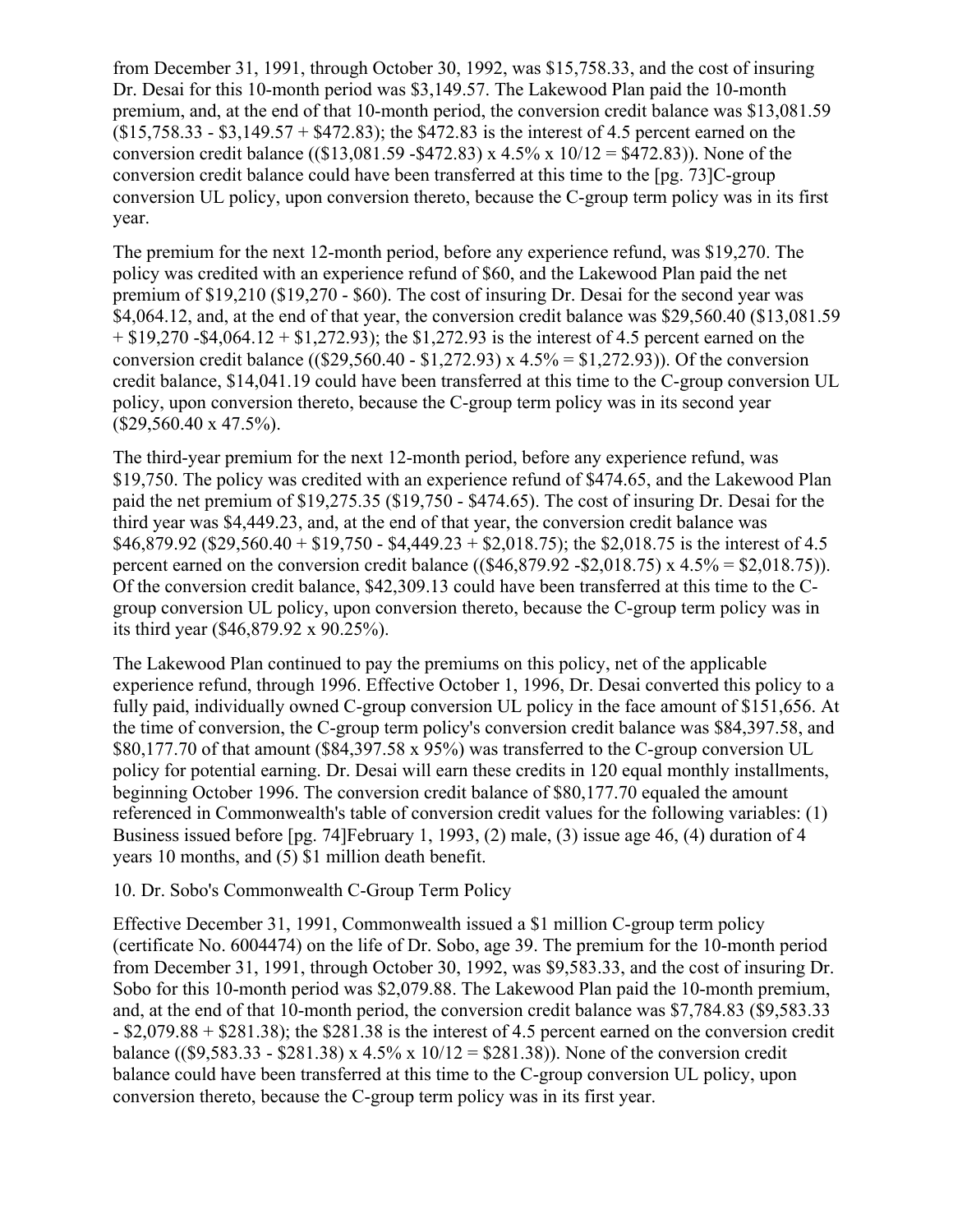from December 31, 1991, through October 30, 1992, was $15,758.33, and the cost of insuring Dr. Desai for this 10-month period was $3,149.57. The Lakewood Plan paid the 10-month premium, and, at the end of that 10-month period, the conversion credit balance was $13,081.59 ($15,758.33 - $3,149.57 + $472.83); the $472.83 is the interest of 4.5 percent earned on the conversion credit balance (($13,081.59 -$472.83) x 4.5% x 10/12 = $472.83)). None of the conversion credit balance could have been transferred at this time to the [pg. 73]C-group conversion UL policy, upon conversion thereto, because the C-group term policy was in its first year.

The premium for the next 12-month period, before any experience refund, was $19,270. The policy was credited with an experience refund of $60, and the Lakewood Plan paid the net premium of $19,210 ($19,270 - $60). The cost of insuring Dr. Desai for the second year was $4,064.12, and, at the end of that year, the conversion credit balance was $29,560.40 ($13,081.59 + $19,270 -$4,064.12 + $1,272.93); the $1,272.93 is the interest of 4.5 percent earned on the conversion credit balance (($29,560.40 - $1,272.93) x 4.5% = $1,272.93)). Of the conversion credit balance, $14,041.19 could have been transferred at this time to the C-group conversion UL policy, upon conversion thereto, because the C-group term policy was in its second year ($29,560.40 x 47.5%).

The third-year premium for the next 12-month period, before any experience refund, was $19,750. The policy was credited with an experience refund of $474.65, and the Lakewood Plan paid the net premium of $19,275.35 ($19,750 - $474.65). The cost of insuring Dr. Desai for the third year was $4,449.23, and, at the end of that year, the conversion credit balance was $46,879.92 ($29,560.40 + $19,750 - $4,449.23 + $2,018.75); the $2,018.75 is the interest of 4.5 percent earned on the conversion credit balance (($46,879.92 -$2,018.75) x 4.5% = $2,018.75)). Of the conversion credit balance, $42,309.13 could have been transferred at this time to the C-group conversion UL policy, upon conversion thereto, because the C-group term policy was in its third year ($46,879.92 x 90.25%).

The Lakewood Plan continued to pay the premiums on this policy, net of the applicable experience refund, through 1996. Effective October 1, 1996, Dr. Desai converted this policy to a fully paid, individually owned C-group conversion UL policy in the face amount of $151,656. At the time of conversion, the C-group term policy's conversion credit balance was $84,397.58, and $80,177.70 of that amount ($84,397.58 x 95%) was transferred to the C-group conversion UL policy for potential earning. Dr. Desai will earn these credits in 120 equal monthly installments, beginning October 1996. The conversion credit balance of $80,177.70 equaled the amount referenced in Commonwealth's table of conversion credit values for the following variables: (1) Business issued before [pg. 74]February 1, 1993, (2) male, (3) issue age 46, (4) duration of 4 years 10 months, and (5) $1 million death benefit.

10. Dr. Sobo's Commonwealth C-Group Term Policy

Effective December 31, 1991, Commonwealth issued a $1 million C-group term policy (certificate No. 6004474) on the life of Dr. Sobo, age 39. The premium for the 10-month period from December 31, 1991, through October 30, 1992, was $9,583.33, and the cost of insuring Dr. Sobo for this 10-month period was $2,079.88. The Lakewood Plan paid the 10-month premium, and, at the end of that 10-month period, the conversion credit balance was $7,784.83 ($9,583.33 - $2,079.88 + $281.38); the $281.38 is the interest of 4.5 percent earned on the conversion credit balance (($9,583.33 - $281.38) x 4.5% x 10/12 = $281.38)). None of the conversion credit balance could have been transferred at this time to the C-group conversion UL policy, upon conversion thereto, because the C-group term policy was in its first year.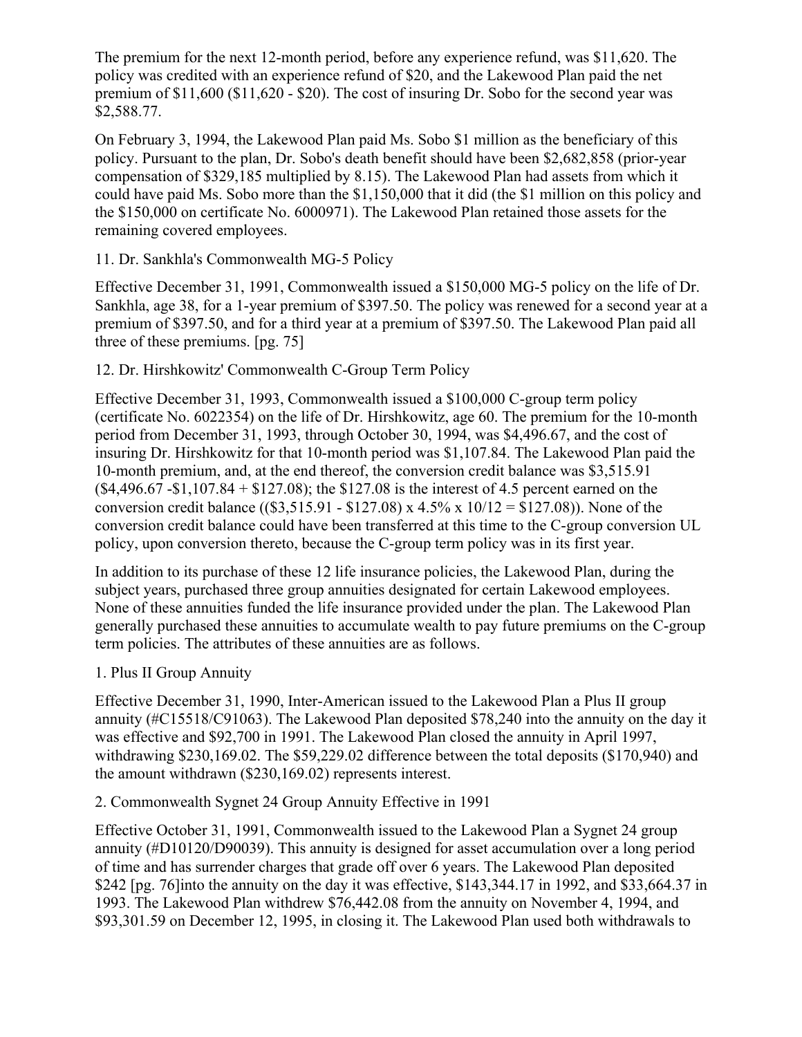The premium for the next 12-month period, before any experience refund, was $11,620. The policy was credited with an experience refund of $20, and the Lakewood Plan paid the net premium of $11,600 ($11,620 - $20). The cost of insuring Dr. Sobo for the second year was $2,588.77.

On February 3, 1994, the Lakewood Plan paid Ms. Sobo $1 million as the beneficiary of this policy. Pursuant to the plan, Dr. Sobo's death benefit should have been $2,682,858 (prior-year compensation of $329,185 multiplied by 8.15). The Lakewood Plan had assets from which it could have paid Ms. Sobo more than the $1,150,000 that it did (the $1 million on this policy and the $150,000 on certificate No. 6000971). The Lakewood Plan retained those assets for the remaining covered employees.

11. Dr. Sankhla's Commonwealth MG-5 Policy

Effective December 31, 1991, Commonwealth issued a $150,000 MG-5 policy on the life of Dr. Sankhla, age 38, for a 1-year premium of $397.50. The policy was renewed for a second year at a premium of $397.50, and for a third year at a premium of $397.50. The Lakewood Plan paid all three of these premiums. [pg. 75]

12. Dr. Hirshkowitz' Commonwealth C-Group Term Policy

Effective December 31, 1993, Commonwealth issued a $100,000 C-group term policy (certificate No. 6022354) on the life of Dr. Hirshkowitz, age 60. The premium for the 10-month period from December 31, 1993, through October 30, 1994, was $4,496.67, and the cost of insuring Dr. Hirshkowitz for that 10-month period was $1,107.84. The Lakewood Plan paid the 10-month premium, and, at the end thereof, the conversion credit balance was $3,515.91 ($4,496.67 -$1,107.84 + $127.08); the $127.08 is the interest of 4.5 percent earned on the conversion credit balance (($3,515.91 - $127.08) x 4.5% x 10/12 = $127.08)). None of the conversion credit balance could have been transferred at this time to the C-group conversion UL policy, upon conversion thereto, because the C-group term policy was in its first year.

In addition to its purchase of these 12 life insurance policies, the Lakewood Plan, during the subject years, purchased three group annuities designated for certain Lakewood employees. None of these annuities funded the life insurance provided under the plan. The Lakewood Plan generally purchased these annuities to accumulate wealth to pay future premiums on the C-group term policies. The attributes of these annuities are as follows.

1. Plus II Group Annuity

Effective December 31, 1990, Inter-American issued to the Lakewood Plan a Plus II group annuity (#C15518/C91063). The Lakewood Plan deposited $78,240 into the annuity on the day it was effective and $92,700 in 1991. The Lakewood Plan closed the annuity in April 1997, withdrawing $230,169.02. The $59,229.02 difference between the total deposits ($170,940) and the amount withdrawn ($230,169.02) represents interest.

2. Commonwealth Sygnet 24 Group Annuity Effective in 1991

Effective October 31, 1991, Commonwealth issued to the Lakewood Plan a Sygnet 24 group annuity (#D10120/D90039). This annuity is designed for asset accumulation over a long period of time and has surrender charges that grade off over 6 years. The Lakewood Plan deposited $242 [pg. 76]into the annuity on the day it was effective, $143,344.17 in 1992, and $33,664.37 in 1993. The Lakewood Plan withdrew $76,442.08 from the annuity on November 4, 1994, and $93,301.59 on December 12, 1995, in closing it. The Lakewood Plan used both withdrawals to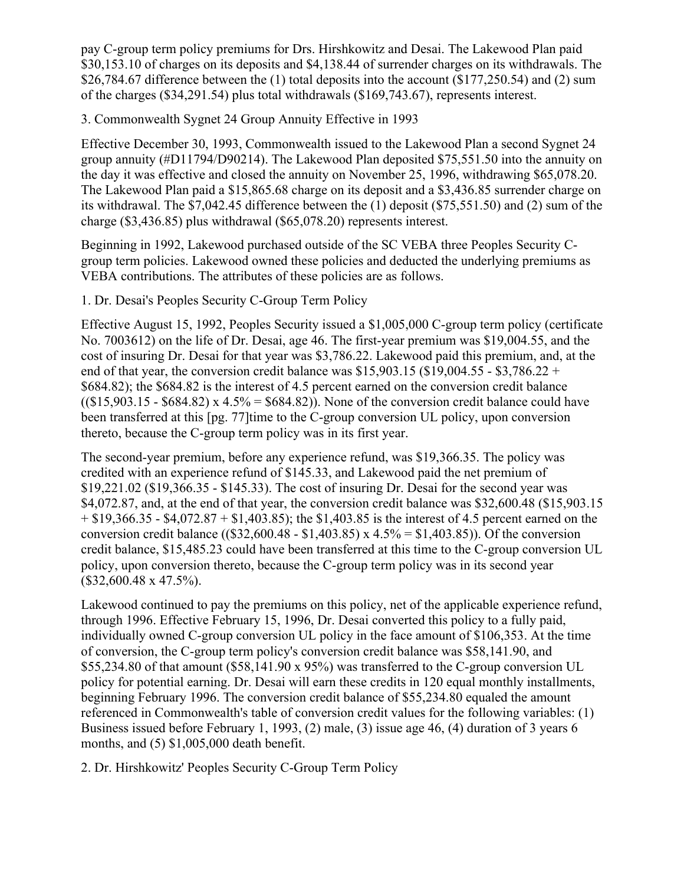pay C-group term policy premiums for Drs. Hirshkowitz and Desai. The Lakewood Plan paid $30,153.10 of charges on its deposits and $4,138.44 of surrender charges on its withdrawals. The $26,784.67 difference between the (1) total deposits into the account ($177,250.54) and (2) sum of the charges ($34,291.54) plus total withdrawals ($169,743.67), represents interest.

3. Commonwealth Sygnet 24 Group Annuity Effective in 1993

Effective December 30, 1993, Commonwealth issued to the Lakewood Plan a second Sygnet 24 group annuity (#D11794/D90214). The Lakewood Plan deposited $75,551.50 into the annuity on the day it was effective and closed the annuity on November 25, 1996, withdrawing $65,078.20. The Lakewood Plan paid a $15,865.68 charge on its deposit and a $3,436.85 surrender charge on its withdrawal. The $7,042.45 difference between the (1) deposit ($75,551.50) and (2) sum of the charge ($3,436.85) plus withdrawal ($65,078.20) represents interest.

Beginning in 1992, Lakewood purchased outside of the SC VEBA three Peoples Security C-group term policies. Lakewood owned these policies and deducted the underlying premiums as VEBA contributions. The attributes of these policies are as follows.

1. Dr. Desai's Peoples Security C-Group Term Policy

Effective August 15, 1992, Peoples Security issued a $1,005,000 C-group term policy (certificate No. 7003612) on the life of Dr. Desai, age 46. The first-year premium was $19,004.55, and the cost of insuring Dr. Desai for that year was $3,786.22. Lakewood paid this premium, and, at the end of that year, the conversion credit balance was $15,903.15 ($19,004.55 - $3,786.22 + $684.82); the $684.82 is the interest of 4.5 percent earned on the conversion credit balance (($15,903.15 - $684.82) x 4.5% = $684.82)). None of the conversion credit balance could have been transferred at this [pg. 77]time to the C-group conversion UL policy, upon conversion thereto, because the C-group term policy was in its first year.

The second-year premium, before any experience refund, was $19,366.35. The policy was credited with an experience refund of $145.33, and Lakewood paid the net premium of $19,221.02 ($19,366.35 - $145.33). The cost of insuring Dr. Desai for the second year was $4,072.87, and, at the end of that year, the conversion credit balance was $32,600.48 ($15,903.15 + $19,366.35 - $4,072.87 + $1,403.85); the $1,403.85 is the interest of 4.5 percent earned on the conversion credit balance (($32,600.48 - $1,403.85) x 4.5% = $1,403.85)). Of the conversion credit balance, $15,485.23 could have been transferred at this time to the C-group conversion UL policy, upon conversion thereto, because the C-group term policy was in its second year ($32,600.48 x 47.5%).

Lakewood continued to pay the premiums on this policy, net of the applicable experience refund, through 1996. Effective February 15, 1996, Dr. Desai converted this policy to a fully paid, individually owned C-group conversion UL policy in the face amount of $106,353. At the time of conversion, the C-group term policy's conversion credit balance was $58,141.90, and $55,234.80 of that amount ($58,141.90 x 95%) was transferred to the C-group conversion UL policy for potential earning. Dr. Desai will earn these credits in 120 equal monthly installments, beginning February 1996. The conversion credit balance of $55,234.80 equaled the amount referenced in Commonwealth's table of conversion credit values for the following variables: (1) Business issued before February 1, 1993, (2) male, (3) issue age 46, (4) duration of 3 years 6 months, and (5) $1,005,000 death benefit.

2. Dr. Hirshkowitz' Peoples Security C-Group Term Policy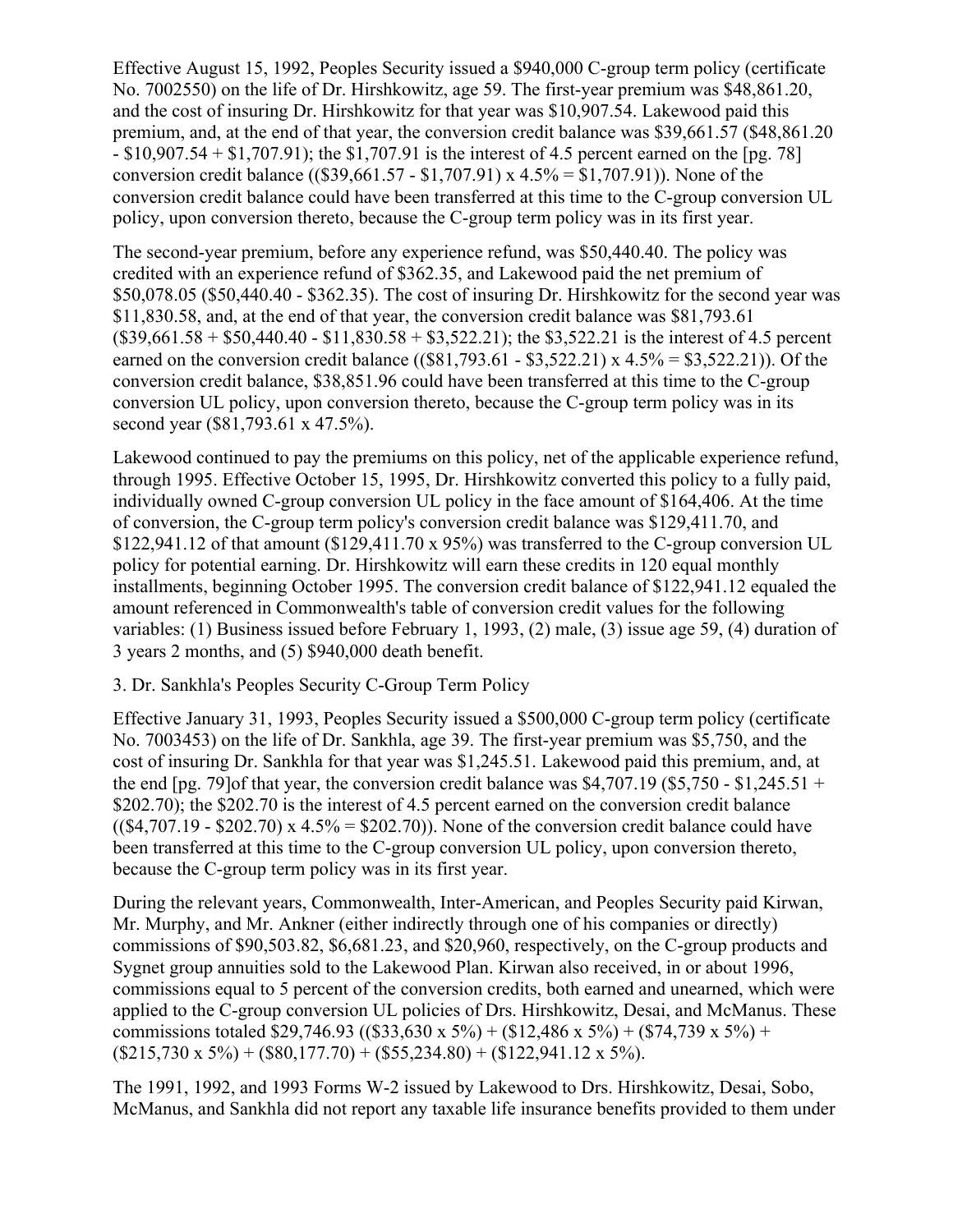Effective August 15, 1992, Peoples Security issued a $940,000 C-group term policy (certificate No. 7002550) on the life of Dr. Hirshkowitz, age 59. The first-year premium was $48,861.20, and the cost of insuring Dr. Hirshkowitz for that year was $10,907.54. Lakewood paid this premium, and, at the end of that year, the conversion credit balance was $39,661.57 ($48,861.20 - $10,907.54 + $1,707.91); the $1,707.91 is the interest of 4.5 percent earned on the [pg. 78] conversion credit balance (($39,661.57 - $1,707.91) x 4.5% = $1,707.91)). None of the conversion credit balance could have been transferred at this time to the C-group conversion UL policy, upon conversion thereto, because the C-group term policy was in its first year.

The second-year premium, before any experience refund, was $50,440.40. The policy was credited with an experience refund of $362.35, and Lakewood paid the net premium of $50,078.05 ($50,440.40 - $362.35). The cost of insuring Dr. Hirshkowitz for the second year was $11,830.58, and, at the end of that year, the conversion credit balance was $81,793.61 ($39,661.58 + $50,440.40 - $11,830.58 + $3,522.21); the $3,522.21 is the interest of 4.5 percent earned on the conversion credit balance (($81,793.61 - $3,522.21) x 4.5% = $3,522.21)). Of the conversion credit balance, $38,851.96 could have been transferred at this time to the C-group conversion UL policy, upon conversion thereto, because the C-group term policy was in its second year ($81,793.61 x 47.5%).

Lakewood continued to pay the premiums on this policy, net of the applicable experience refund, through 1995. Effective October 15, 1995, Dr. Hirshkowitz converted this policy to a fully paid, individually owned C-group conversion UL policy in the face amount of $164,406. At the time of conversion, the C-group term policy's conversion credit balance was $129,411.70, and $122,941.12 of that amount ($129,411.70 x 95%) was transferred to the C-group conversion UL policy for potential earning. Dr. Hirshkowitz will earn these credits in 120 equal monthly installments, beginning October 1995. The conversion credit balance of $122,941.12 equaled the amount referenced in Commonwealth's table of conversion credit values for the following variables: (1) Business issued before February 1, 1993, (2) male, (3) issue age 59, (4) duration of 3 years 2 months, and (5) $940,000 death benefit.

3. Dr. Sankhla's Peoples Security C-Group Term Policy

Effective January 31, 1993, Peoples Security issued a $500,000 C-group term policy (certificate No. 7003453) on the life of Dr. Sankhla, age 39. The first-year premium was $5,750, and the cost of insuring Dr. Sankhla for that year was $1,245.51. Lakewood paid this premium, and, at the end [pg. 79]of that year, the conversion credit balance was $4,707.19 ($5,750 - $1,245.51 + $202.70); the $202.70 is the interest of 4.5 percent earned on the conversion credit balance (($4,707.19 - $202.70) x 4.5% = $202.70)). None of the conversion credit balance could have been transferred at this time to the C-group conversion UL policy, upon conversion thereto, because the C-group term policy was in its first year.

During the relevant years, Commonwealth, Inter-American, and Peoples Security paid Kirwan, Mr. Murphy, and Mr. Ankner (either indirectly through one of his companies or directly) commissions of $90,503.82, $6,681.23, and $20,960, respectively, on the C-group products and Sygnet group annuities sold to the Lakewood Plan. Kirwan also received, in or about 1996, commissions equal to 5 percent of the conversion credits, both earned and unearned, which were applied to the C-group conversion UL policies of Drs. Hirshkowitz, Desai, and McManus. These commissions totaled $29,746.93 (($33,630 x 5%) + ($12,486 x 5%) + ($74,739 x 5%) + ($215,730 x 5%) + ($80,177.70) + ($55,234.80) + ($122,941.12 x 5%).

The 1991, 1992, and 1993 Forms W-2 issued by Lakewood to Drs. Hirshkowitz, Desai, Sobo, McManus, and Sankhla did not report any taxable life insurance benefits provided to them under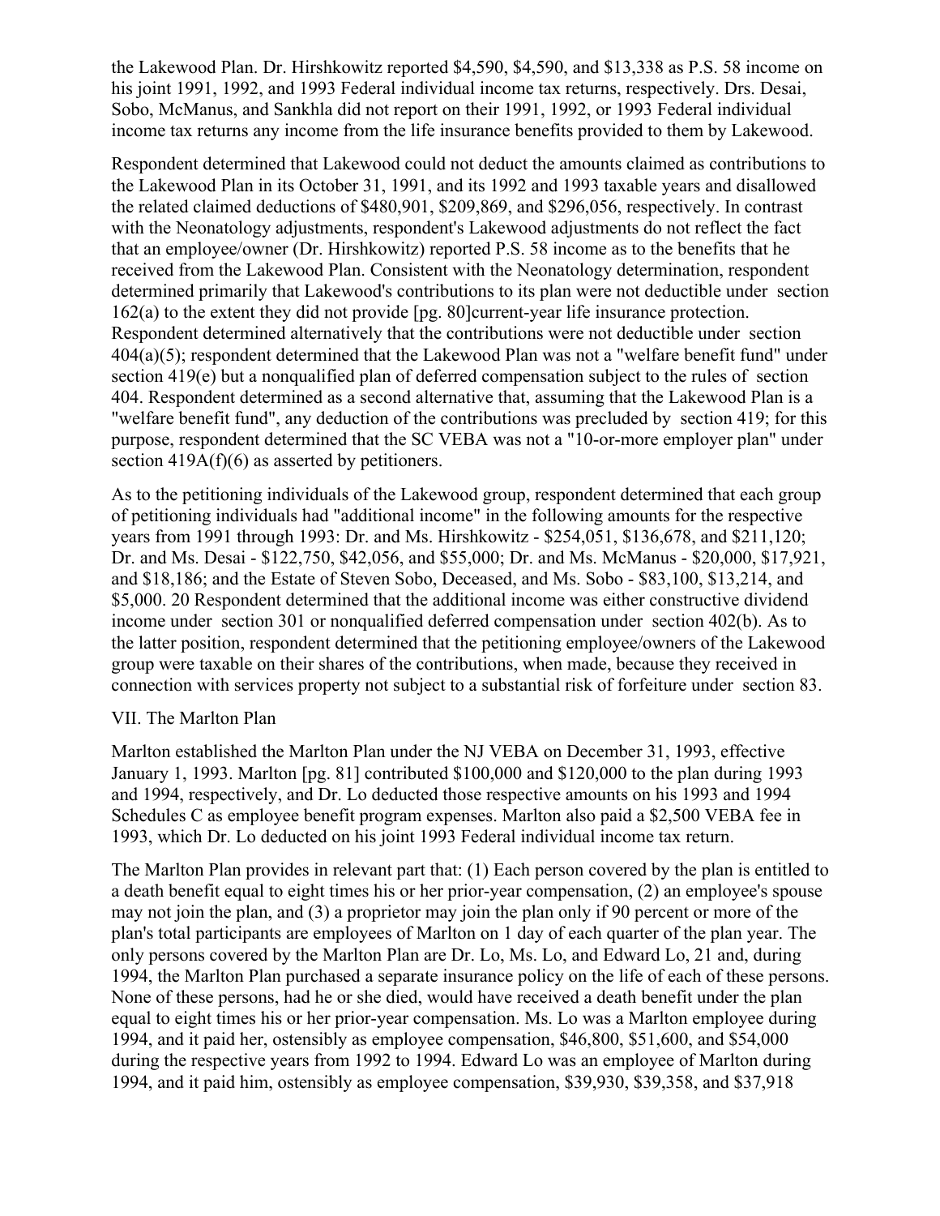the Lakewood Plan. Dr. Hirshkowitz reported $4,590, $4,590, and $13,338 as P.S. 58 income on his joint 1991, 1992, and 1993 Federal individual income tax returns, respectively. Drs. Desai, Sobo, McManus, and Sankhla did not report on their 1991, 1992, or 1993 Federal individual income tax returns any income from the life insurance benefits provided to them by Lakewood.

Respondent determined that Lakewood could not deduct the amounts claimed as contributions to the Lakewood Plan in its October 31, 1991, and its 1992 and 1993 taxable years and disallowed the related claimed deductions of $480,901, $209,869, and $296,056, respectively. In contrast with the Neonatology adjustments, respondent's Lakewood adjustments do not reflect the fact that an employee/owner (Dr. Hirshkowitz) reported P.S. 58 income as to the benefits that he received from the Lakewood Plan. Consistent with the Neonatology determination, respondent determined primarily that Lakewood's contributions to its plan were not deductible under section 162(a) to the extent they did not provide [pg. 80]current-year life insurance protection. Respondent determined alternatively that the contributions were not deductible under section 404(a)(5); respondent determined that the Lakewood Plan was not a "welfare benefit fund" under section 419(e) but a nonqualified plan of deferred compensation subject to the rules of section 404. Respondent determined as a second alternative that, assuming that the Lakewood Plan is a "welfare benefit fund", any deduction of the contributions was precluded by section 419; for this purpose, respondent determined that the SC VEBA was not a "10-or-more employer plan" under section 419A(f)(6) as asserted by petitioners.

As to the petitioning individuals of the Lakewood group, respondent determined that each group of petitioning individuals had "additional income" in the following amounts for the respective years from 1991 through 1993: Dr. and Ms. Hirshkowitz - $254,051, $136,678, and $211,120; Dr. and Ms. Desai - $122,750, $42,056, and $55,000; Dr. and Ms. McManus - $20,000, $17,921, and $18,186; and the Estate of Steven Sobo, Deceased, and Ms. Sobo - $83,100, $13,214, and $5,000. [20] Respondent determined that the additional income was either constructive dividend income under section 301 or nonqualified deferred compensation under section 402(b). As to the latter position, respondent determined that the petitioning employee/owners of the Lakewood group were taxable on their shares of the contributions, when made, because they received in connection with services property not subject to a substantial risk of forfeiture under section 83.

## VII. The Marlton Plan

Marlton established the Marlton Plan under the NJ VEBA on December 31, 1993, effective January 1, 1993. Marlton [pg. 81] contributed $100,000 and $120,000 to the plan during 1993 and 1994, respectively, and Dr. Lo deducted those respective amounts on his 1993 and 1994 Schedules C as employee benefit program expenses. Marlton also paid a $2,500 VEBA fee in 1993, which Dr. Lo deducted on his joint 1993 Federal individual income tax return.

The Marlton Plan provides in relevant part that: (1) Each person covered by the plan is entitled to a death benefit equal to eight times his or her prior-year compensation, (2) an employee's spouse may not join the plan, and (3) a proprietor may join the plan only if 90 percent or more of the plan's total participants are employees of Marlton on 1 day of each quarter of the plan year. The only persons covered by the Marlton Plan are Dr. Lo, Ms. Lo, and Edward Lo, [21] and, during 1994, the Marlton Plan purchased a separate insurance policy on the life of each of these persons. None of these persons, had he or she died, would have received a death benefit under the plan equal to eight times his or her prior-year compensation. Ms. Lo was a Marlton employee during 1994, and it paid her, ostensibly as employee compensation, $46,800, $51,600, and $54,000 during the respective years from 1992 to 1994. Edward Lo was an employee of Marlton during 1994, and it paid him, ostensibly as employee compensation, $39,930, $39,358, and $37,918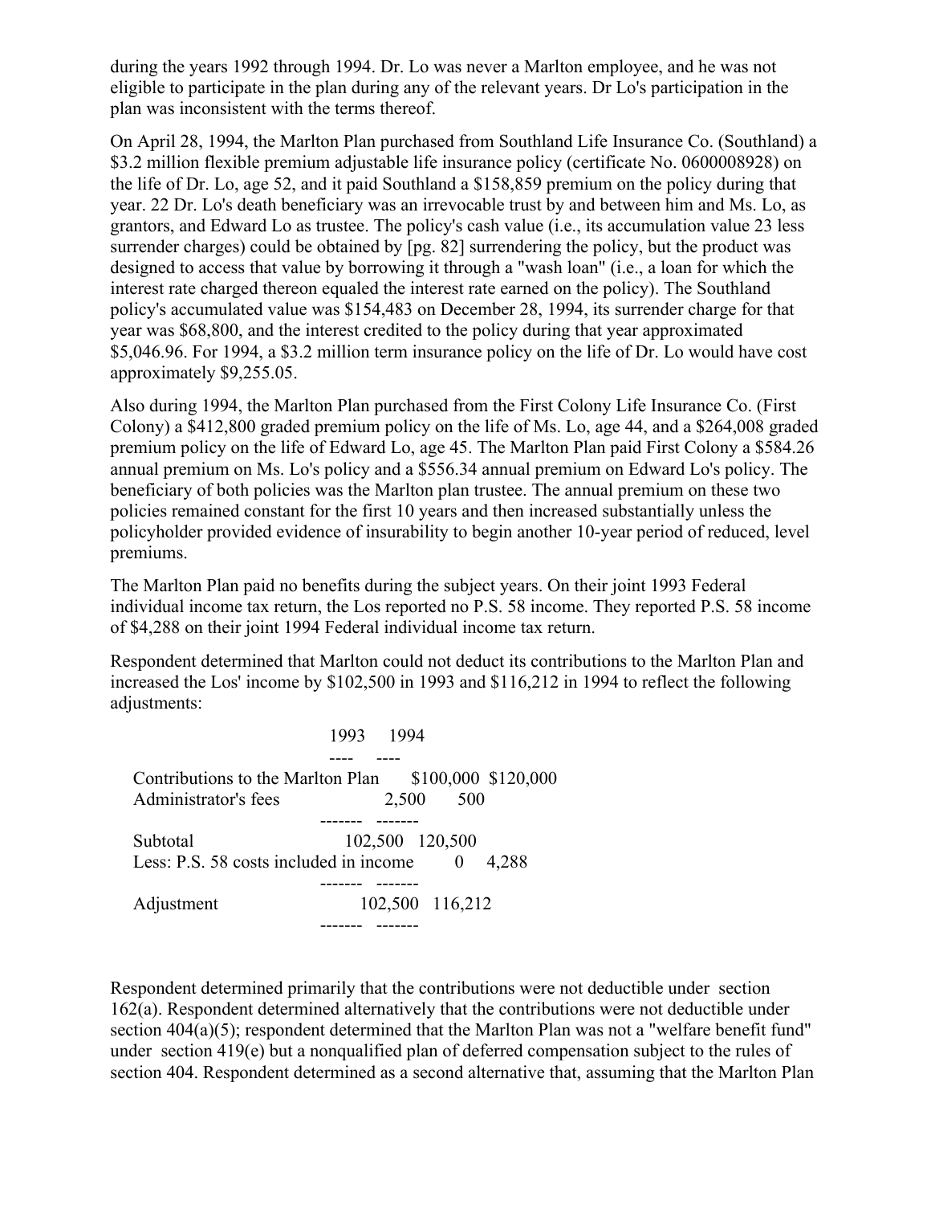during the years 1992 through 1994. Dr. Lo was never a Marlton employee, and he was not eligible to participate in the plan during any of the relevant years. Dr Lo's participation in the plan was inconsistent with the terms thereof.

On April 28, 1994, the Marlton Plan purchased from Southland Life Insurance Co. (Southland) a $3.2 million flexible premium adjustable life insurance policy (certificate No. 0600008928) on the life of Dr. Lo, age 52, and it paid Southland a $158,859 premium on the policy during that year. 22 Dr. Lo's death beneficiary was an irrevocable trust by and between him and Ms. Lo, as grantors, and Edward Lo as trustee. The policy's cash value (i.e., its accumulation value 23 less surrender charges) could be obtained by [pg. 82] surrendering the policy, but the product was designed to access that value by borrowing it through a "wash loan" (i.e., a loan for which the interest rate charged thereon equaled the interest rate earned on the policy). The Southland policy's accumulated value was $154,483 on December 28, 1994, its surrender charge for that year was $68,800, and the interest credited to the policy during that year approximated $5,046.96. For 1994, a $3.2 million term insurance policy on the life of Dr. Lo would have cost approximately $9,255.05.

Also during 1994, the Marlton Plan purchased from the First Colony Life Insurance Co. (First Colony) a $412,800 graded premium policy on the life of Ms. Lo, age 44, and a $264,008 graded premium policy on the life of Edward Lo, age 45. The Marlton Plan paid First Colony a $584.26 annual premium on Ms. Lo's policy and a $556.34 annual premium on Edward Lo's policy. The beneficiary of both policies was the Marlton plan trustee. The annual premium on these two policies remained constant for the first 10 years and then increased substantially unless the policyholder provided evidence of insurability to begin another 10-year period of reduced, level premiums.

The Marlton Plan paid no benefits during the subject years. On their joint 1993 Federal individual income tax return, the Los reported no P.S. 58 income. They reported P.S. 58 income of $4,288 on their joint 1994 Federal individual income tax return.

Respondent determined that Marlton could not deduct its contributions to the Marlton Plan and increased the Los' income by $102,500 in 1993 and $116,212 in 1994 to reflect the following adjustments:

| | 1993 | 1994 |
|---|---|---|
| Contributions to the Marlton Plan | $100,000 | $120,000 |
| Administrator's fees | 2,500 | 500 |
| Subtotal | 102,500 | 120,500 |
| Less: P.S. 58 costs included in income | 0 | 4,288 |
| Adjustment | 102,500 | 116,212 |

Respondent determined primarily that the contributions were not deductible under section 162(a). Respondent determined alternatively that the contributions were not deductible under section 404(a)(5); respondent determined that the Marlton Plan was not a "welfare benefit fund" under section 419(e) but a nonqualified plan of deferred compensation subject to the rules of section 404. Respondent determined as a second alternative that, assuming that the Marlton Plan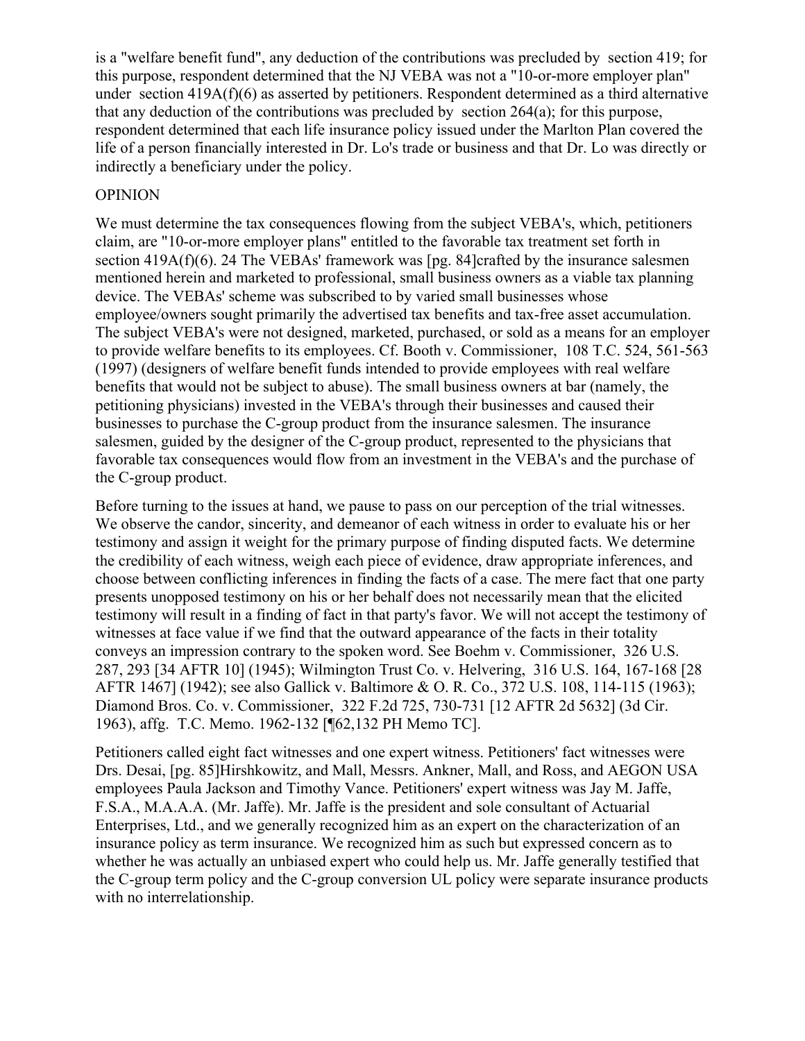is a "welfare benefit fund", any deduction of the contributions was precluded by section 419; for this purpose, respondent determined that the NJ VEBA was not a "10-or-more employer plan" under section 419A(f)(6) as asserted by petitioners. Respondent determined as a third alternative that any deduction of the contributions was precluded by section 264(a); for this purpose, respondent determined that each life insurance policy issued under the Marlton Plan covered the life of a person financially interested in Dr. Lo's trade or business and that Dr. Lo was directly or indirectly a beneficiary under the policy.

OPINION

We must determine the tax consequences flowing from the subject VEBA's, which, petitioners claim, are "10-or-more employer plans" entitled to the favorable tax treatment set forth in section 419A(f)(6). 24 The VEBAs' framework was [pg. 84]crafted by the insurance salesmen mentioned herein and marketed to professional, small business owners as a viable tax planning device. The VEBAs' scheme was subscribed to by varied small businesses whose employee/owners sought primarily the advertised tax benefits and tax-free asset accumulation. The subject VEBA's were not designed, marketed, purchased, or sold as a means for an employer to provide welfare benefits to its employees. Cf. Booth v. Commissioner, 108 T.C. 524, 561-563 (1997) (designers of welfare benefit funds intended to provide employees with real welfare benefits that would not be subject to abuse). The small business owners at bar (namely, the petitioning physicians) invested in the VEBA's through their businesses and caused their businesses to purchase the C-group product from the insurance salesmen. The insurance salesmen, guided by the designer of the C-group product, represented to the physicians that favorable tax consequences would flow from an investment in the VEBA's and the purchase of the C-group product.

Before turning to the issues at hand, we pause to pass on our perception of the trial witnesses. We observe the candor, sincerity, and demeanor of each witness in order to evaluate his or her testimony and assign it weight for the primary purpose of finding disputed facts. We determine the credibility of each witness, weigh each piece of evidence, draw appropriate inferences, and choose between conflicting inferences in finding the facts of a case. The mere fact that one party presents unopposed testimony on his or her behalf does not necessarily mean that the elicited testimony will result in a finding of fact in that party's favor. We will not accept the testimony of witnesses at face value if we find that the outward appearance of the facts in their totality conveys an impression contrary to the spoken word. See Boehm v. Commissioner, 326 U.S. 287, 293 [34 AFTR 10] (1945); Wilmington Trust Co. v. Helvering, 316 U.S. 164, 167-168 [28 AFTR 1467] (1942); see also Gallick v. Baltimore & O. R. Co., 372 U.S. 108, 114-115 (1963); Diamond Bros. Co. v. Commissioner, 322 F.2d 725, 730-731 [12 AFTR 2d 5632] (3d Cir. 1963), affg. T.C. Memo. 1962-132 [¶62,132 PH Memo TC].

Petitioners called eight fact witnesses and one expert witness. Petitioners' fact witnesses were Drs. Desai, [pg. 85]Hirshkowitz, and Mall, Messrs. Ankner, Mall, and Ross, and AEGON USA employees Paula Jackson and Timothy Vance. Petitioners' expert witness was Jay M. Jaffe, F.S.A., M.A.A.A. (Mr. Jaffe). Mr. Jaffe is the president and sole consultant of Actuarial Enterprises, Ltd., and we generally recognized him as an expert on the characterization of an insurance policy as term insurance. We recognized him as such but expressed concern as to whether he was actually an unbiased expert who could help us. Mr. Jaffe generally testified that the C-group term policy and the C-group conversion UL policy were separate insurance products with no interrelationship.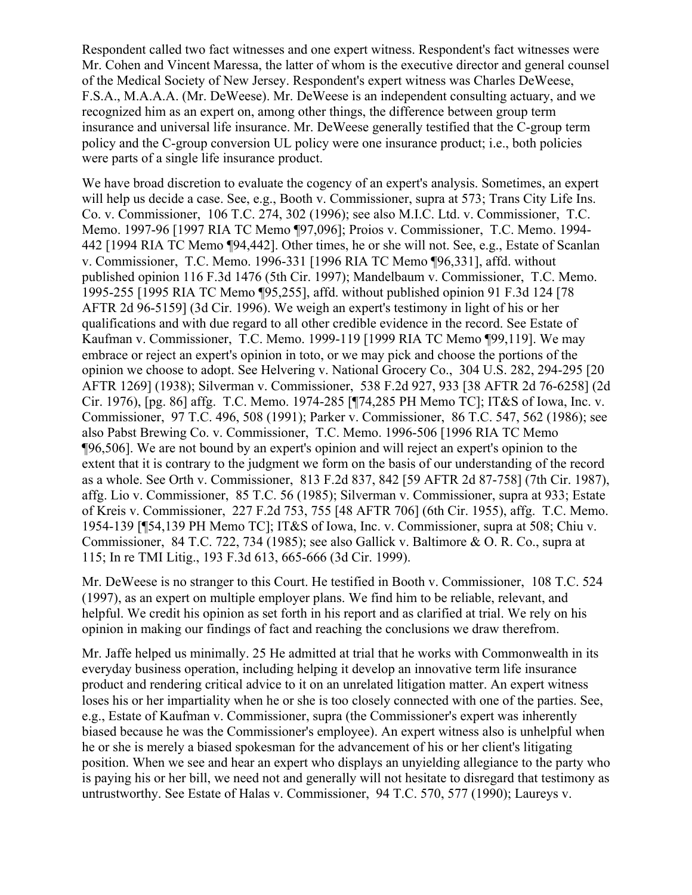Respondent called two fact witnesses and one expert witness. Respondent's fact witnesses were Mr. Cohen and Vincent Maressa, the latter of whom is the executive director and general counsel of the Medical Society of New Jersey. Respondent's expert witness was Charles DeWeese, F.S.A., M.A.A.A. (Mr. DeWeese). Mr. DeWeese is an independent consulting actuary, and we recognized him as an expert on, among other things, the difference between group term insurance and universal life insurance. Mr. DeWeese generally testified that the C-group term policy and the C-group conversion UL policy were one insurance product; i.e., both policies were parts of a single life insurance product.

We have broad discretion to evaluate the cogency of an expert's analysis. Sometimes, an expert will help us decide a case. See, e.g., Booth v. Commissioner, supra at 573; Trans City Life Ins. Co. v. Commissioner, 106 T.C. 274, 302 (1996); see also M.I.C. Ltd. v. Commissioner, T.C. Memo. 1997-96 [1997 RIA TC Memo ¶97,096]; Proios v. Commissioner, T.C. Memo. 1994-442 [1994 RIA TC Memo ¶94,442]. Other times, he or she will not. See, e.g., Estate of Scanlan v. Commissioner, T.C. Memo. 1996-331 [1996 RIA TC Memo ¶96,331], affd. without published opinion 116 F.3d 1476 (5th Cir. 1997); Mandelbaum v. Commissioner, T.C. Memo. 1995-255 [1995 RIA TC Memo ¶95,255], affd. without published opinion 91 F.3d 124 [78 AFTR 2d 96-5159] (3d Cir. 1996). We weigh an expert's testimony in light of his or her qualifications and with due regard to all other credible evidence in the record. See Estate of Kaufman v. Commissioner, T.C. Memo. 1999-119 [1999 RIA TC Memo ¶99,119]. We may embrace or reject an expert's opinion in toto, or we may pick and choose the portions of the opinion we choose to adopt. See Helvering v. National Grocery Co., 304 U.S. 282, 294-295 [20 AFTR 1269] (1938); Silverman v. Commissioner, 538 F.2d 927, 933 [38 AFTR 2d 76-6258] (2d Cir. 1976), [pg. 86] affg. T.C. Memo. 1974-285 [¶74,285 PH Memo TC]; IT&S of Iowa, Inc. v. Commissioner, 97 T.C. 496, 508 (1991); Parker v. Commissioner, 86 T.C. 547, 562 (1986); see also Pabst Brewing Co. v. Commissioner, T.C. Memo. 1996-506 [1996 RIA TC Memo ¶96,506]. We are not bound by an expert's opinion and will reject an expert's opinion to the extent that it is contrary to the judgment we form on the basis of our understanding of the record as a whole. See Orth v. Commissioner, 813 F.2d 837, 842 [59 AFTR 2d 87-758] (7th Cir. 1987), affg. Lio v. Commissioner, 85 T.C. 56 (1985); Silverman v. Commissioner, supra at 933; Estate of Kreis v. Commissioner, 227 F.2d 753, 755 [48 AFTR 706] (6th Cir. 1955), affg. T.C. Memo. 1954-139 [¶54,139 PH Memo TC]; IT&S of Iowa, Inc. v. Commissioner, supra at 508; Chiu v. Commissioner, 84 T.C. 722, 734 (1985); see also Gallick v. Baltimore & O. R. Co., supra at 115; In re TMI Litig., 193 F.3d 613, 665-666 (3d Cir. 1999).

Mr. DeWeese is no stranger to this Court. He testified in Booth v. Commissioner, 108 T.C. 524 (1997), as an expert on multiple employer plans. We find him to be reliable, relevant, and helpful. We credit his opinion as set forth in his report and as clarified at trial. We rely on his opinion in making our findings of fact and reaching the conclusions we draw therefrom.

Mr. Jaffe helped us minimally. 25 He admitted at trial that he works with Commonwealth in its everyday business operation, including helping it develop an innovative term life insurance product and rendering critical advice to it on an unrelated litigation matter. An expert witness loses his or her impartiality when he or she is too closely connected with one of the parties. See, e.g., Estate of Kaufman v. Commissioner, supra (the Commissioner's expert was inherently biased because he was the Commissioner's employee). An expert witness also is unhelpful when he or she is merely a biased spokesman for the advancement of his or her client's litigating position. When we see and hear an expert who displays an unyielding allegiance to the party who is paying his or her bill, we need not and generally will not hesitate to disregard that testimony as untrustworthy. See Estate of Halas v. Commissioner, 94 T.C. 570, 577 (1990); Laureys v.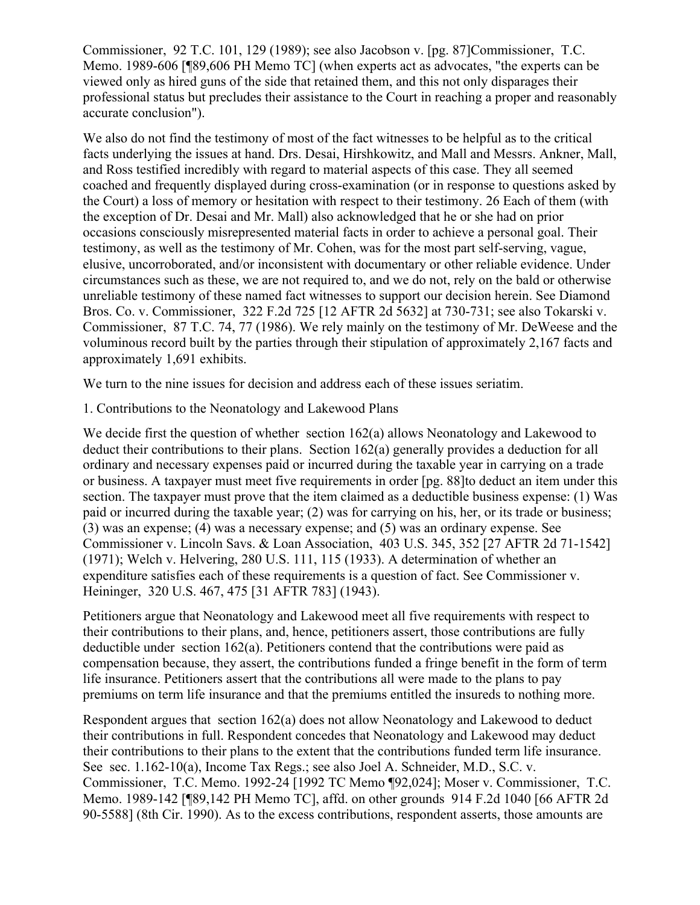Commissioner, 92 T.C. 101, 129 (1989); see also Jacobson v. [pg. 87]Commissioner, T.C. Memo. 1989-606 [¶89,606 PH Memo TC] (when experts act as advocates, "the experts can be viewed only as hired guns of the side that retained them, and this not only disparages their professional status but precludes their assistance to the Court in reaching a proper and reasonably accurate conclusion").

We also do not find the testimony of most of the fact witnesses to be helpful as to the critical facts underlying the issues at hand. Drs. Desai, Hirshkowitz, and Mall and Messrs. Ankner, Mall, and Ross testified incredibly with regard to material aspects of this case. They all seemed coached and frequently displayed during cross-examination (or in response to questions asked by the Court) a loss of memory or hesitation with respect to their testimony. 26 Each of them (with the exception of Dr. Desai and Mr. Mall) also acknowledged that he or she had on prior occasions consciously misrepresented material facts in order to achieve a personal goal. Their testimony, as well as the testimony of Mr. Cohen, was for the most part self-serving, vague, elusive, uncorroborated, and/or inconsistent with documentary or other reliable evidence. Under circumstances such as these, we are not required to, and we do not, rely on the bald or otherwise unreliable testimony of these named fact witnesses to support our decision herein. See Diamond Bros. Co. v. Commissioner, 322 F.2d 725 [12 AFTR 2d 5632] at 730-731; see also Tokarski v. Commissioner, 87 T.C. 74, 77 (1986). We rely mainly on the testimony of Mr. DeWeese and the voluminous record built by the parties through their stipulation of approximately 2,167 facts and approximately 1,691 exhibits.

We turn to the nine issues for decision and address each of these issues seriatim.

1. Contributions to the Neonatology and Lakewood Plans

We decide first the question of whether section 162(a) allows Neonatology and Lakewood to deduct their contributions to their plans. Section 162(a) generally provides a deduction for all ordinary and necessary expenses paid or incurred during the taxable year in carrying on a trade or business. A taxpayer must meet five requirements in order [pg. 88]to deduct an item under this section. The taxpayer must prove that the item claimed as a deductible business expense: (1) Was paid or incurred during the taxable year; (2) was for carrying on his, her, or its trade or business; (3) was an expense; (4) was a necessary expense; and (5) was an ordinary expense. See Commissioner v. Lincoln Savs. & Loan Association, 403 U.S. 345, 352 [27 AFTR 2d 71-1542] (1971); Welch v. Helvering, 280 U.S. 111, 115 (1933). A determination of whether an expenditure satisfies each of these requirements is a question of fact. See Commissioner v. Heininger, 320 U.S. 467, 475 [31 AFTR 783] (1943).

Petitioners argue that Neonatology and Lakewood meet all five requirements with respect to their contributions to their plans, and, hence, petitioners assert, those contributions are fully deductible under section 162(a). Petitioners contend that the contributions were paid as compensation because, they assert, the contributions funded a fringe benefit in the form of term life insurance. Petitioners assert that the contributions all were made to the plans to pay premiums on term life insurance and that the premiums entitled the insureds to nothing more.

Respondent argues that section 162(a) does not allow Neonatology and Lakewood to deduct their contributions in full. Respondent concedes that Neonatology and Lakewood may deduct their contributions to their plans to the extent that the contributions funded term life insurance. See sec. 1.162-10(a), Income Tax Regs.; see also Joel A. Schneider, M.D., S.C. v. Commissioner, T.C. Memo. 1992-24 [1992 TC Memo ¶92,024]; Moser v. Commissioner, T.C. Memo. 1989-142 [¶89,142 PH Memo TC], affd. on other grounds 914 F.2d 1040 [66 AFTR 2d 90-5588] (8th Cir. 1990). As to the excess contributions, respondent asserts, those amounts are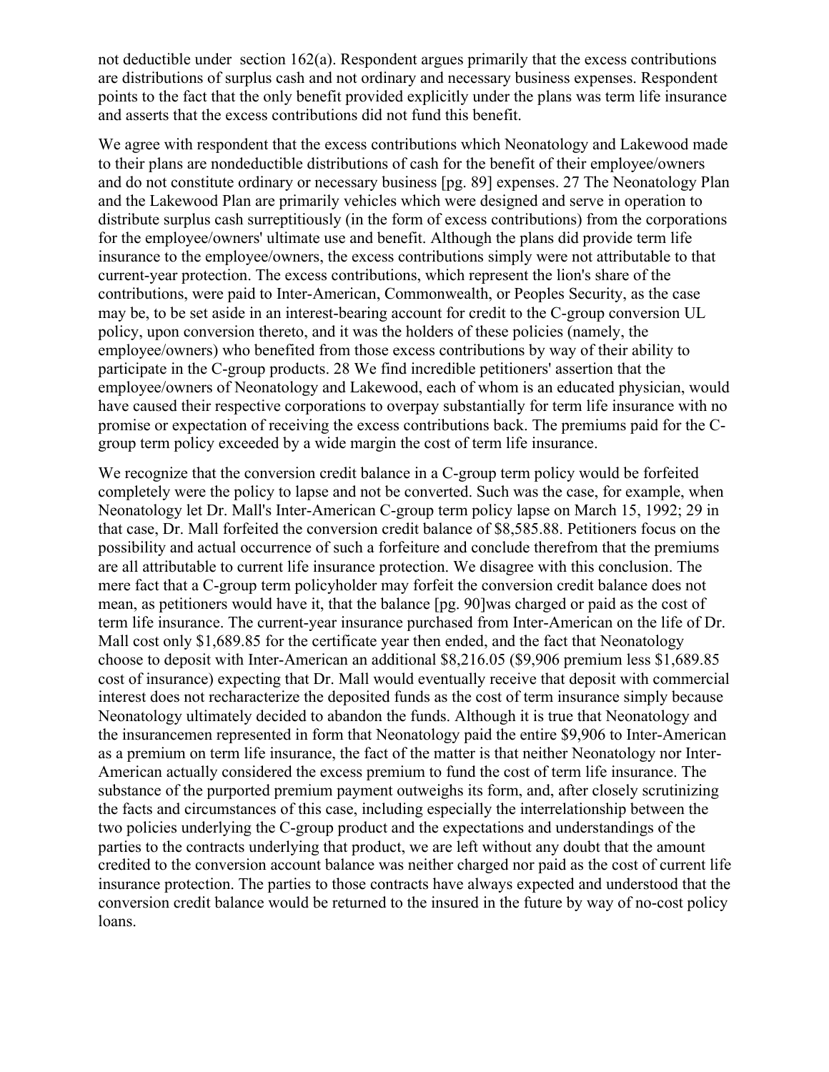not deductible under section 162(a). Respondent argues primarily that the excess contributions are distributions of surplus cash and not ordinary and necessary business expenses. Respondent points to the fact that the only benefit provided explicitly under the plans was term life insurance and asserts that the excess contributions did not fund this benefit.

We agree with respondent that the excess contributions which Neonatology and Lakewood made to their plans are nondeductible distributions of cash for the benefit of their employee/owners and do not constitute ordinary or necessary business [pg. 89] expenses. 27 The Neonatology Plan and the Lakewood Plan are primarily vehicles which were designed and serve in operation to distribute surplus cash surreptitiously (in the form of excess contributions) from the corporations for the employee/owners' ultimate use and benefit. Although the plans did provide term life insurance to the employee/owners, the excess contributions simply were not attributable to that current-year protection. The excess contributions, which represent the lion's share of the contributions, were paid to Inter-American, Commonwealth, or Peoples Security, as the case may be, to be set aside in an interest-bearing account for credit to the C-group conversion UL policy, upon conversion thereto, and it was the holders of these policies (namely, the employee/owners) who benefited from those excess contributions by way of their ability to participate in the C-group products. 28 We find incredible petitioners' assertion that the employee/owners of Neonatology and Lakewood, each of whom is an educated physician, would have caused their respective corporations to overpay substantially for term life insurance with no promise or expectation of receiving the excess contributions back. The premiums paid for the C-group term policy exceeded by a wide margin the cost of term life insurance.

We recognize that the conversion credit balance in a C-group term policy would be forfeited completely were the policy to lapse and not be converted. Such was the case, for example, when Neonatology let Dr. Mall's Inter-American C-group term policy lapse on March 15, 1992; 29 in that case, Dr. Mall forfeited the conversion credit balance of $8,585.88. Petitioners focus on the possibility and actual occurrence of such a forfeiture and conclude therefrom that the premiums are all attributable to current life insurance protection. We disagree with this conclusion. The mere fact that a C-group term policyholder may forfeit the conversion credit balance does not mean, as petitioners would have it, that the balance [pg. 90]was charged or paid as the cost of term life insurance. The current-year insurance purchased from Inter-American on the life of Dr. Mall cost only $1,689.85 for the certificate year then ended, and the fact that Neonatology choose to deposit with Inter-American an additional $8,216.05 ($9,906 premium less $1,689.85 cost of insurance) expecting that Dr. Mall would eventually receive that deposit with commercial interest does not recharacterize the deposited funds as the cost of term insurance simply because Neonatology ultimately decided to abandon the funds. Although it is true that Neonatology and the insurancemen represented in form that Neonatology paid the entire $9,906 to Inter-American as a premium on term life insurance, the fact of the matter is that neither Neonatology nor Inter-American actually considered the excess premium to fund the cost of term life insurance. The substance of the purported premium payment outweighs its form, and, after closely scrutinizing the facts and circumstances of this case, including especially the interrelationship between the two policies underlying the C-group product and the expectations and understandings of the parties to the contracts underlying that product, we are left without any doubt that the amount credited to the conversion account balance was neither charged nor paid as the cost of current life insurance protection. The parties to those contracts have always expected and understood that the conversion credit balance would be returned to the insured in the future by way of no-cost policy loans.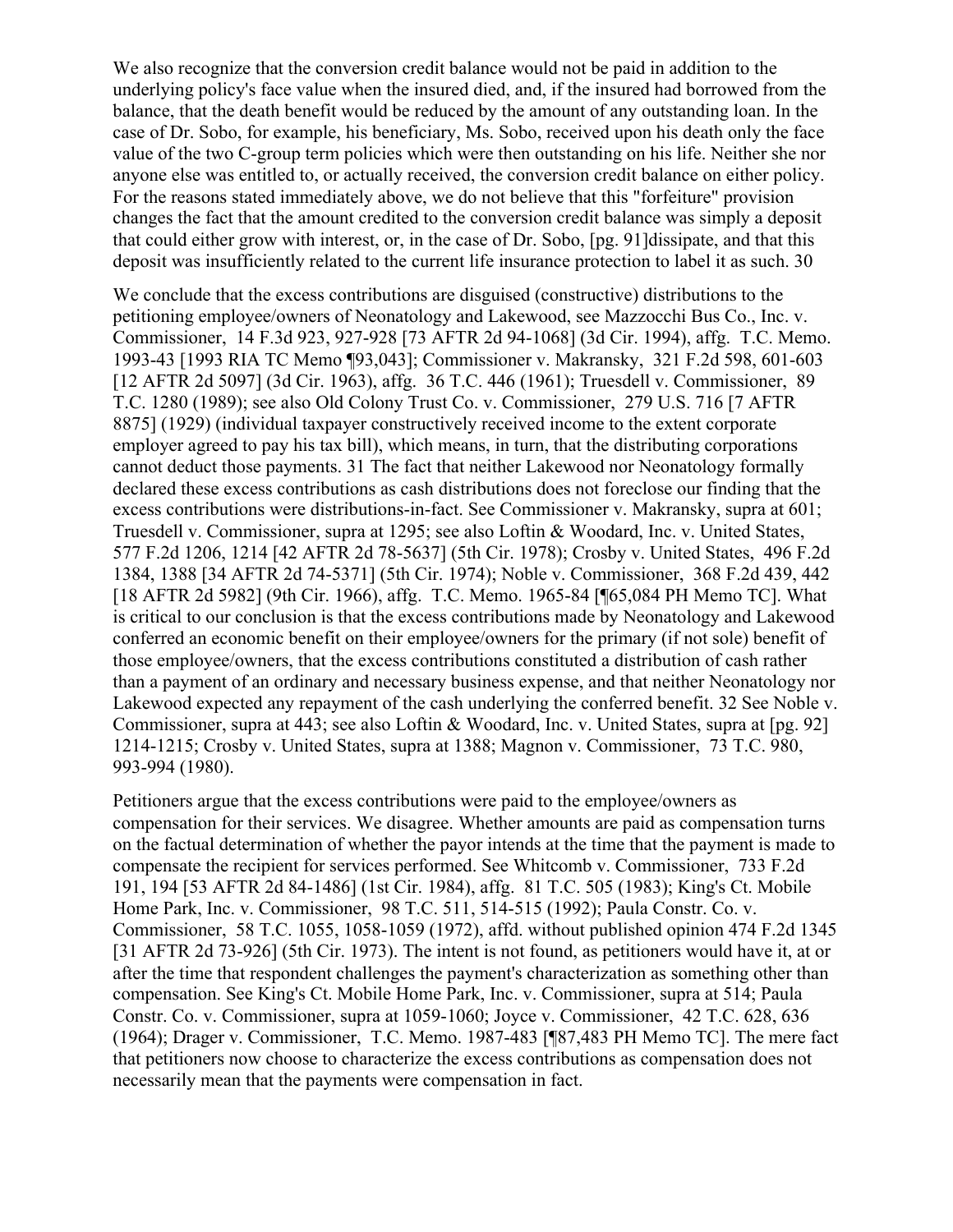We also recognize that the conversion credit balance would not be paid in addition to the underlying policy's face value when the insured died, and, if the insured had borrowed from the balance, that the death benefit would be reduced by the amount of any outstanding loan. In the case of Dr. Sobo, for example, his beneficiary, Ms. Sobo, received upon his death only the face value of the two C-group term policies which were then outstanding on his life. Neither she nor anyone else was entitled to, or actually received, the conversion credit balance on either policy. For the reasons stated immediately above, we do not believe that this "forfeiture" provision changes the fact that the amount credited to the conversion credit balance was simply a deposit that could either grow with interest, or, in the case of Dr. Sobo, [pg. 91]dissipate, and that this deposit was insufficiently related to the current life insurance protection to label it as such. 30

We conclude that the excess contributions are disguised (constructive) distributions to the petitioning employee/owners of Neonatology and Lakewood, see Mazzocchi Bus Co., Inc. v. Commissioner, 14 F.3d 923, 927-928 [73 AFTR 2d 94-1068] (3d Cir. 1994), affg. T.C. Memo. 1993-43 [1993 RIA TC Memo ¶93,043]; Commissioner v. Makransky, 321 F.2d 598, 601-603 [12 AFTR 2d 5097] (3d Cir. 1963), affg. 36 T.C. 446 (1961); Truesdell v. Commissioner, 89 T.C. 1280 (1989); see also Old Colony Trust Co. v. Commissioner, 279 U.S. 716 [7 AFTR 8875] (1929) (individual taxpayer constructively received income to the extent corporate employer agreed to pay his tax bill), which means, in turn, that the distributing corporations cannot deduct those payments. 31 The fact that neither Lakewood nor Neonatology formally declared these excess contributions as cash distributions does not foreclose our finding that the excess contributions were distributions-in-fact. See Commissioner v. Makransky, supra at 601; Truesdell v. Commissioner, supra at 1295; see also Loftin & Woodard, Inc. v. United States, 577 F.2d 1206, 1214 [42 AFTR 2d 78-5637] (5th Cir. 1978); Crosby v. United States, 496 F.2d 1384, 1388 [34 AFTR 2d 74-5371] (5th Cir. 1974); Noble v. Commissioner, 368 F.2d 439, 442 [18 AFTR 2d 5982] (9th Cir. 1966), affg. T.C. Memo. 1965-84 [¶65,084 PH Memo TC]. What is critical to our conclusion is that the excess contributions made by Neonatology and Lakewood conferred an economic benefit on their employee/owners for the primary (if not sole) benefit of those employee/owners, that the excess contributions constituted a distribution of cash rather than a payment of an ordinary and necessary business expense, and that neither Neonatology nor Lakewood expected any repayment of the cash underlying the conferred benefit. 32 See Noble v. Commissioner, supra at 443; see also Loftin & Woodard, Inc. v. United States, supra at [pg. 92] 1214-1215; Crosby v. United States, supra at 1388; Magnon v. Commissioner, 73 T.C. 980, 993-994 (1980).

Petitioners argue that the excess contributions were paid to the employee/owners as compensation for their services. We disagree. Whether amounts are paid as compensation turns on the factual determination of whether the payor intends at the time that the payment is made to compensate the recipient for services performed. See Whitcomb v. Commissioner, 733 F.2d 191, 194 [53 AFTR 2d 84-1486] (1st Cir. 1984), affg. 81 T.C. 505 (1983); King's Ct. Mobile Home Park, Inc. v. Commissioner, 98 T.C. 511, 514-515 (1992); Paula Constr. Co. v. Commissioner, 58 T.C. 1055, 1058-1059 (1972), affd. without published opinion 474 F.2d 1345 [31 AFTR 2d 73-926] (5th Cir. 1973). The intent is not found, as petitioners would have it, at or after the time that respondent challenges the payment's characterization as something other than compensation. See King's Ct. Mobile Home Park, Inc. v. Commissioner, supra at 514; Paula Constr. Co. v. Commissioner, supra at 1059-1060; Joyce v. Commissioner, 42 T.C. 628, 636 (1964); Drager v. Commissioner, T.C. Memo. 1987-483 [¶87,483 PH Memo TC]. The mere fact that petitioners now choose to characterize the excess contributions as compensation does not necessarily mean that the payments were compensation in fact.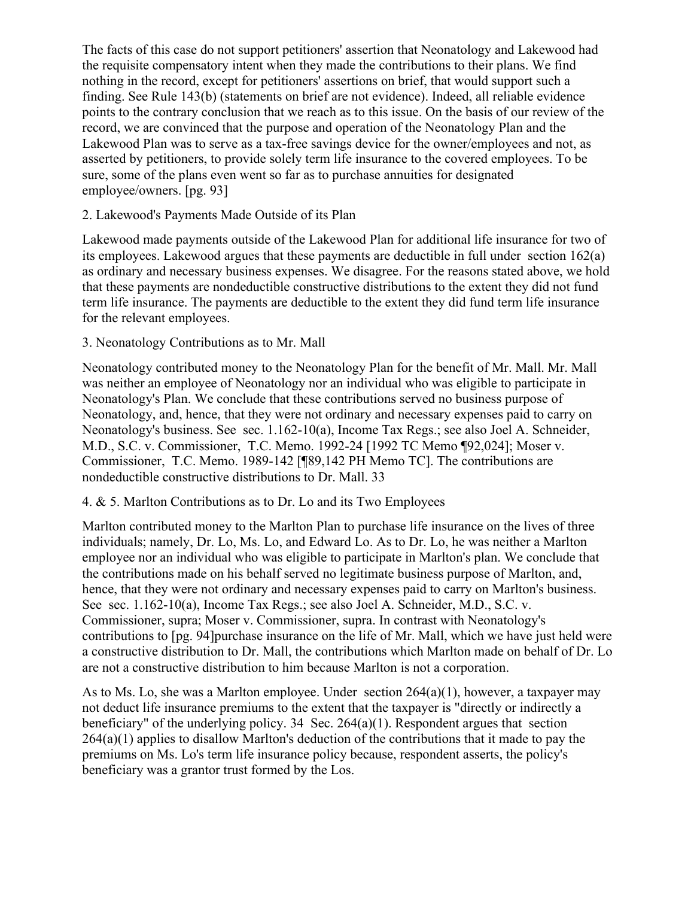The facts of this case do not support petitioners' assertion that Neonatology and Lakewood had the requisite compensatory intent when they made the contributions to their plans. We find nothing in the record, except for petitioners' assertions on brief, that would support such a finding. See Rule 143(b) (statements on brief are not evidence). Indeed, all reliable evidence points to the contrary conclusion that we reach as to this issue. On the basis of our review of the record, we are convinced that the purpose and operation of the Neonatology Plan and the Lakewood Plan was to serve as a tax-free savings device for the owner/employees and not, as asserted by petitioners, to provide solely term life insurance to the covered employees. To be sure, some of the plans even went so far as to purchase annuities for designated employee/owners. [pg. 93]

2. Lakewood's Payments Made Outside of its Plan

Lakewood made payments outside of the Lakewood Plan for additional life insurance for two of its employees. Lakewood argues that these payments are deductible in full under section 162(a) as ordinary and necessary business expenses. We disagree. For the reasons stated above, we hold that these payments are nondeductible constructive distributions to the extent they did not fund term life insurance. The payments are deductible to the extent they did fund term life insurance for the relevant employees.

3. Neonatology Contributions as to Mr. Mall

Neonatology contributed money to the Neonatology Plan for the benefit of Mr. Mall. Mr. Mall was neither an employee of Neonatology nor an individual who was eligible to participate in Neonatology's Plan. We conclude that these contributions served no business purpose of Neonatology, and, hence, that they were not ordinary and necessary expenses paid to carry on Neonatology's business. See sec. 1.162-10(a), Income Tax Regs.; see also Joel A. Schneider, M.D., S.C. v. Commissioner, T.C. Memo. 1992-24 [1992 TC Memo ¶92,024]; Moser v. Commissioner, T.C. Memo. 1989-142 [¶89,142 PH Memo TC]. The contributions are nondeductible constructive distributions to Dr. Mall. 33

4. & 5. Marlton Contributions as to Dr. Lo and its Two Employees

Marlton contributed money to the Marlton Plan to purchase life insurance on the lives of three individuals; namely, Dr. Lo, Ms. Lo, and Edward Lo. As to Dr. Lo, he was neither a Marlton employee nor an individual who was eligible to participate in Marlton's plan. We conclude that the contributions made on his behalf served no legitimate business purpose of Marlton, and, hence, that they were not ordinary and necessary expenses paid to carry on Marlton's business. See sec. 1.162-10(a), Income Tax Regs.; see also Joel A. Schneider, M.D., S.C. v. Commissioner, supra; Moser v. Commissioner, supra. In contrast with Neonatology's contributions to [pg. 94]purchase insurance on the life of Mr. Mall, which we have just held were a constructive distribution to Dr. Mall, the contributions which Marlton made on behalf of Dr. Lo are not a constructive distribution to him because Marlton is not a corporation.

As to Ms. Lo, she was a Marlton employee. Under section 264(a)(1), however, a taxpayer may not deduct life insurance premiums to the extent that the taxpayer is "directly or indirectly a beneficiary" of the underlying policy. 34 Sec. 264(a)(1). Respondent argues that section 264(a)(1) applies to disallow Marlton's deduction of the contributions that it made to pay the premiums on Ms. Lo's term life insurance policy because, respondent asserts, the policy's beneficiary was a grantor trust formed by the Los.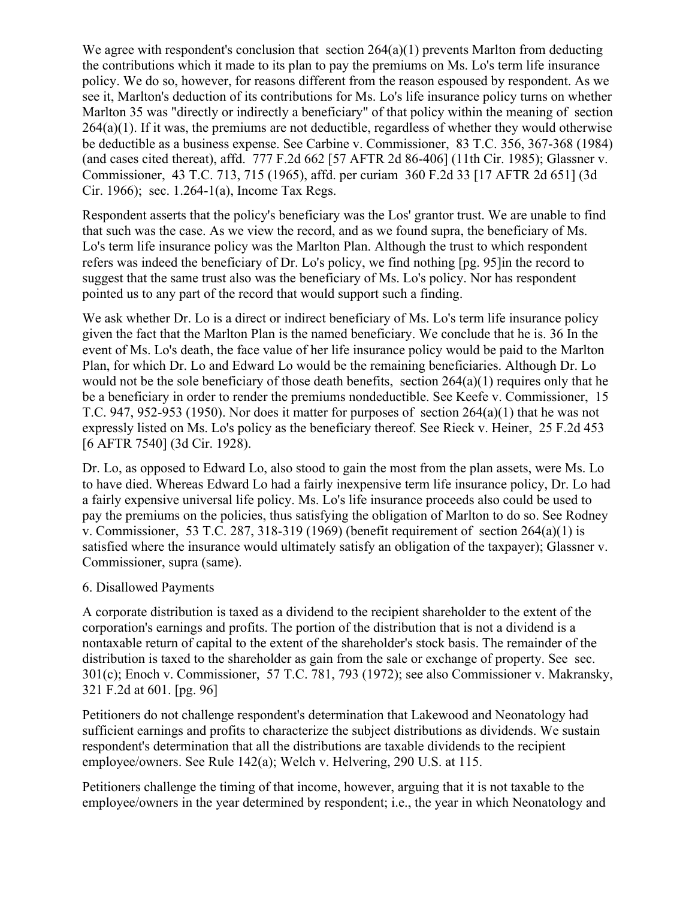We agree with respondent's conclusion that section 264(a)(1) prevents Marlton from deducting the contributions which it made to its plan to pay the premiums on Ms. Lo's term life insurance policy. We do so, however, for reasons different from the reason espoused by respondent. As we see it, Marlton's deduction of its contributions for Ms. Lo's life insurance policy turns on whether Marlton 35 was "directly or indirectly a beneficiary" of that policy within the meaning of section 264(a)(1). If it was, the premiums are not deductible, regardless of whether they would otherwise be deductible as a business expense. See Carbine v. Commissioner, 83 T.C. 356, 367-368 (1984) (and cases cited thereat), affd. 777 F.2d 662 [57 AFTR 2d 86-406] (11th Cir. 1985); Glassner v. Commissioner, 43 T.C. 713, 715 (1965), affd. per curiam 360 F.2d 33 [17 AFTR 2d 651] (3d Cir. 1966); sec. 1.264-1(a), Income Tax Regs.

Respondent asserts that the policy's beneficiary was the Los' grantor trust. We are unable to find that such was the case. As we view the record, and as we found supra, the beneficiary of Ms. Lo's term life insurance policy was the Marlton Plan. Although the trust to which respondent refers was indeed the beneficiary of Dr. Lo's policy, we find nothing [pg. 95]in the record to suggest that the same trust also was the beneficiary of Ms. Lo's policy. Nor has respondent pointed us to any part of the record that would support such a finding.

We ask whether Dr. Lo is a direct or indirect beneficiary of Ms. Lo's term life insurance policy given the fact that the Marlton Plan is the named beneficiary. We conclude that he is. 36 In the event of Ms. Lo's death, the face value of her life insurance policy would be paid to the Marlton Plan, for which Dr. Lo and Edward Lo would be the remaining beneficiaries. Although Dr. Lo would not be the sole beneficiary of those death benefits, section 264(a)(1) requires only that he be a beneficiary in order to render the premiums nondeductible. See Keefe v. Commissioner, 15 T.C. 947, 952-953 (1950). Nor does it matter for purposes of section 264(a)(1) that he was not expressly listed on Ms. Lo's policy as the beneficiary thereof. See Rieck v. Heiner, 25 F.2d 453 [6 AFTR 7540] (3d Cir. 1928).

Dr. Lo, as opposed to Edward Lo, also stood to gain the most from the plan assets, were Ms. Lo to have died. Whereas Edward Lo had a fairly inexpensive term life insurance policy, Dr. Lo had a fairly expensive universal life policy. Ms. Lo's life insurance proceeds also could be used to pay the premiums on the policies, thus satisfying the obligation of Marlton to do so. See Rodney v. Commissioner, 53 T.C. 287, 318-319 (1969) (benefit requirement of section 264(a)(1) is satisfied where the insurance would ultimately satisfy an obligation of the taxpayer); Glassner v. Commissioner, supra (same).

6. Disallowed Payments

A corporate distribution is taxed as a dividend to the recipient shareholder to the extent of the corporation's earnings and profits. The portion of the distribution that is not a dividend is a nontaxable return of capital to the extent of the shareholder's stock basis. The remainder of the distribution is taxed to the shareholder as gain from the sale or exchange of property. See sec. 301(c); Enoch v. Commissioner, 57 T.C. 781, 793 (1972); see also Commissioner v. Makransky, 321 F.2d at 601. [pg. 96]

Petitioners do not challenge respondent's determination that Lakewood and Neonatology had sufficient earnings and profits to characterize the subject distributions as dividends. We sustain respondent's determination that all the distributions are taxable dividends to the recipient employee/owners. See Rule 142(a); Welch v. Helvering, 290 U.S. at 115.

Petitioners challenge the timing of that income, however, arguing that it is not taxable to the employee/owners in the year determined by respondent; i.e., the year in which Neonatology and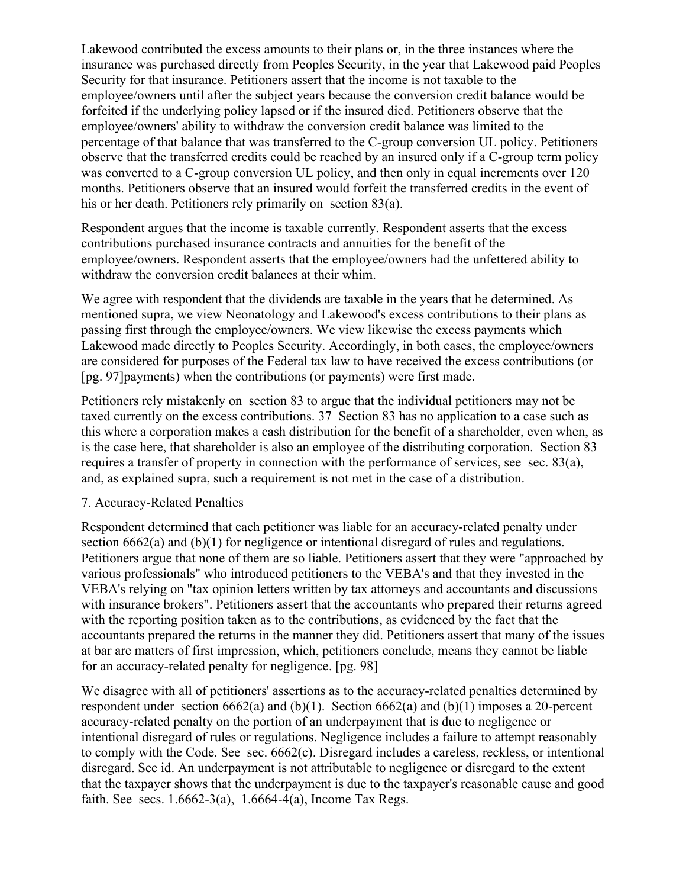Lakewood contributed the excess amounts to their plans or, in the three instances where the insurance was purchased directly from Peoples Security, in the year that Lakewood paid Peoples Security for that insurance. Petitioners assert that the income is not taxable to the employee/owners until after the subject years because the conversion credit balance would be forfeited if the underlying policy lapsed or if the insured died. Petitioners observe that the employee/owners' ability to withdraw the conversion credit balance was limited to the percentage of that balance that was transferred to the C-group conversion UL policy. Petitioners observe that the transferred credits could be reached by an insured only if a C-group term policy was converted to a C-group conversion UL policy, and then only in equal increments over 120 months. Petitioners observe that an insured would forfeit the transferred credits in the event of his or her death. Petitioners rely primarily on section 83(a).

Respondent argues that the income is taxable currently. Respondent asserts that the excess contributions purchased insurance contracts and annuities for the benefit of the employee/owners. Respondent asserts that the employee/owners had the unfettered ability to withdraw the conversion credit balances at their whim.

We agree with respondent that the dividends are taxable in the years that he determined. As mentioned supra, we view Neonatology and Lakewood's excess contributions to their plans as passing first through the employee/owners. We view likewise the excess payments which Lakewood made directly to Peoples Security. Accordingly, in both cases, the employee/owners are considered for purposes of the Federal tax law to have received the excess contributions (or [pg. 97]payments) when the contributions (or payments) were first made.

Petitioners rely mistakenly on section 83 to argue that the individual petitioners may not be taxed currently on the excess contributions. 37 Section 83 has no application to a case such as this where a corporation makes a cash distribution for the benefit of a shareholder, even when, as is the case here, that shareholder is also an employee of the distributing corporation. Section 83 requires a transfer of property in connection with the performance of services, see sec. 83(a), and, as explained supra, such a requirement is not met in the case of a distribution.

7. Accuracy-Related Penalties

Respondent determined that each petitioner was liable for an accuracy-related penalty under section 6662(a) and (b)(1) for negligence or intentional disregard of rules and regulations. Petitioners argue that none of them are so liable. Petitioners assert that they were "approached by various professionals" who introduced petitioners to the VEBA's and that they invested in the VEBA's relying on "tax opinion letters written by tax attorneys and accountants and discussions with insurance brokers". Petitioners assert that the accountants who prepared their returns agreed with the reporting position taken as to the contributions, as evidenced by the fact that the accountants prepared the returns in the manner they did. Petitioners assert that many of the issues at bar are matters of first impression, which, petitioners conclude, means they cannot be liable for an accuracy-related penalty for negligence. [pg. 98]

We disagree with all of petitioners' assertions as to the accuracy-related penalties determined by respondent under section 6662(a) and (b)(1). Section 6662(a) and (b)(1) imposes a 20-percent accuracy-related penalty on the portion of an underpayment that is due to negligence or intentional disregard of rules or regulations. Negligence includes a failure to attempt reasonably to comply with the Code. See sec. 6662(c). Disregard includes a careless, reckless, or intentional disregard. See id. An underpayment is not attributable to negligence or disregard to the extent that the taxpayer shows that the underpayment is due to the taxpayer's reasonable cause and good faith. See secs. 1.6662-3(a), 1.6664-4(a), Income Tax Regs.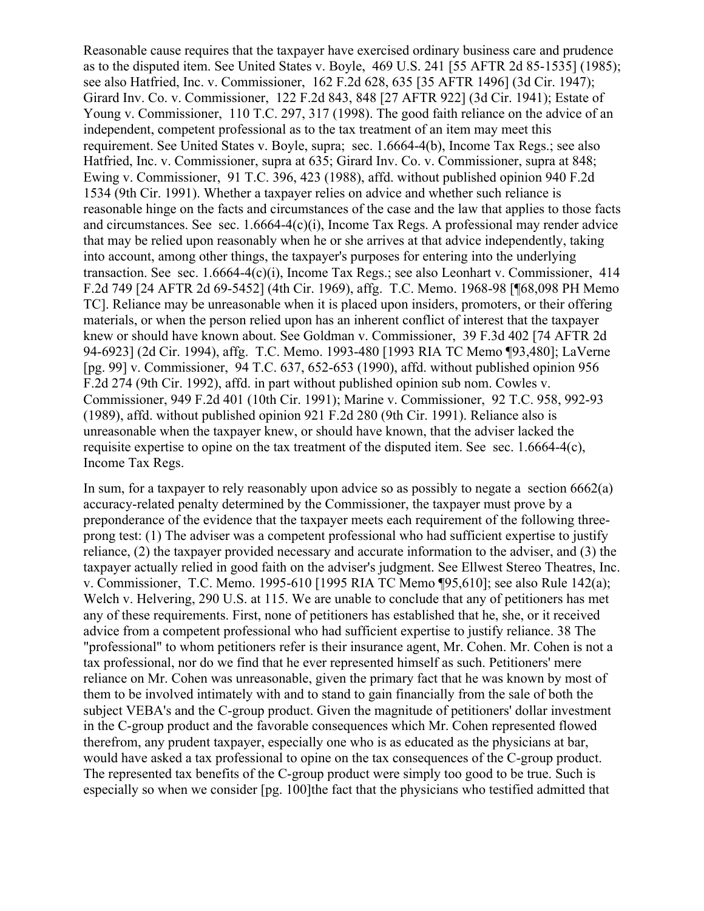Reasonable cause requires that the taxpayer have exercised ordinary business care and prudence as to the disputed item. See United States v. Boyle, 469 U.S. 241 [55 AFTR 2d 85-1535] (1985); see also Hatfried, Inc. v. Commissioner, 162 F.2d 628, 635 [35 AFTR 1496] (3d Cir. 1947); Girard Inv. Co. v. Commissioner, 122 F.2d 843, 848 [27 AFTR 922] (3d Cir. 1941); Estate of Young v. Commissioner, 110 T.C. 297, 317 (1998). The good faith reliance on the advice of an independent, competent professional as to the tax treatment of an item may meet this requirement. See United States v. Boyle, supra; sec. 1.6664-4(b), Income Tax Regs.; see also Hatfried, Inc. v. Commissioner, supra at 635; Girard Inv. Co. v. Commissioner, supra at 848; Ewing v. Commissioner, 91 T.C. 396, 423 (1988), affd. without published opinion 940 F.2d 1534 (9th Cir. 1991). Whether a taxpayer relies on advice and whether such reliance is reasonable hinge on the facts and circumstances of the case and the law that applies to those facts and circumstances. See sec. 1.6664-4(c)(i), Income Tax Regs. A professional may render advice that may be relied upon reasonably when he or she arrives at that advice independently, taking into account, among other things, the taxpayer's purposes for entering into the underlying transaction. See sec. 1.6664-4(c)(i), Income Tax Regs.; see also Leonhart v. Commissioner, 414 F.2d 749 [24 AFTR 2d 69-5452] (4th Cir. 1969), affg. T.C. Memo. 1968-98 [¶68,098 PH Memo TC]. Reliance may be unreasonable when it is placed upon insiders, promoters, or their offering materials, or when the person relied upon has an inherent conflict of interest that the taxpayer knew or should have known about. See Goldman v. Commissioner, 39 F.3d 402 [74 AFTR 2d 94-6923] (2d Cir. 1994), affg. T.C. Memo. 1993-480 [1993 RIA TC Memo ¶93,480]; LaVerne [pg. 99] v. Commissioner, 94 T.C. 637, 652-653 (1990), affd. without published opinion 956 F.2d 274 (9th Cir. 1992), affd. in part without published opinion sub nom. Cowles v. Commissioner, 949 F.2d 401 (10th Cir. 1991); Marine v. Commissioner, 92 T.C. 958, 992-93 (1989), affd. without published opinion 921 F.2d 280 (9th Cir. 1991). Reliance also is unreasonable when the taxpayer knew, or should have known, that the adviser lacked the requisite expertise to opine on the tax treatment of the disputed item. See sec. 1.6664-4(c), Income Tax Regs.

In sum, for a taxpayer to rely reasonably upon advice so as possibly to negate a section 6662(a) accuracy-related penalty determined by the Commissioner, the taxpayer must prove by a preponderance of the evidence that the taxpayer meets each requirement of the following three-prong test: (1) The adviser was a competent professional who had sufficient expertise to justify reliance, (2) the taxpayer provided necessary and accurate information to the adviser, and (3) the taxpayer actually relied in good faith on the adviser's judgment. See Ellwest Stereo Theatres, Inc. v. Commissioner, T.C. Memo. 1995-610 [1995 RIA TC Memo ¶95,610]; see also Rule 142(a); Welch v. Helvering, 290 U.S. at 115. We are unable to conclude that any of petitioners has met any of these requirements. First, none of petitioners has established that he, she, or it received advice from a competent professional who had sufficient expertise to justify reliance. 38 The "professional" to whom petitioners refer is their insurance agent, Mr. Cohen. Mr. Cohen is not a tax professional, nor do we find that he ever represented himself as such. Petitioners' mere reliance on Mr. Cohen was unreasonable, given the primary fact that he was known by most of them to be involved intimately with and to stand to gain financially from the sale of both the subject VEBA's and the C-group product. Given the magnitude of petitioners' dollar investment in the C-group product and the favorable consequences which Mr. Cohen represented flowed therefrom, any prudent taxpayer, especially one who is as educated as the physicians at bar, would have asked a tax professional to opine on the tax consequences of the C-group product. The represented tax benefits of the C-group product were simply too good to be true. Such is especially so when we consider [pg. 100]the fact that the physicians who testified admitted that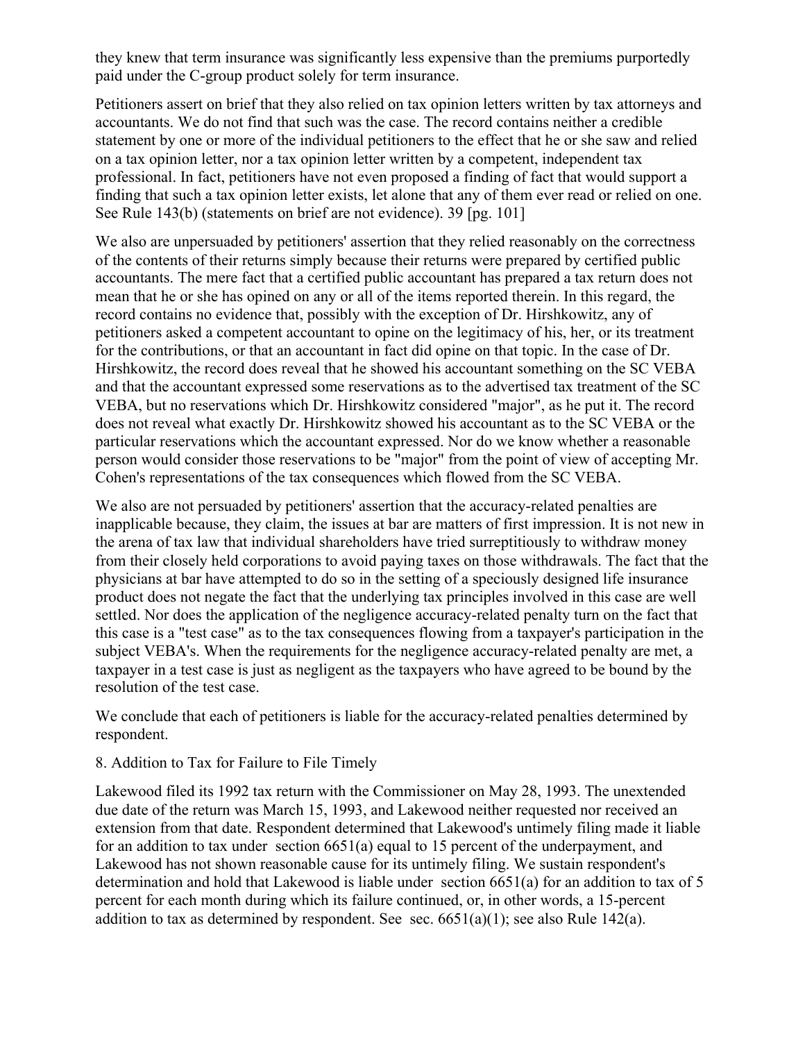they knew that term insurance was significantly less expensive than the premiums purportedly paid under the C-group product solely for term insurance.

Petitioners assert on brief that they also relied on tax opinion letters written by tax attorneys and accountants. We do not find that such was the case. The record contains neither a credible statement by one or more of the individual petitioners to the effect that he or she saw and relied on a tax opinion letter, nor a tax opinion letter written by a competent, independent tax professional. In fact, petitioners have not even proposed a finding of fact that would support a finding that such a tax opinion letter exists, let alone that any of them ever read or relied on one. See Rule 143(b) (statements on brief are not evidence). 39 [pg. 101]

We also are unpersuaded by petitioners' assertion that they relied reasonably on the correctness of the contents of their returns simply because their returns were prepared by certified public accountants. The mere fact that a certified public accountant has prepared a tax return does not mean that he or she has opined on any or all of the items reported therein. In this regard, the record contains no evidence that, possibly with the exception of Dr. Hirshkowitz, any of petitioners asked a competent accountant to opine on the legitimacy of his, her, or its treatment for the contributions, or that an accountant in fact did opine on that topic. In the case of Dr. Hirshkowitz, the record does reveal that he showed his accountant something on the SC VEBA and that the accountant expressed some reservations as to the advertised tax treatment of the SC VEBA, but no reservations which Dr. Hirshkowitz considered "major", as he put it. The record does not reveal what exactly Dr. Hirshkowitz showed his accountant as to the SC VEBA or the particular reservations which the accountant expressed. Nor do we know whether a reasonable person would consider those reservations to be "major" from the point of view of accepting Mr. Cohen's representations of the tax consequences which flowed from the SC VEBA.

We also are not persuaded by petitioners' assertion that the accuracy-related penalties are inapplicable because, they claim, the issues at bar are matters of first impression. It is not new in the arena of tax law that individual shareholders have tried surreptitiously to withdraw money from their closely held corporations to avoid paying taxes on those withdrawals. The fact that the physicians at bar have attempted to do so in the setting of a speciously designed life insurance product does not negate the fact that the underlying tax principles involved in this case are well settled. Nor does the application of the negligence accuracy-related penalty turn on the fact that this case is a "test case" as to the tax consequences flowing from a taxpayer's participation in the subject VEBA's. When the requirements for the negligence accuracy-related penalty are met, a taxpayer in a test case is just as negligent as the taxpayers who have agreed to be bound by the resolution of the test case.

We conclude that each of petitioners is liable for the accuracy-related penalties determined by respondent.

8. Addition to Tax for Failure to File Timely

Lakewood filed its 1992 tax return with the Commissioner on May 28, 1993. The unextended due date of the return was March 15, 1993, and Lakewood neither requested nor received an extension from that date. Respondent determined that Lakewood's untimely filing made it liable for an addition to tax under section 6651(a) equal to 15 percent of the underpayment, and Lakewood has not shown reasonable cause for its untimely filing. We sustain respondent's determination and hold that Lakewood is liable under section 6651(a) for an addition to tax of 5 percent for each month during which its failure continued, or, in other words, a 15-percent addition to tax as determined by respondent. See sec. 6651(a)(1); see also Rule 142(a).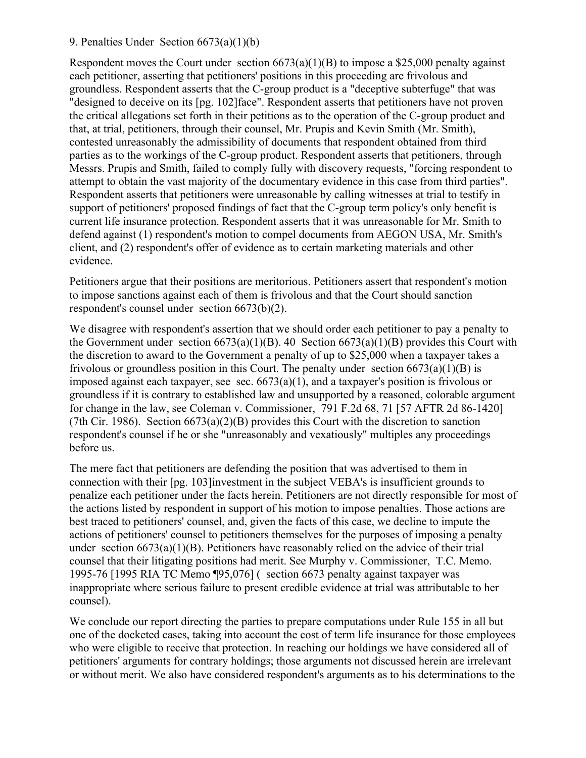9. Penalties Under Section 6673(a)(1)(b)

Respondent moves the Court under section 6673(a)(1)(B) to impose a $25,000 penalty against each petitioner, asserting that petitioners' positions in this proceeding are frivolous and groundless. Respondent asserts that the C-group product is a "deceptive subterfuge" that was "designed to deceive on its [pg. 102]face". Respondent asserts that petitioners have not proven the critical allegations set forth in their petitions as to the operation of the C-group product and that, at trial, petitioners, through their counsel, Mr. Prupis and Kevin Smith (Mr. Smith), contested unreasonably the admissibility of documents that respondent obtained from third parties as to the workings of the C-group product. Respondent asserts that petitioners, through Messrs. Prupis and Smith, failed to comply fully with discovery requests, "forcing respondent to attempt to obtain the vast majority of the documentary evidence in this case from third parties". Respondent asserts that petitioners were unreasonable by calling witnesses at trial to testify in support of petitioners' proposed findings of fact that the C-group term policy's only benefit is current life insurance protection. Respondent asserts that it was unreasonable for Mr. Smith to defend against (1) respondent's motion to compel documents from AEGON USA, Mr. Smith's client, and (2) respondent's offer of evidence as to certain marketing materials and other evidence.

Petitioners argue that their positions are meritorious. Petitioners assert that respondent's motion to impose sanctions against each of them is frivolous and that the Court should sanction respondent's counsel under section 6673(b)(2).

We disagree with respondent's assertion that we should order each petitioner to pay a penalty to the Government under section 6673(a)(1)(B). 40 Section 6673(a)(1)(B) provides this Court with the discretion to award to the Government a penalty of up to $25,000 when a taxpayer takes a frivolous or groundless position in this Court. The penalty under section 6673(a)(1)(B) is imposed against each taxpayer, see sec. 6673(a)(1), and a taxpayer's position is frivolous or groundless if it is contrary to established law and unsupported by a reasoned, colorable argument for change in the law, see Coleman v. Commissioner, 791 F.2d 68, 71 [57 AFTR 2d 86-1420] (7th Cir. 1986). Section 6673(a)(2)(B) provides this Court with the discretion to sanction respondent's counsel if he or she "unreasonably and vexatiously" multiples any proceedings before us.

The mere fact that petitioners are defending the position that was advertised to them in connection with their [pg. 103]investment in the subject VEBA's is insufficient grounds to penalize each petitioner under the facts herein. Petitioners are not directly responsible for most of the actions listed by respondent in support of his motion to impose penalties. Those actions are best traced to petitioners' counsel, and, given the facts of this case, we decline to impute the actions of petitioners' counsel to petitioners themselves for the purposes of imposing a penalty under section 6673(a)(1)(B). Petitioners have reasonably relied on the advice of their trial counsel that their litigating positions had merit. See Murphy v. Commissioner, T.C. Memo. 1995-76 [1995 RIA TC Memo ¶95,076] ( section 6673 penalty against taxpayer was inappropriate where serious failure to present credible evidence at trial was attributable to her counsel).

We conclude our report directing the parties to prepare computations under Rule 155 in all but one of the docketed cases, taking into account the cost of term life insurance for those employees who were eligible to receive that protection. In reaching our holdings we have considered all of petitioners' arguments for contrary holdings; those arguments not discussed herein are irrelevant or without merit. We also have considered respondent's arguments as to his determinations to the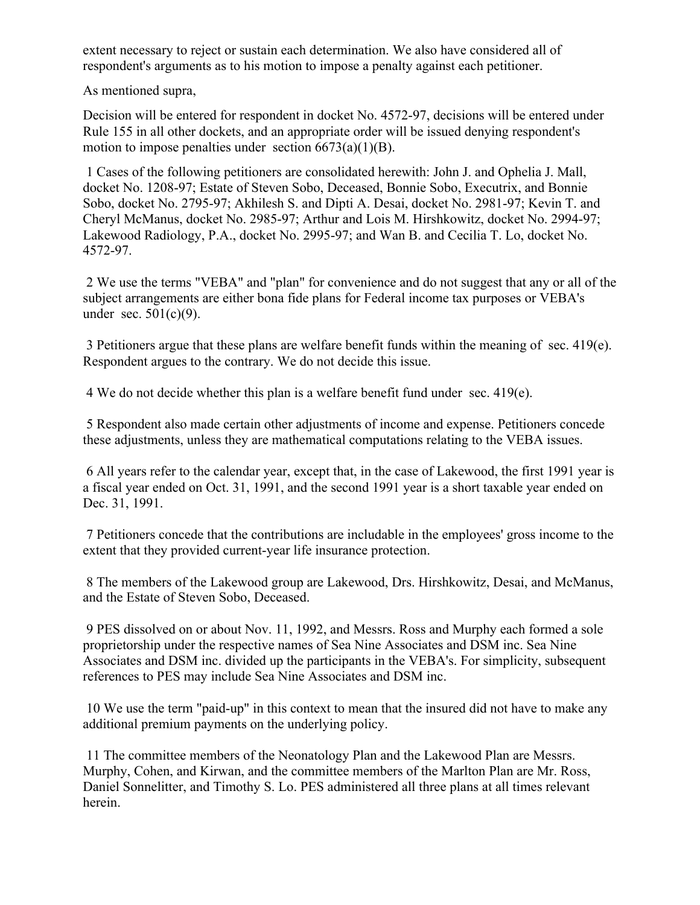extent necessary to reject or sustain each determination. We also have considered all of respondent's arguments as to his motion to impose a penalty against each petitioner.

As mentioned supra,

Decision will be entered for respondent in docket No. 4572-97, decisions will be entered under Rule 155 in all other dockets, and an appropriate order will be issued denying respondent's motion to impose penalties under section 6673(a)(1)(B).

1 Cases of the following petitioners are consolidated herewith: John J. and Ophelia J. Mall, docket No. 1208-97; Estate of Steven Sobo, Deceased, Bonnie Sobo, Executrix, and Bonnie Sobo, docket No. 2795-97; Akhilesh S. and Dipti A. Desai, docket No. 2981-97; Kevin T. and Cheryl McManus, docket No. 2985-97; Arthur and Lois M. Hirshkowitz, docket No. 2994-97; Lakewood Radiology, P.A., docket No. 2995-97; and Wan B. and Cecilia T. Lo, docket No. 4572-97.

2 We use the terms "VEBA" and "plan" for convenience and do not suggest that any or all of the subject arrangements are either bona fide plans for Federal income tax purposes or VEBA's under sec. 501(c)(9).

3 Petitioners argue that these plans are welfare benefit funds within the meaning of sec. 419(e). Respondent argues to the contrary. We do not decide this issue.

4 We do not decide whether this plan is a welfare benefit fund under sec. 419(e).

5 Respondent also made certain other adjustments of income and expense. Petitioners concede these adjustments, unless they are mathematical computations relating to the VEBA issues.

6 All years refer to the calendar year, except that, in the case of Lakewood, the first 1991 year is a fiscal year ended on Oct. 31, 1991, and the second 1991 year is a short taxable year ended on Dec. 31, 1991.

7 Petitioners concede that the contributions are includable in the employees' gross income to the extent that they provided current-year life insurance protection.

8 The members of the Lakewood group are Lakewood, Drs. Hirshkowitz, Desai, and McManus, and the Estate of Steven Sobo, Deceased.

9 PES dissolved on or about Nov. 11, 1992, and Messrs. Ross and Murphy each formed a sole proprietorship under the respective names of Sea Nine Associates and DSM inc. Sea Nine Associates and DSM inc. divided up the participants in the VEBA's. For simplicity, subsequent references to PES may include Sea Nine Associates and DSM inc.

10 We use the term "paid-up" in this context to mean that the insured did not have to make any additional premium payments on the underlying policy.

11 The committee members of the Neonatology Plan and the Lakewood Plan are Messrs. Murphy, Cohen, and Kirwan, and the committee members of the Marlton Plan are Mr. Ross, Daniel Sonnelitter, and Timothy S. Lo. PES administered all three plans at all times relevant herein.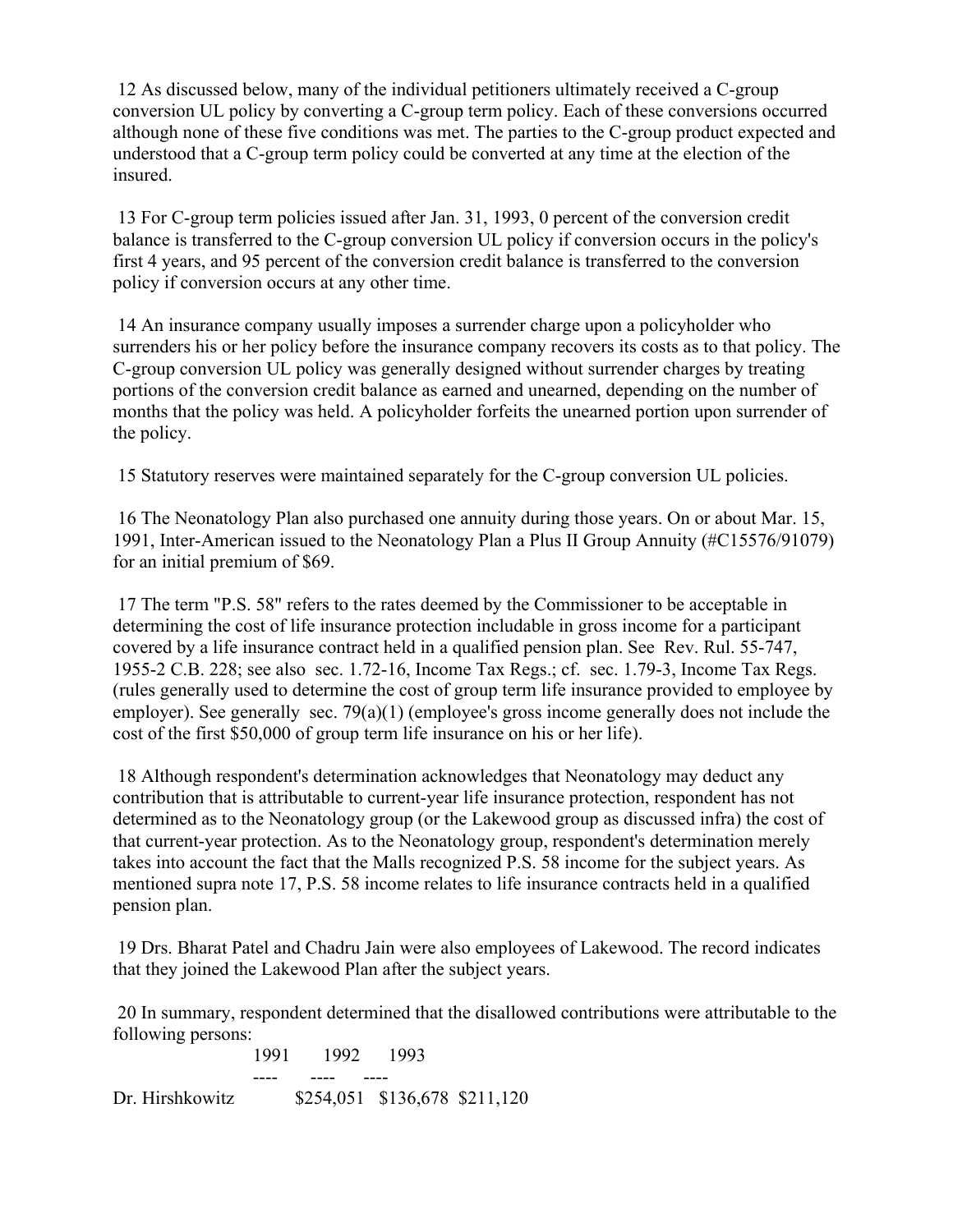12 As discussed below, many of the individual petitioners ultimately received a C-group conversion UL policy by converting a C-group term policy. Each of these conversions occurred although none of these five conditions was met. The parties to the C-group product expected and understood that a C-group term policy could be converted at any time at the election of the insured.

13 For C-group term policies issued after Jan. 31, 1993, 0 percent of the conversion credit balance is transferred to the C-group conversion UL policy if conversion occurs in the policy's first 4 years, and 95 percent of the conversion credit balance is transferred to the conversion policy if conversion occurs at any other time.

14 An insurance company usually imposes a surrender charge upon a policyholder who surrenders his or her policy before the insurance company recovers its costs as to that policy. The C-group conversion UL policy was generally designed without surrender charges by treating portions of the conversion credit balance as earned and unearned, depending on the number of months that the policy was held. A policyholder forfeits the unearned portion upon surrender of the policy.

15 Statutory reserves were maintained separately for the C-group conversion UL policies.

16 The Neonatology Plan also purchased one annuity during those years. On or about Mar. 15, 1991, Inter-American issued to the Neonatology Plan a Plus II Group Annuity (#C15576/91079) for an initial premium of $69.

17 The term "P.S. 58" refers to the rates deemed by the Commissioner to be acceptable in determining the cost of life insurance protection includable in gross income for a participant covered by a life insurance contract held in a qualified pension plan. See Rev. Rul. 55-747, 1955-2 C.B. 228; see also sec. 1.72-16, Income Tax Regs.; cf. sec. 1.79-3, Income Tax Regs. (rules generally used to determine the cost of group term life insurance provided to employee by employer). See generally sec. 79(a)(1) (employee's gross income generally does not include the cost of the first $50,000 of group term life insurance on his or her life).

18 Although respondent's determination acknowledges that Neonatology may deduct any contribution that is attributable to current-year life insurance protection, respondent has not determined as to the Neonatology group (or the Lakewood group as discussed infra) the cost of that current-year protection. As to the Neonatology group, respondent's determination merely takes into account the fact that the Malls recognized P.S. 58 income for the subject years. As mentioned supra note 17, P.S. 58 income relates to life insurance contracts held in a qualified pension plan.

19 Drs. Bharat Patel and Chadru Jain were also employees of Lakewood. The record indicates that they joined the Lakewood Plan after the subject years.

20 In summary, respondent determined that the disallowed contributions were attributable to the following persons:

| | 1991 | 1992 | 1993 |
|---|---|---|---|
| Dr. Hirshkowitz | $254,051 | $136,678 | $211,120 |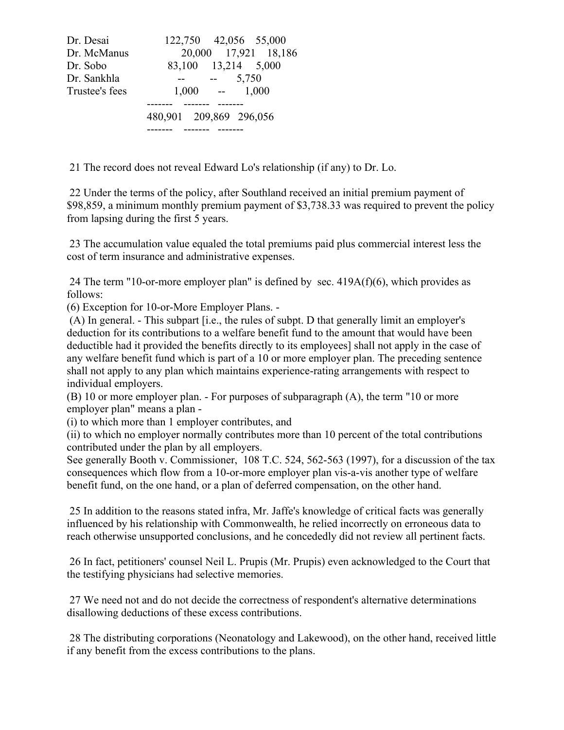| | | | |
|---|---|---|---|
| Dr. Desai | 122,750 | 42,056 | 55,000 |
| Dr. McManus | 20,000 | 17,921 | 18,186 |
| Dr. Sobo | 83,100 | 13,214 | 5,000 |
| Dr. Sankhla | -- | -- | 5,750 |
| Trustee's fees | 1,000 | -- | 1,000 |
| | 480,901 | 209,869 | 296,056 |

21 The record does not reveal Edward Lo's relationship (if any) to Dr. Lo.

22 Under the terms of the policy, after Southland received an initial premium payment of $98,859, a minimum monthly premium payment of $3,738.33 was required to prevent the policy from lapsing during the first 5 years.

23 The accumulation value equaled the total premiums paid plus commercial interest less the cost of term insurance and administrative expenses.

24 The term "10-or-more employer plan" is defined by sec. 419A(f)(6), which provides as follows:

(6) Exception for 10-or-More Employer Plans. -

(A) In general. - This subpart [i.e., the rules of subpt. D that generally limit an employer's deduction for its contributions to a welfare benefit fund to the amount that would have been deductible had it provided the benefits directly to its employees] shall not apply in the case of any welfare benefit fund which is part of a 10 or more employer plan. The preceding sentence shall not apply to any plan which maintains experience-rating arrangements with respect to individual employers.

(B) 10 or more employer plan. - For purposes of subparagraph (A), the term "10 or more employer plan" means a plan -

(i) to which more than 1 employer contributes, and

(ii) to which no employer normally contributes more than 10 percent of the total contributions contributed under the plan by all employers.

See generally Booth v. Commissioner, 108 T.C. 524, 562-563 (1997), for a discussion of the tax consequences which flow from a 10-or-more employer plan vis-a-vis another type of welfare benefit fund, on the one hand, or a plan of deferred compensation, on the other hand.

25 In addition to the reasons stated infra, Mr. Jaffe's knowledge of critical facts was generally influenced by his relationship with Commonwealth, he relied incorrectly on erroneous data to reach otherwise unsupported conclusions, and he concededly did not review all pertinent facts.

26 In fact, petitioners' counsel Neil L. Prupis (Mr. Prupis) even acknowledged to the Court that the testifying physicians had selective memories.

27 We need not and do not decide the correctness of respondent's alternative determinations disallowing deductions of these excess contributions.

28 The distributing corporations (Neonatology and Lakewood), on the other hand, received little if any benefit from the excess contributions to the plans.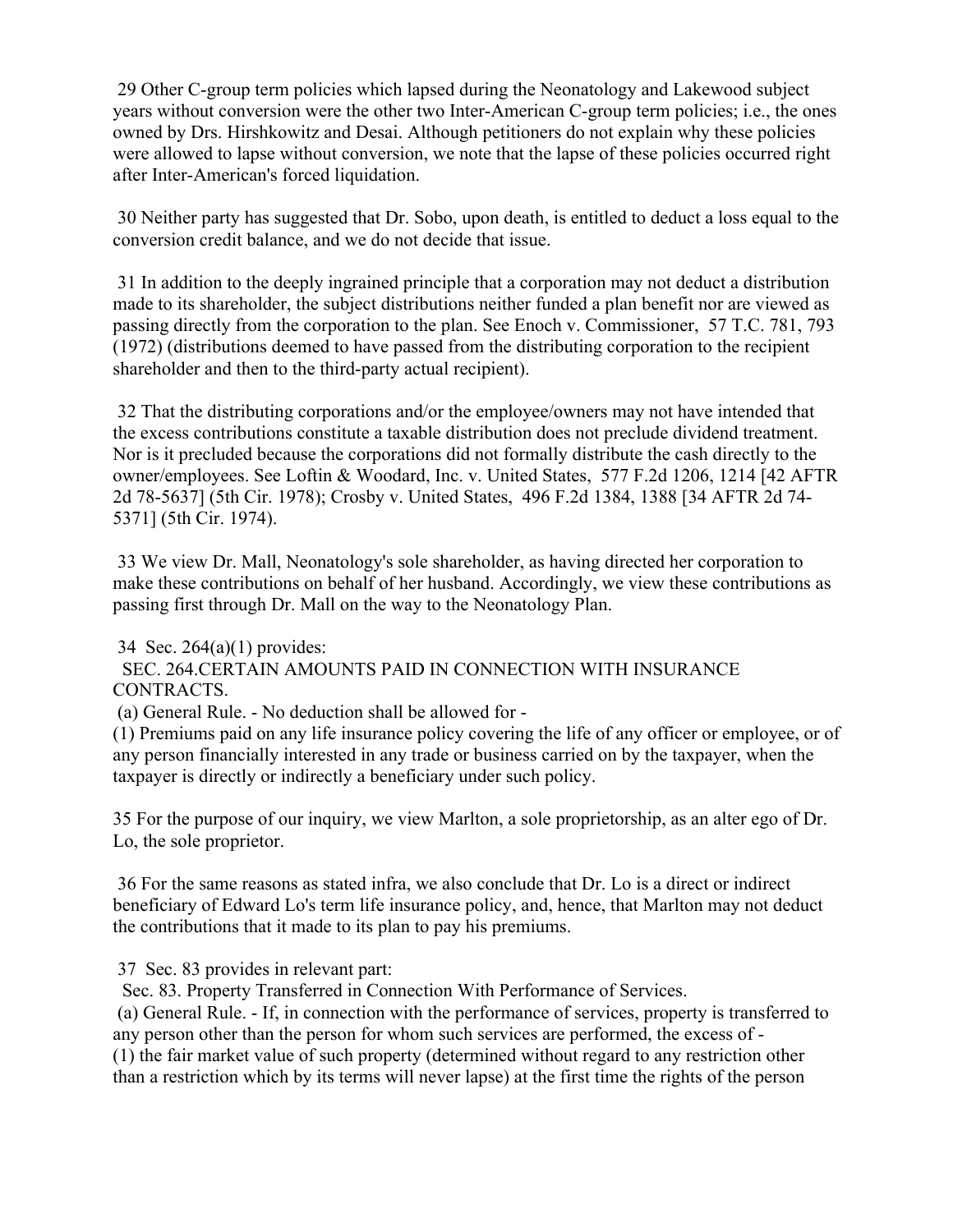29 Other C-group term policies which lapsed during the Neonatology and Lakewood subject years without conversion were the other two Inter-American C-group term policies; i.e., the ones owned by Drs. Hirshkowitz and Desai. Although petitioners do not explain why these policies were allowed to lapse without conversion, we note that the lapse of these policies occurred right after Inter-American's forced liquidation.

30 Neither party has suggested that Dr. Sobo, upon death, is entitled to deduct a loss equal to the conversion credit balance, and we do not decide that issue.

31 In addition to the deeply ingrained principle that a corporation may not deduct a distribution made to its shareholder, the subject distributions neither funded a plan benefit nor are viewed as passing directly from the corporation to the plan. See Enoch v. Commissioner, 57 T.C. 781, 793 (1972) (distributions deemed to have passed from the distributing corporation to the recipient shareholder and then to the third-party actual recipient).

32 That the distributing corporations and/or the employee/owners may not have intended that the excess contributions constitute a taxable distribution does not preclude dividend treatment. Nor is it precluded because the corporations did not formally distribute the cash directly to the owner/employees. See Loftin & Woodard, Inc. v. United States, 577 F.2d 1206, 1214 [42 AFTR 2d 78-5637] (5th Cir. 1978); Crosby v. United States, 496 F.2d 1384, 1388 [34 AFTR 2d 74-5371] (5th Cir. 1974).

33 We view Dr. Mall, Neonatology's sole shareholder, as having directed her corporation to make these contributions on behalf of her husband. Accordingly, we view these contributions as passing first through Dr. Mall on the way to the Neonatology Plan.

34 Sec. 264(a)(1) provides:

SEC. 264.CERTAIN AMOUNTS PAID IN CONNECTION WITH INSURANCE CONTRACTS.

(a) General Rule. - No deduction shall be allowed for -

(1) Premiums paid on any life insurance policy covering the life of any officer or employee, or of any person financially interested in any trade or business carried on by the taxpayer, when the taxpayer is directly or indirectly a beneficiary under such policy.

35 For the purpose of our inquiry, we view Marlton, a sole proprietorship, as an alter ego of Dr. Lo, the sole proprietor.

36 For the same reasons as stated infra, we also conclude that Dr. Lo is a direct or indirect beneficiary of Edward Lo's term life insurance policy, and, hence, that Marlton may not deduct the contributions that it made to its plan to pay his premiums.

37 Sec. 83 provides in relevant part:

Sec. 83. Property Transferred in Connection With Performance of Services.

(a) General Rule. - If, in connection with the performance of services, property is transferred to any person other than the person for whom such services are performed, the excess of -

(1) the fair market value of such property (determined without regard to any restriction other than a restriction which by its terms will never lapse) at the first time the rights of the person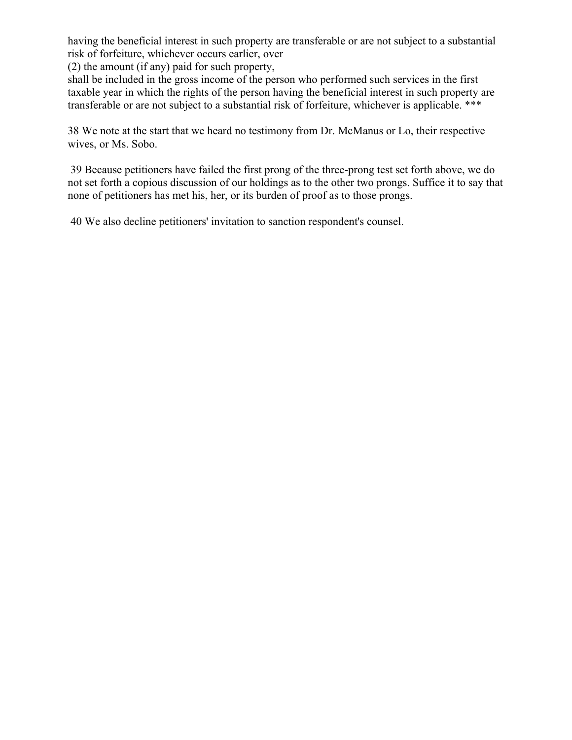having the beneficial interest in such property are transferable or are not subject to a substantial risk of forfeiture, whichever occurs earlier, over

(2) the amount (if any) paid for such property,

shall be included in the gross income of the person who performed such services in the first taxable year in which the rights of the person having the beneficial interest in such property are transferable or are not subject to a substantial risk of forfeiture, whichever is applicable. ***

38 We note at the start that we heard no testimony from Dr. McManus or Lo, their respective wives, or Ms. Sobo.

39 Because petitioners have failed the first prong of the three-prong test set forth above, we do not set forth a copious discussion of our holdings as to the other two prongs. Suffice it to say that none of petitioners has met his, her, or its burden of proof as to those prongs.

40 We also decline petitioners' invitation to sanction respondent's counsel.